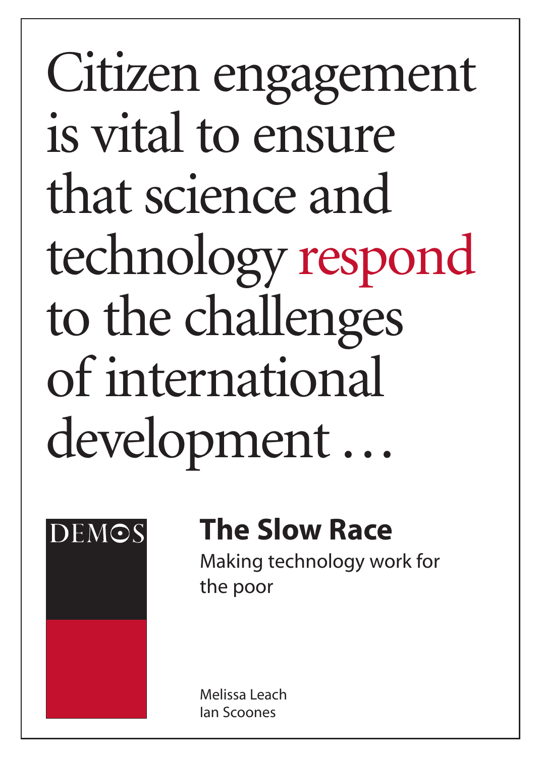Citizen engagement is vital to ensure that science and technology respond to the challenges of international development …

DEMOS

# The Slow Race

Making technology work for the poor

Melissa Leach
Ian Scoones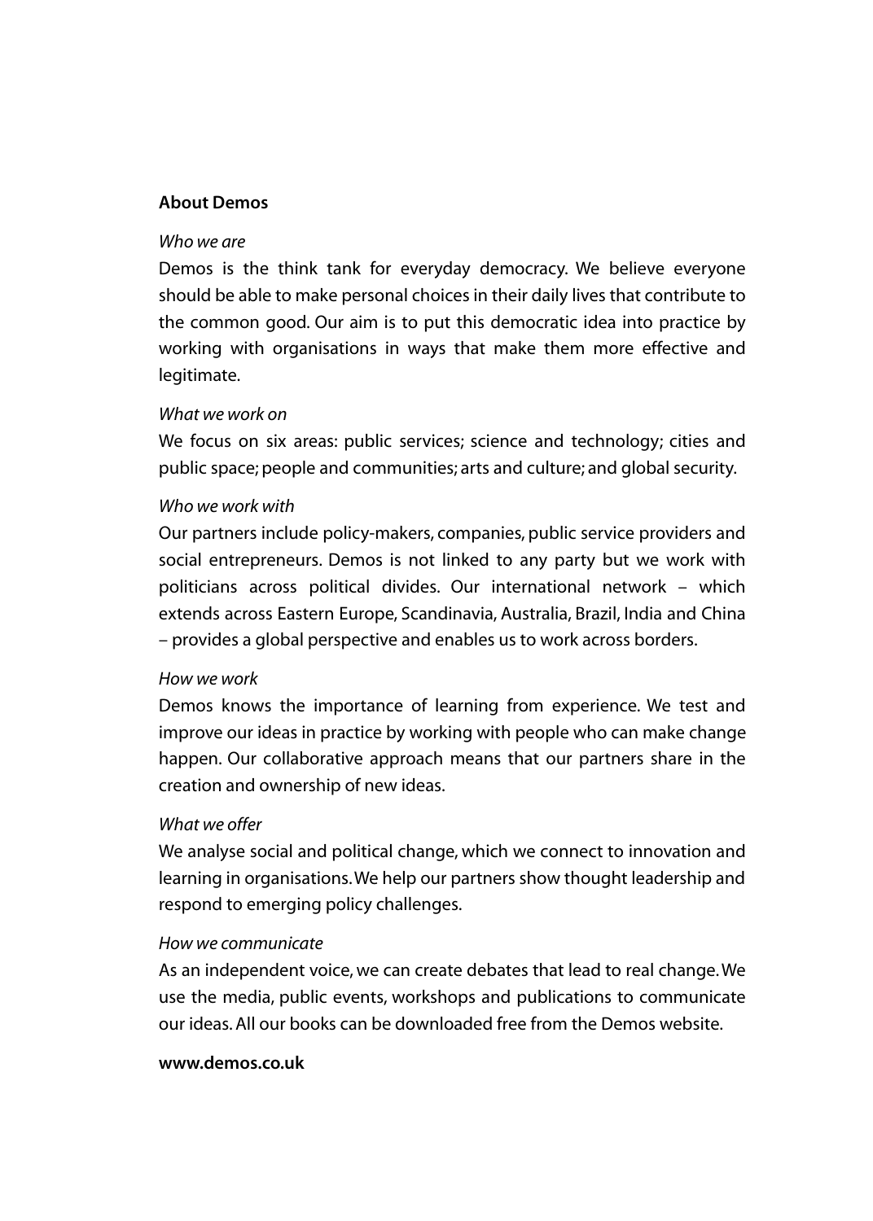**About Demos**

*Who we are*

Demos is the think tank for everyday democracy. We believe everyone should be able to make personal choices in their daily lives that contribute to the common good. Our aim is to put this democratic idea into practice by working with organisations in ways that make them more effective and legitimate.

*What we work on*

We focus on six areas: public services; science and technology; cities and public space; people and communities; arts and culture; and global security.

*Who we work with*

Our partners include policy-makers, companies, public service providers and social entrepreneurs. Demos is not linked to any party but we work with politicians across political divides. Our international network – which extends across Eastern Europe, Scandinavia, Australia, Brazil, India and China – provides a global perspective and enables us to work across borders.

*How we work*

Demos knows the importance of learning from experience. We test and improve our ideas in practice by working with people who can make change happen. Our collaborative approach means that our partners share in the creation and ownership of new ideas.

*What we offer*

We analyse social and political change, which we connect to innovation and learning in organisations. We help our partners show thought leadership and respond to emerging policy challenges.

*How we communicate*

As an independent voice, we can create debates that lead to real change. We use the media, public events, workshops and publications to communicate our ideas. All our books can be downloaded free from the Demos website.

**www.demos.co.uk**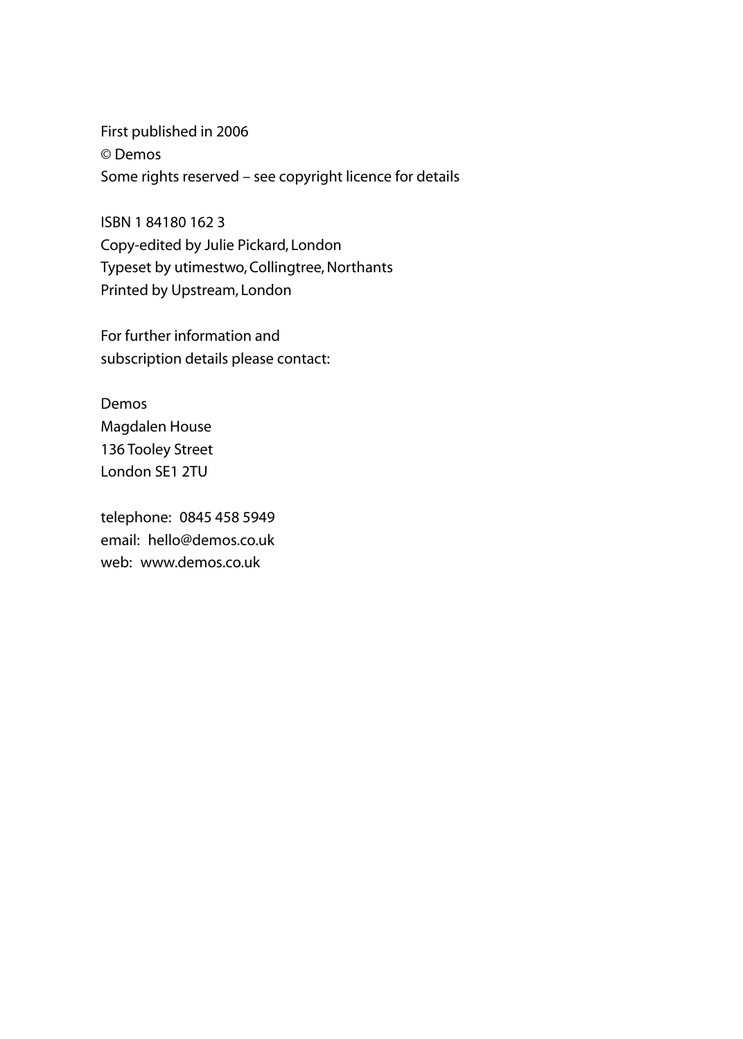First published in 2006
© Demos
Some rights reserved – see copyright licence for details

ISBN 1 84180 162 3
Copy-edited by Julie Pickard, London
Typeset by utimestwo, Collingtree, Northants
Printed by Upstream, London

For further information and
subscription details please contact:

Demos
Magdalen House
136 Tooley Street
London SE1 2TU

telephone: 0845 458 5949
email: hello@demos.co.uk
web: www.demos.co.uk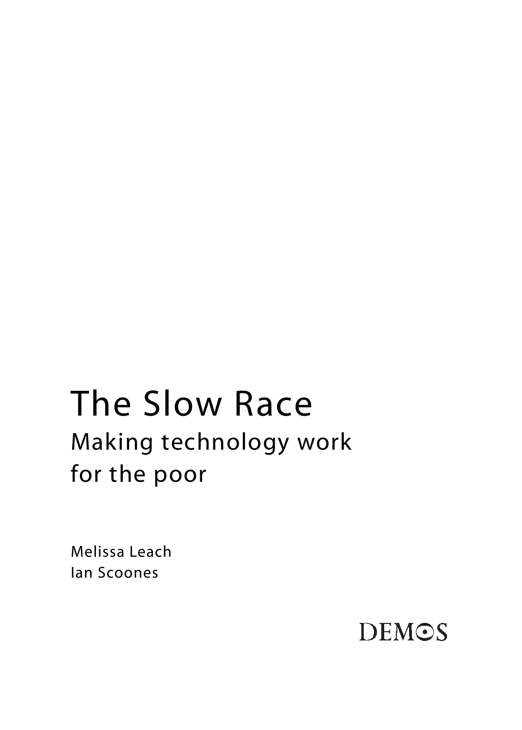# The Slow Race

## Making technology work for the poor

Melissa Leach
Ian Scoones

DEMOS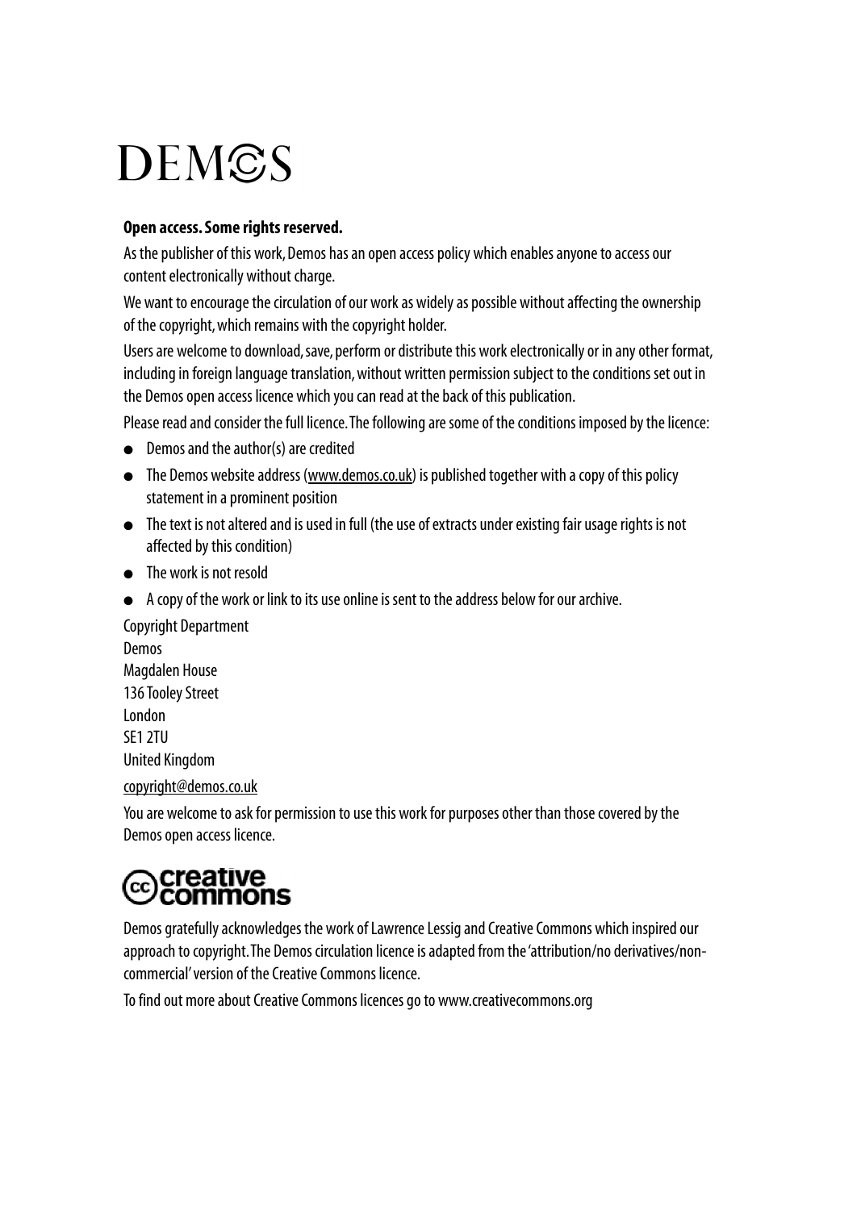DEMOS

**Open access. Some rights reserved.**

As the publisher of this work, Demos has an open access policy which enables anyone to access our content electronically without charge.

We want to encourage the circulation of our work as widely as possible without affecting the ownership of the copyright, which remains with the copyright holder.

Users are welcome to download, save, perform or distribute this work electronically or in any other format, including in foreign language translation, without written permission subject to the conditions set out in the Demos open access licence which you can read at the back of this publication.

Please read and consider the full licence. The following are some of the conditions imposed by the licence:

- Demos and the author(s) are credited
- The Demos website address (www.demos.co.uk) is published together with a copy of this policy statement in a prominent position
- The text is not altered and is used in full (the use of extracts under existing fair usage rights is not affected by this condition)
- The work is not resold
- A copy of the work or link to its use online is sent to the address below for our archive.

Copyright Department
Demos
Magdalen House
136 Tooley Street
London
SE1 2TU
United Kingdom

copyright@demos.co.uk

You are welcome to ask for permission to use this work for purposes other than those covered by the Demos open access licence.

creative commons

Demos gratefully acknowledges the work of Lawrence Lessig and Creative Commons which inspired our approach to copyright. The Demos circulation licence is adapted from the 'attribution/no derivatives/non-commercial' version of the Creative Commons licence.

To find out more about Creative Commons licences go to www.creativecommons.org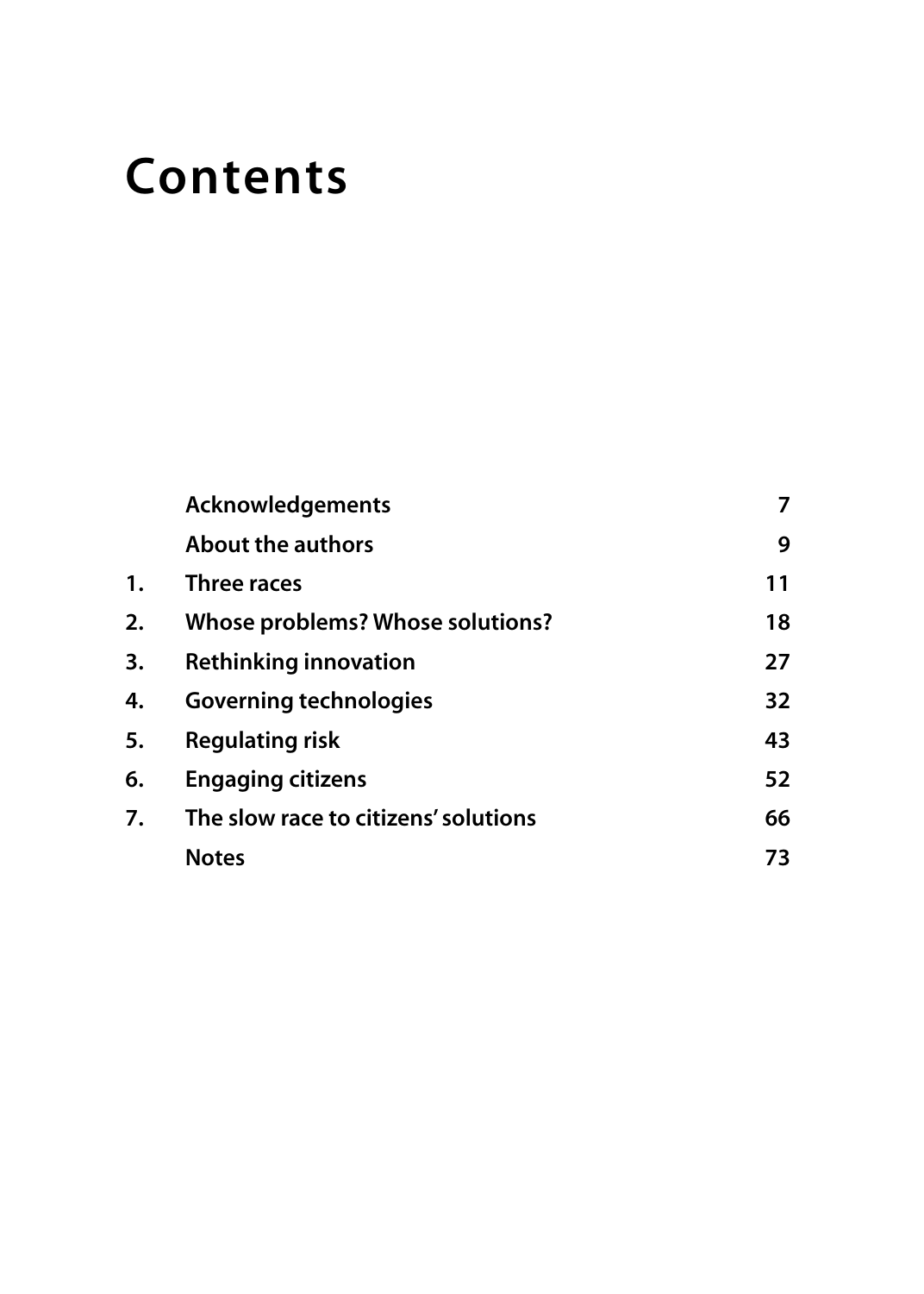# Contents

| | | |
|---|---|---|
| | **Acknowledgements** | **7** |
| | **About the authors** | **9** |
| **1.** | **Three races** | **11** |
| **2.** | **Whose problems? Whose solutions?** | **18** |
| **3.** | **Rethinking innovation** | **27** |
| **4.** | **Governing technologies** | **32** |
| **5.** | **Regulating risk** | **43** |
| **6.** | **Engaging citizens** | **52** |
| **7.** | **The slow race to citizens' solutions** | **66** |
| | **Notes** | **73** |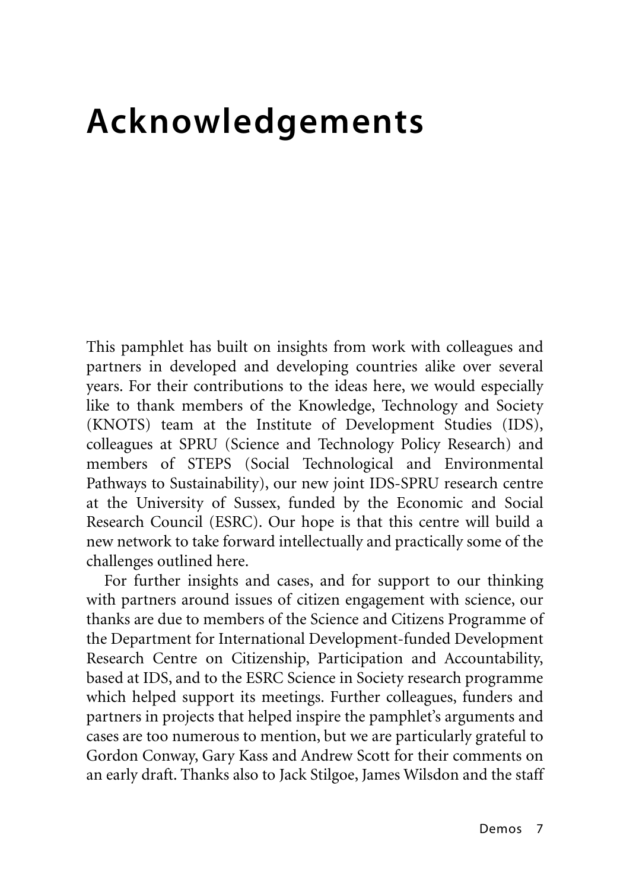# Acknowledgements

This pamphlet has built on insights from work with colleagues and partners in developed and developing countries alike over several years. For their contributions to the ideas here, we would especially like to thank members of the Knowledge, Technology and Society (KNOTS) team at the Institute of Development Studies (IDS), colleagues at SPRU (Science and Technology Policy Research) and members of STEPS (Social Technological and Environmental Pathways to Sustainability), our new joint IDS-SPRU research centre at the University of Sussex, funded by the Economic and Social Research Council (ESRC). Our hope is that this centre will build a new network to take forward intellectually and practically some of the challenges outlined here.

For further insights and cases, and for support to our thinking with partners around issues of citizen engagement with science, our thanks are due to members of the Science and Citizens Programme of the Department for International Development-funded Development Research Centre on Citizenship, Participation and Accountability, based at IDS, and to the ESRC Science in Society research programme which helped support its meetings. Further colleagues, funders and partners in projects that helped inspire the pamphlet's arguments and cases are too numerous to mention, but we are particularly grateful to Gordon Conway, Gary Kass and Andrew Scott for their comments on an early draft. Thanks also to Jack Stilgoe, James Wilsdon and the staff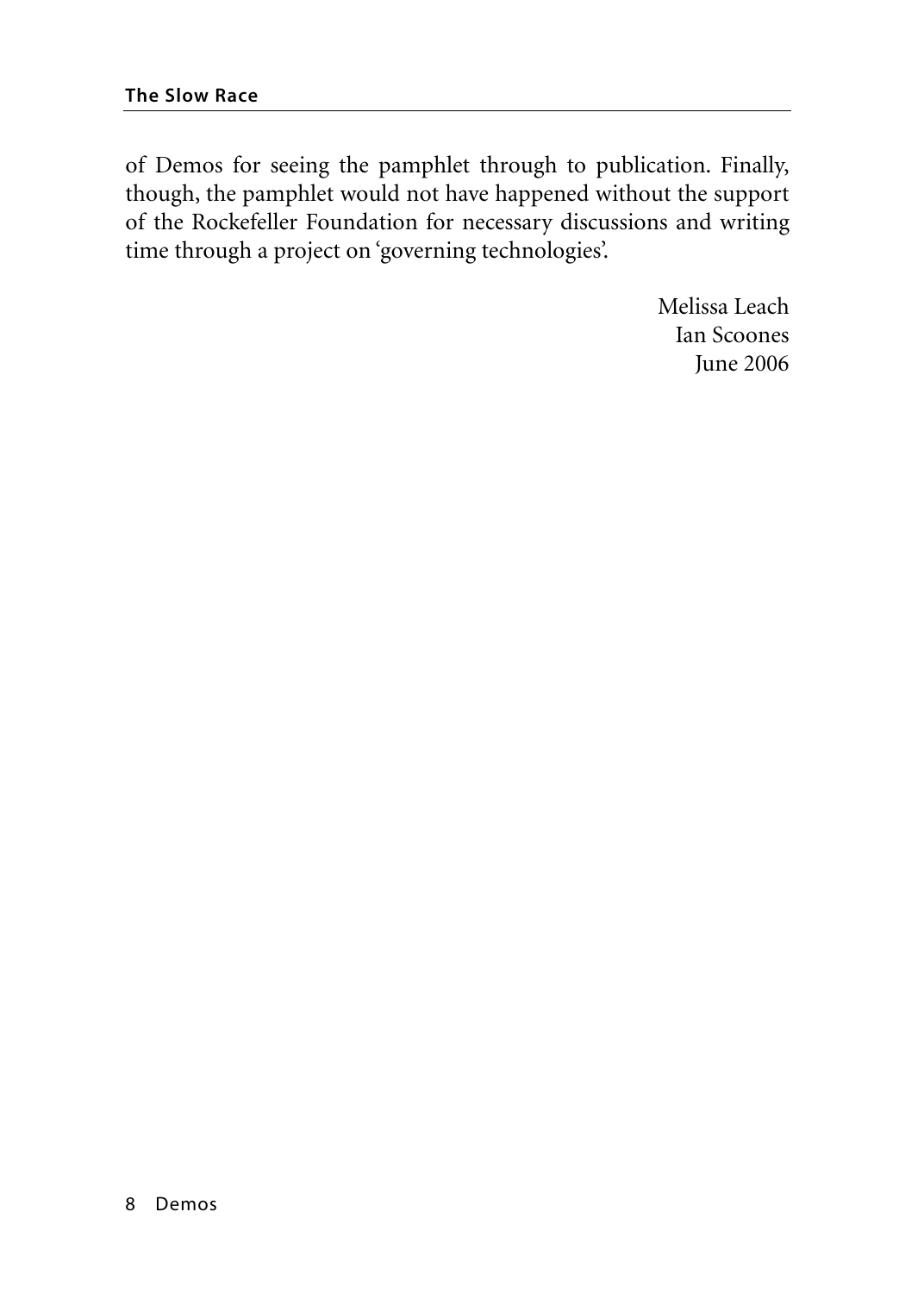of Demos for seeing the pamphlet through to publication. Finally, though, the pamphlet would not have happened without the support of the Rockefeller Foundation for necessary discussions and writing time through a project on 'governing technologies'.

Melissa Leach
Ian Scoones
June 2006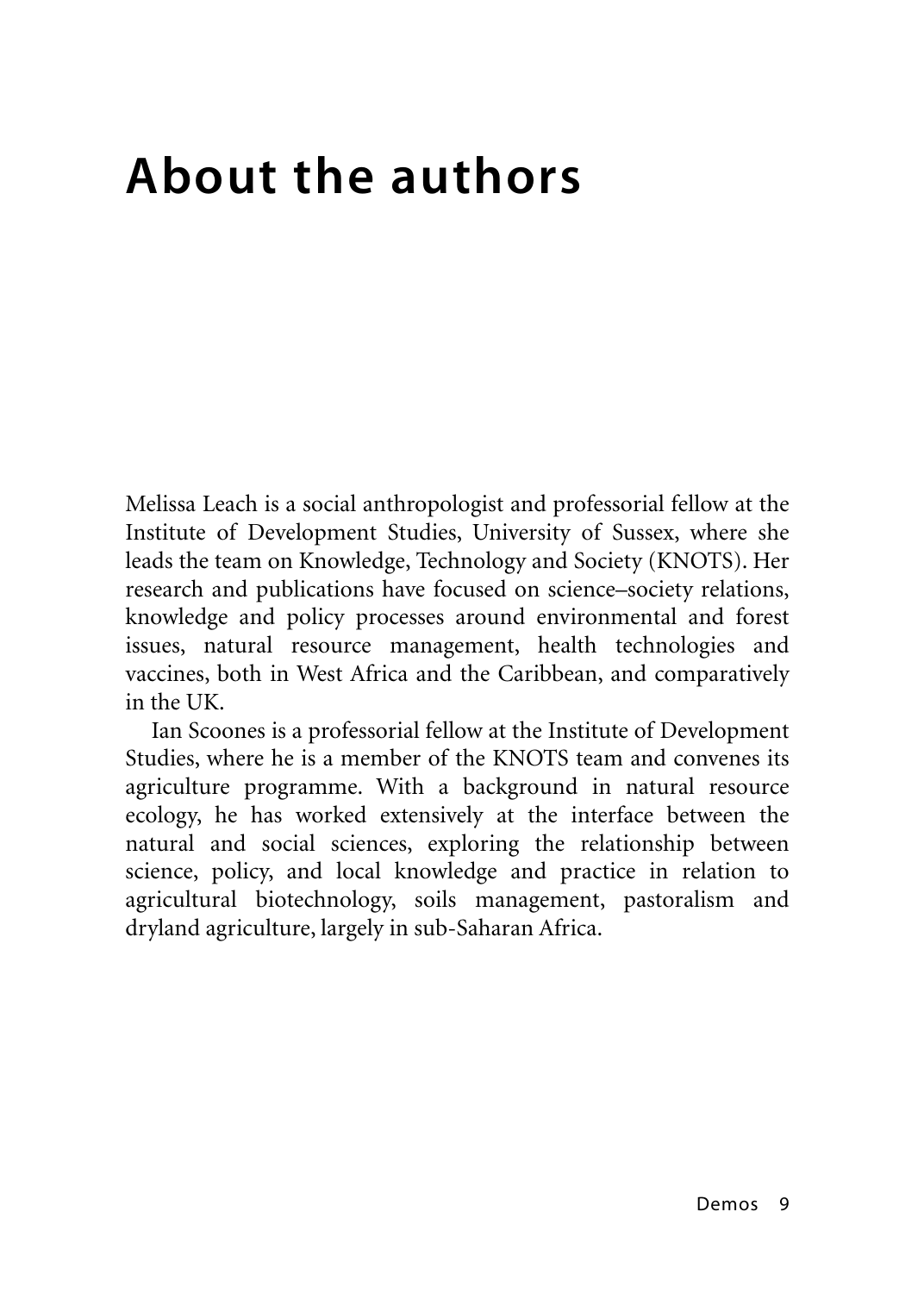# About the authors

Melissa Leach is a social anthropologist and professorial fellow at the Institute of Development Studies, University of Sussex, where she leads the team on Knowledge, Technology and Society (KNOTS). Her research and publications have focused on science–society relations, knowledge and policy processes around environmental and forest issues, natural resource management, health technologies and vaccines, both in West Africa and the Caribbean, and comparatively in the UK.

Ian Scoones is a professorial fellow at the Institute of Development Studies, where he is a member of the KNOTS team and convenes its agriculture programme. With a background in natural resource ecology, he has worked extensively at the interface between the natural and social sciences, exploring the relationship between science, policy, and local knowledge and practice in relation to agricultural biotechnology, soils management, pastoralism and dryland agriculture, largely in sub-Saharan Africa.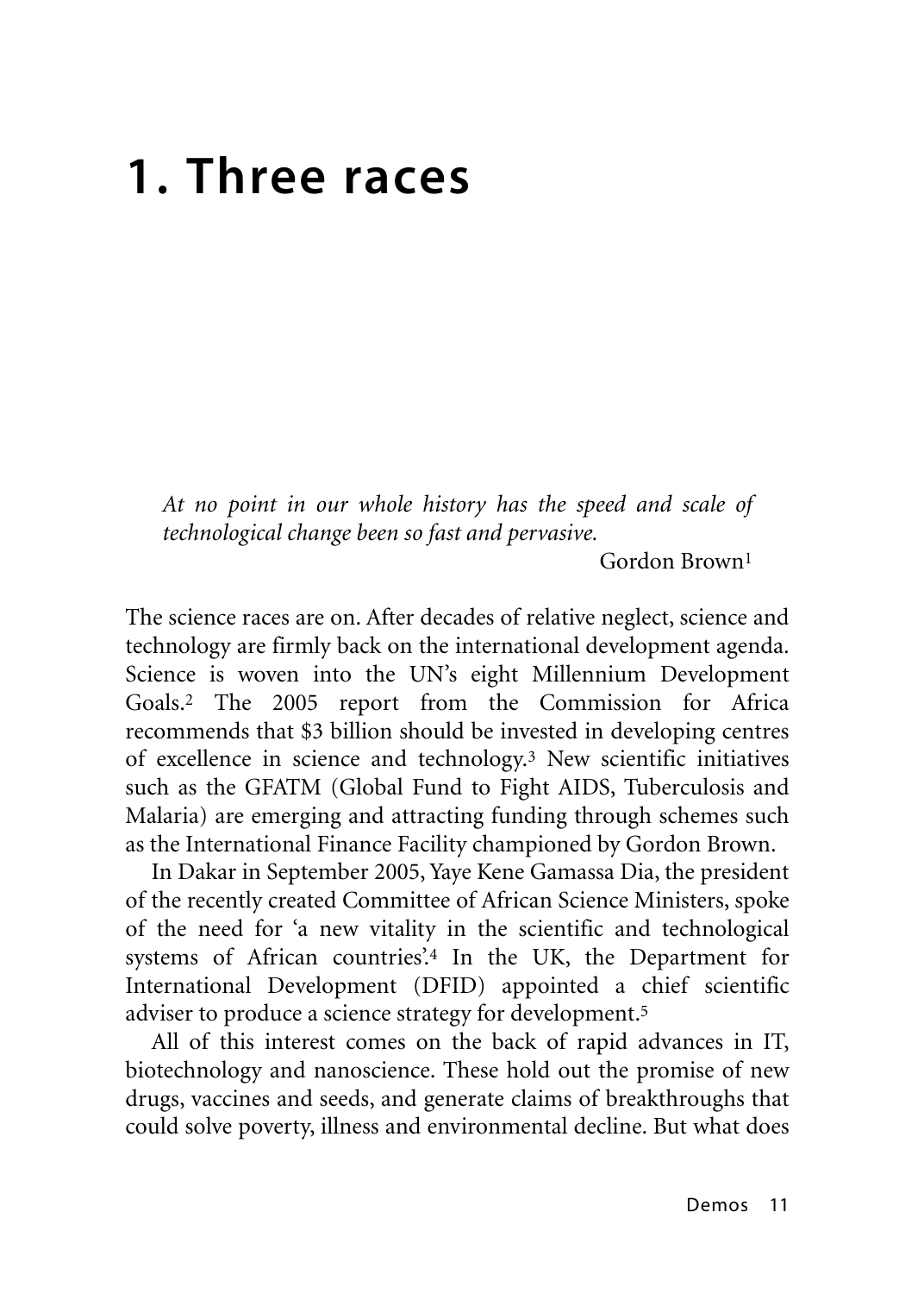# 1. Three races

*At no point in our whole history has the speed and scale of technological change been so fast and pervasive.*

Gordon Brown[1]

The science races are on. After decades of relative neglect, science and technology are firmly back on the international development agenda. Science is woven into the UN's eight Millennium Development Goals.[2] The 2005 report from the Commission for Africa recommends that $3 billion should be invested in developing centres of excellence in science and technology.[3] New scientific initiatives such as the GFATM (Global Fund to Fight AIDS, Tuberculosis and Malaria) are emerging and attracting funding through schemes such as the International Finance Facility championed by Gordon Brown.

In Dakar in September 2005, Yaye Kene Gamassa Dia, the president of the recently created Committee of African Science Ministers, spoke of the need for 'a new vitality in the scientific and technological systems of African countries'.[4] In the UK, the Department for International Development (DFID) appointed a chief scientific adviser to produce a science strategy for development.[5]

All of this interest comes on the back of rapid advances in IT, biotechnology and nanoscience. These hold out the promise of new drugs, vaccines and seeds, and generate claims of breakthroughs that could solve poverty, illness and environmental decline. But what does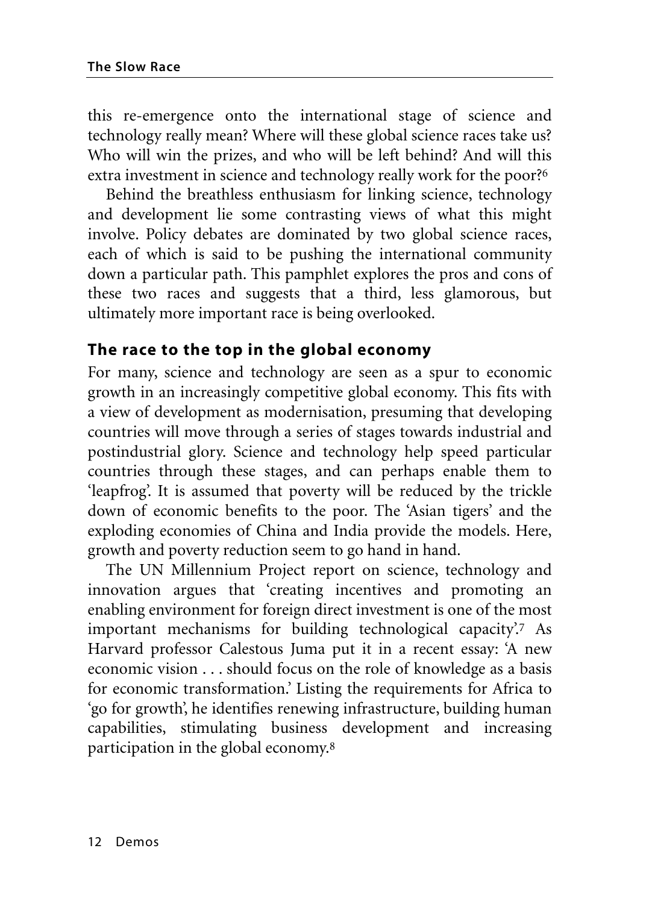this re-emergence onto the international stage of science and technology really mean? Where will these global science races take us? Who will win the prizes, and who will be left behind? And will this extra investment in science and technology really work for the poor?[6]

Behind the breathless enthusiasm for linking science, technology and development lie some contrasting views of what this might involve. Policy debates are dominated by two global science races, each of which is said to be pushing the international community down a particular path. This pamphlet explores the pros and cons of these two races and suggests that a third, less glamorous, but ultimately more important race is being overlooked.

## The race to the top in the global economy

For many, science and technology are seen as a spur to economic growth in an increasingly competitive global economy. This fits with a view of development as modernisation, presuming that developing countries will move through a series of stages towards industrial and postindustrial glory. Science and technology help speed particular countries through these stages, and can perhaps enable them to 'leapfrog'. It is assumed that poverty will be reduced by the trickle down of economic benefits to the poor. The 'Asian tigers' and the exploding economies of China and India provide the models. Here, growth and poverty reduction seem to go hand in hand.

The UN Millennium Project report on science, technology and innovation argues that 'creating incentives and promoting an enabling environment for foreign direct investment is one of the most important mechanisms for building technological capacity'.[7] As Harvard professor Calestous Juma put it in a recent essay: 'A new economic vision . . . should focus on the role of knowledge as a basis for economic transformation.' Listing the requirements for Africa to 'go for growth', he identifies renewing infrastructure, building human capabilities, stimulating business development and increasing participation in the global economy.[8]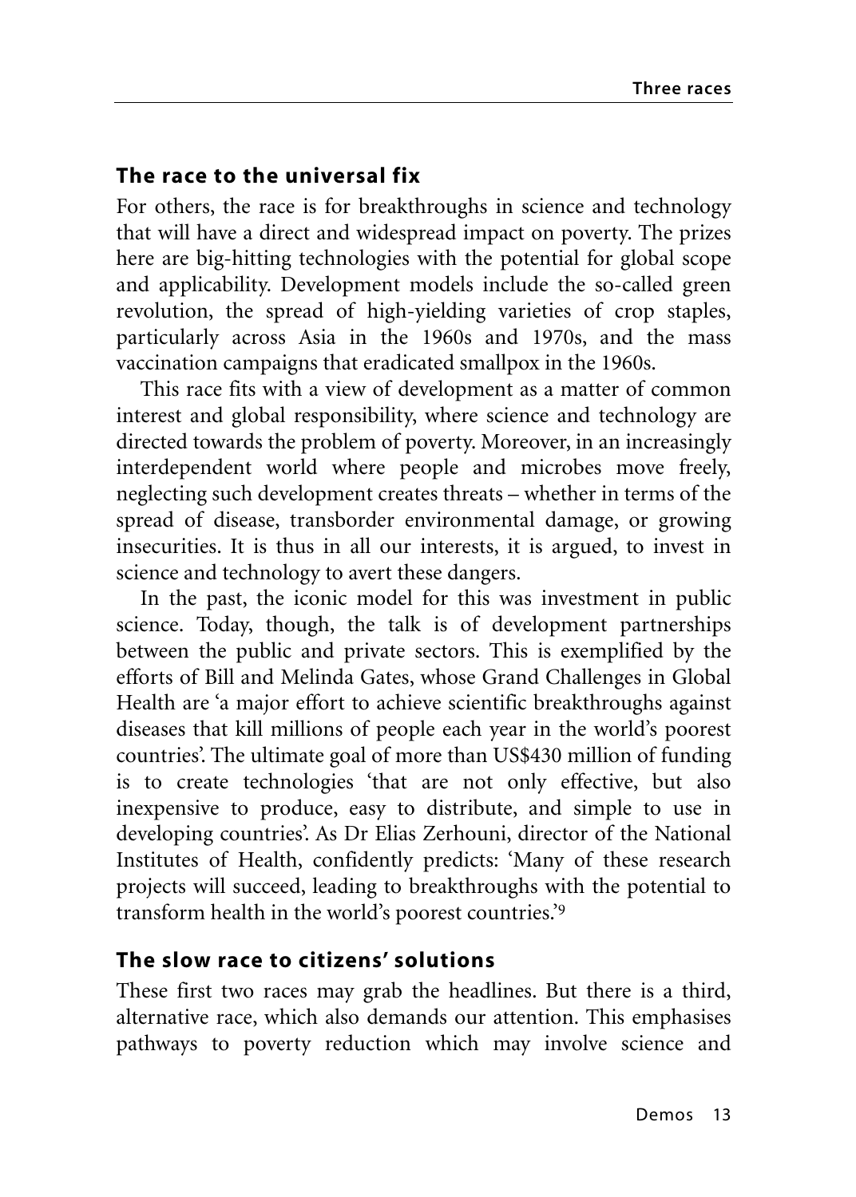## The race to the universal fix

For others, the race is for breakthroughs in science and technology that will have a direct and widespread impact on poverty. The prizes here are big-hitting technologies with the potential for global scope and applicability. Development models include the so-called green revolution, the spread of high-yielding varieties of crop staples, particularly across Asia in the 1960s and 1970s, and the mass vaccination campaigns that eradicated smallpox in the 1960s.

This race fits with a view of development as a matter of common interest and global responsibility, where science and technology are directed towards the problem of poverty. Moreover, in an increasingly interdependent world where people and microbes move freely, neglecting such development creates threats – whether in terms of the spread of disease, transborder environmental damage, or growing insecurities. It is thus in all our interests, it is argued, to invest in science and technology to avert these dangers.

In the past, the iconic model for this was investment in public science. Today, though, the talk is of development partnerships between the public and private sectors. This is exemplified by the efforts of Bill and Melinda Gates, whose Grand Challenges in Global Health are 'a major effort to achieve scientific breakthroughs against diseases that kill millions of people each year in the world's poorest countries'. The ultimate goal of more than US$430 million of funding is to create technologies 'that are not only effective, but also inexpensive to produce, easy to distribute, and simple to use in developing countries'. As Dr Elias Zerhouni, director of the National Institutes of Health, confidently predicts: 'Many of these research projects will succeed, leading to breakthroughs with the potential to transform health in the world's poorest countries.'[9]

## The slow race to citizens' solutions

These first two races may grab the headlines. But there is a third, alternative race, which also demands our attention. This emphasises pathways to poverty reduction which may involve science and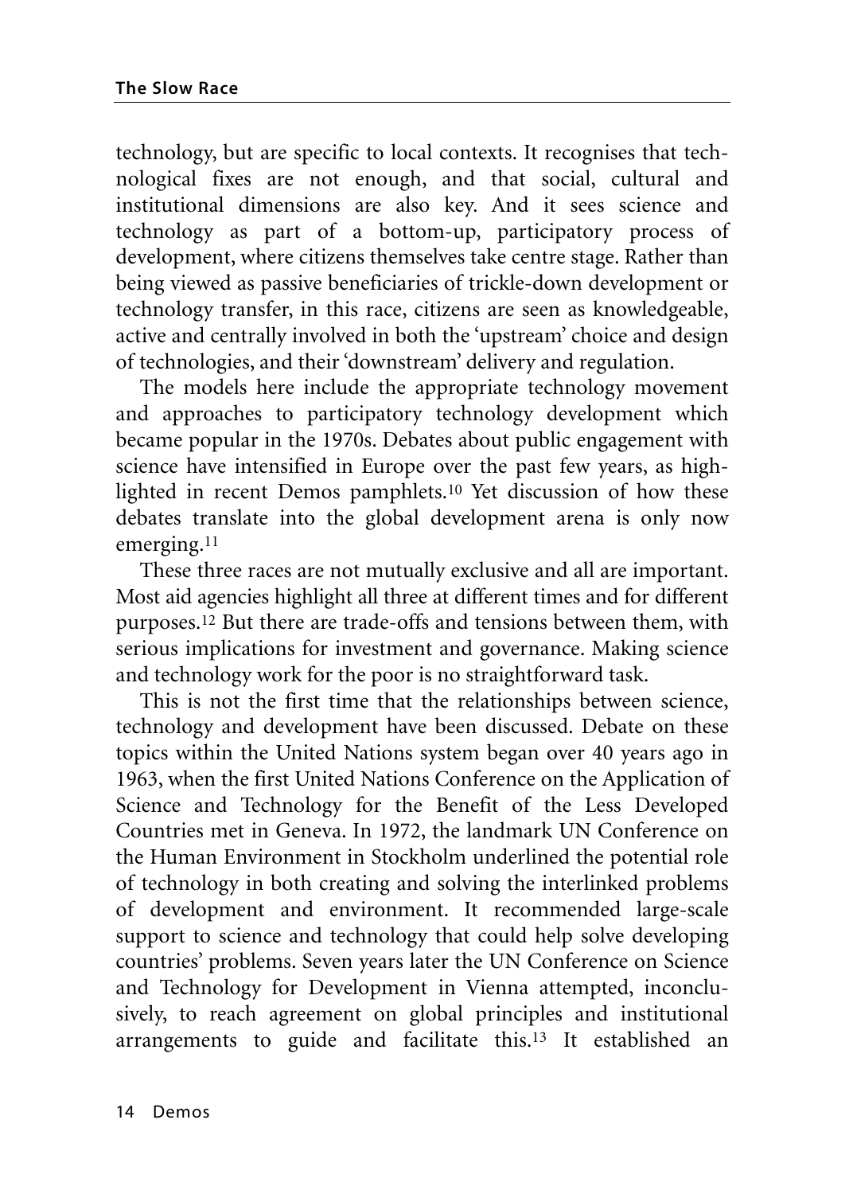technology, but are specific to local contexts. It recognises that technological fixes are not enough, and that social, cultural and institutional dimensions are also key. And it sees science and technology as part of a bottom-up, participatory process of development, where citizens themselves take centre stage. Rather than being viewed as passive beneficiaries of trickle-down development or technology transfer, in this race, citizens are seen as knowledgeable, active and centrally involved in both the 'upstream' choice and design of technologies, and their 'downstream' delivery and regulation.

The models here include the appropriate technology movement and approaches to participatory technology development which became popular in the 1970s. Debates about public engagement with science have intensified in Europe over the past few years, as highlighted in recent Demos pamphlets.[10] Yet discussion of how these debates translate into the global development arena is only now emerging.[11]

These three races are not mutually exclusive and all are important. Most aid agencies highlight all three at different times and for different purposes.[12] But there are trade-offs and tensions between them, with serious implications for investment and governance. Making science and technology work for the poor is no straightforward task.

This is not the first time that the relationships between science, technology and development have been discussed. Debate on these topics within the United Nations system began over 40 years ago in 1963, when the first United Nations Conference on the Application of Science and Technology for the Benefit of the Less Developed Countries met in Geneva. In 1972, the landmark UN Conference on the Human Environment in Stockholm underlined the potential role of technology in both creating and solving the interlinked problems of development and environment. It recommended large-scale support to science and technology that could help solve developing countries' problems. Seven years later the UN Conference on Science and Technology for Development in Vienna attempted, inconclusively, to reach agreement on global principles and institutional arrangements to guide and facilitate this.[13] It established an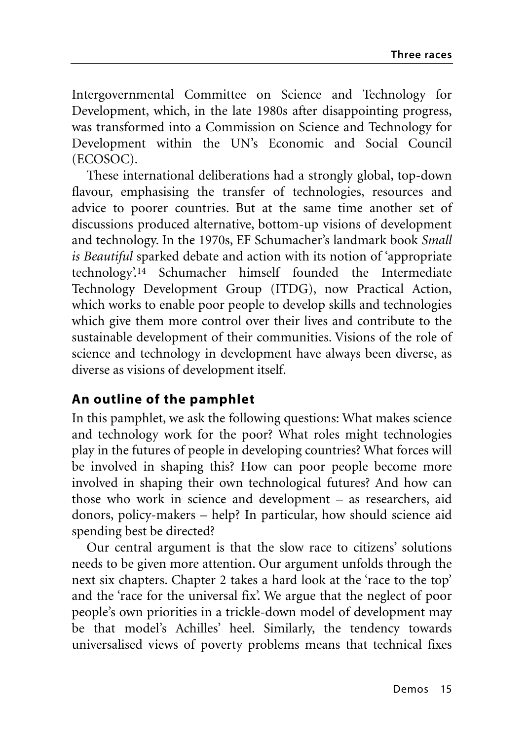Intergovernmental Committee on Science and Technology for Development, which, in the late 1980s after disappointing progress, was transformed into a Commission on Science and Technology for Development within the UN's Economic and Social Council (ECOSOC).

These international deliberations had a strongly global, top-down flavour, emphasising the transfer of technologies, resources and advice to poorer countries. But at the same time another set of discussions produced alternative, bottom-up visions of development and technology. In the 1970s, EF Schumacher's landmark book *Small is Beautiful* sparked debate and action with its notion of 'appropriate technology'.[14] Schumacher himself founded the Intermediate Technology Development Group (ITDG), now Practical Action, which works to enable poor people to develop skills and technologies which give them more control over their lives and contribute to the sustainable development of their communities. Visions of the role of science and technology in development have always been diverse, as diverse as visions of development itself.

## An outline of the pamphlet

In this pamphlet, we ask the following questions: What makes science and technology work for the poor? What roles might technologies play in the futures of people in developing countries? What forces will be involved in shaping this? How can poor people become more involved in shaping their own technological futures? And how can those who work in science and development – as researchers, aid donors, policy-makers – help? In particular, how should science aid spending best be directed?

Our central argument is that the slow race to citizens' solutions needs to be given more attention. Our argument unfolds through the next six chapters. Chapter 2 takes a hard look at the 'race to the top' and the 'race for the universal fix'. We argue that the neglect of poor people's own priorities in a trickle-down model of development may be that model's Achilles' heel. Similarly, the tendency towards universalised views of poverty problems means that technical fixes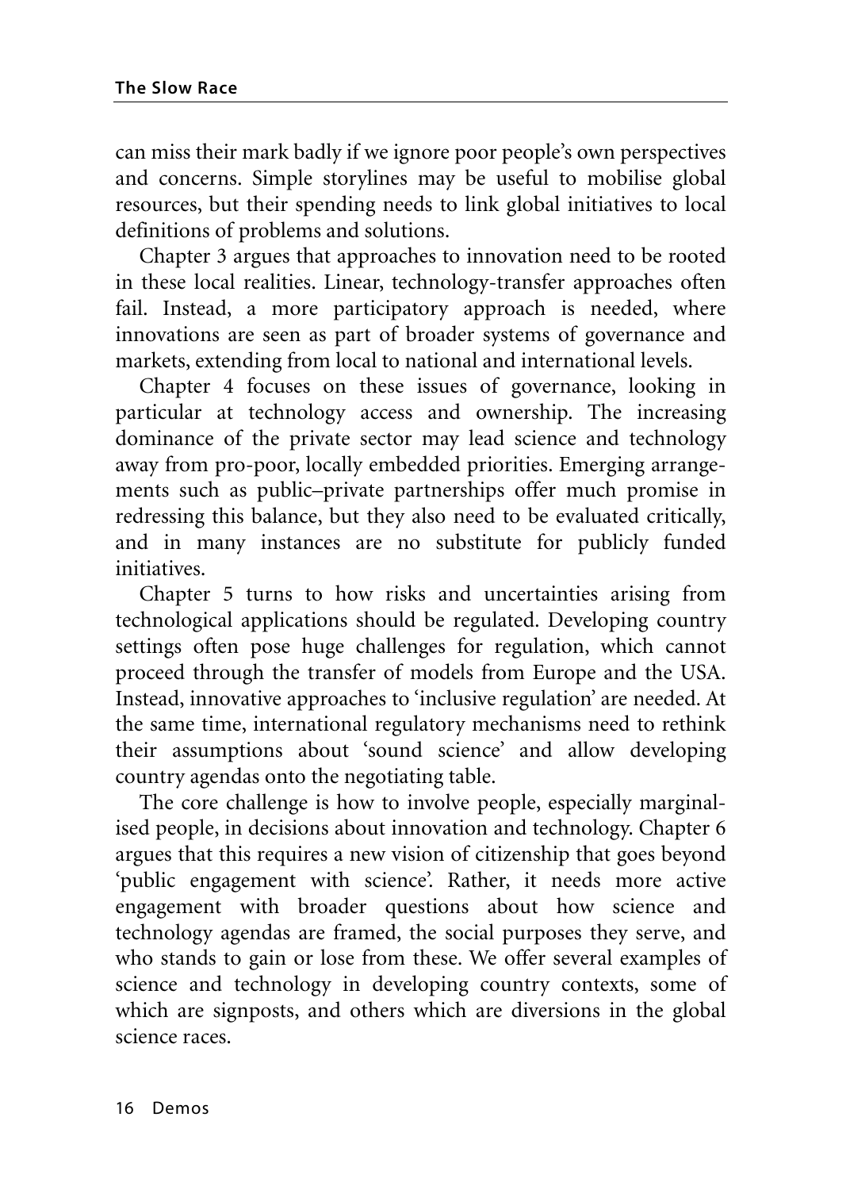can miss their mark badly if we ignore poor people's own perspectives and concerns. Simple storylines may be useful to mobilise global resources, but their spending needs to link global initiatives to local definitions of problems and solutions.

Chapter 3 argues that approaches to innovation need to be rooted in these local realities. Linear, technology-transfer approaches often fail. Instead, a more participatory approach is needed, where innovations are seen as part of broader systems of governance and markets, extending from local to national and international levels.

Chapter 4 focuses on these issues of governance, looking in particular at technology access and ownership. The increasing dominance of the private sector may lead science and technology away from pro-poor, locally embedded priorities. Emerging arrangements such as public–private partnerships offer much promise in redressing this balance, but they also need to be evaluated critically, and in many instances are no substitute for publicly funded initiatives.

Chapter 5 turns to how risks and uncertainties arising from technological applications should be regulated. Developing country settings often pose huge challenges for regulation, which cannot proceed through the transfer of models from Europe and the USA. Instead, innovative approaches to 'inclusive regulation' are needed. At the same time, international regulatory mechanisms need to rethink their assumptions about 'sound science' and allow developing country agendas onto the negotiating table.

The core challenge is how to involve people, especially marginalised people, in decisions about innovation and technology. Chapter 6 argues that this requires a new vision of citizenship that goes beyond 'public engagement with science'. Rather, it needs more active engagement with broader questions about how science and technology agendas are framed, the social purposes they serve, and who stands to gain or lose from these. We offer several examples of science and technology in developing country contexts, some of which are signposts, and others which are diversions in the global science races.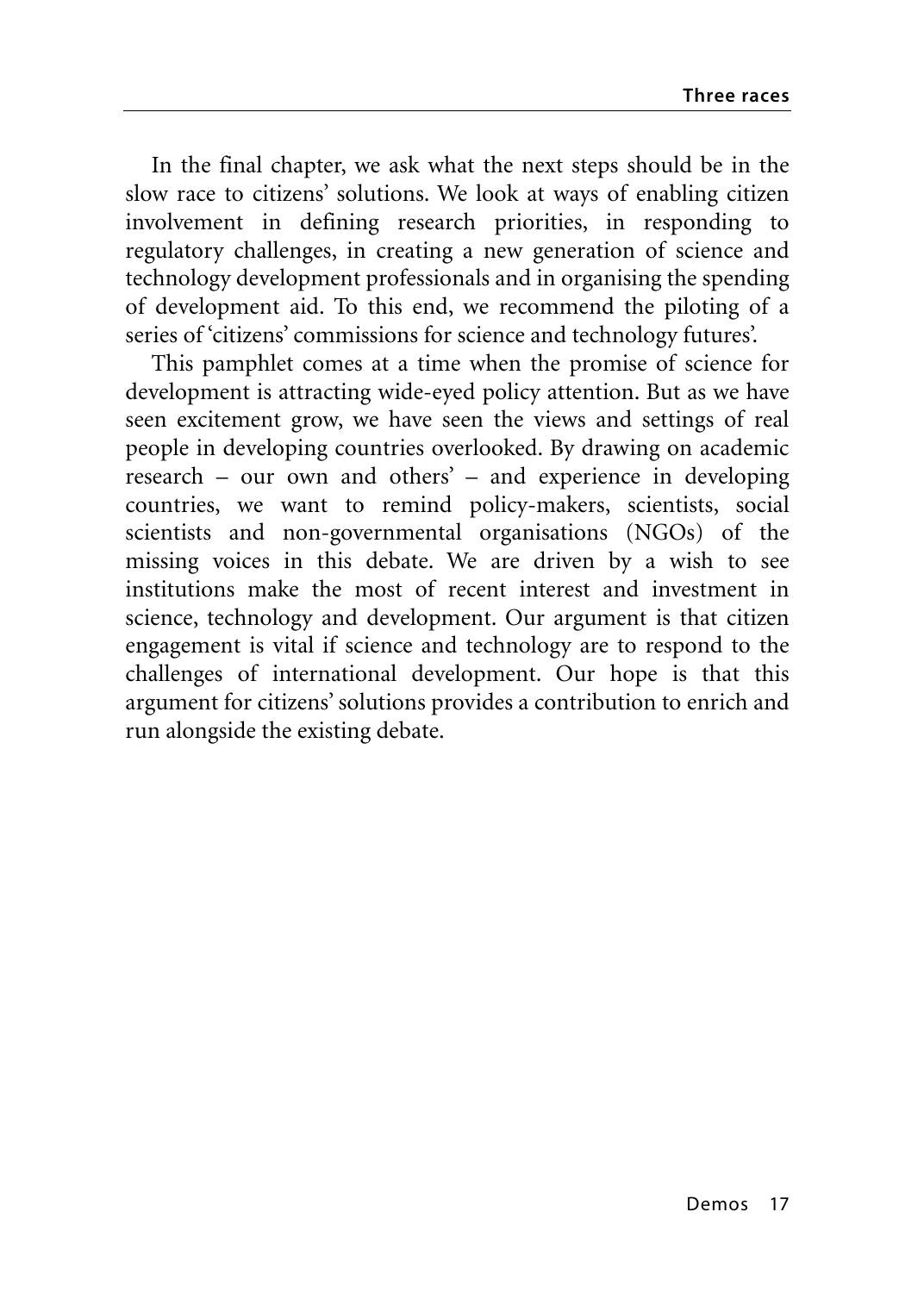In the final chapter, we ask what the next steps should be in the slow race to citizens' solutions. We look at ways of enabling citizen involvement in defining research priorities, in responding to regulatory challenges, in creating a new generation of science and technology development professionals and in organising the spending of development aid. To this end, we recommend the piloting of a series of 'citizens' commissions for science and technology futures'.

This pamphlet comes at a time when the promise of science for development is attracting wide-eyed policy attention. But as we have seen excitement grow, we have seen the views and settings of real people in developing countries overlooked. By drawing on academic research – our own and others' – and experience in developing countries, we want to remind policy-makers, scientists, social scientists and non-governmental organisations (NGOs) of the missing voices in this debate. We are driven by a wish to see institutions make the most of recent interest and investment in science, technology and development. Our argument is that citizen engagement is vital if science and technology are to respond to the challenges of international development. Our hope is that this argument for citizens' solutions provides a contribution to enrich and run alongside the existing debate.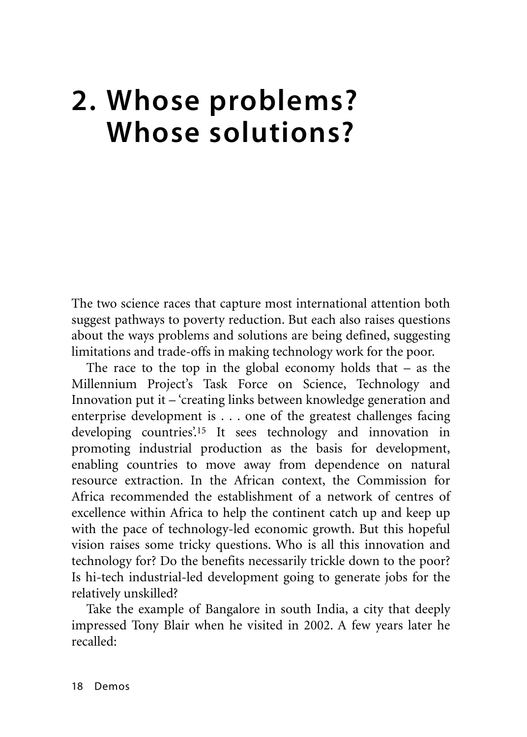# 2. Whose problems? Whose solutions?

The two science races that capture most international attention both suggest pathways to poverty reduction. But each also raises questions about the ways problems and solutions are being defined, suggesting limitations and trade-offs in making technology work for the poor.

The race to the top in the global economy holds that – as the Millennium Project's Task Force on Science, Technology and Innovation put it – 'creating links between knowledge generation and enterprise development is . . . one of the greatest challenges facing developing countries'.[15] It sees technology and innovation in promoting industrial production as the basis for development, enabling countries to move away from dependence on natural resource extraction. In the African context, the Commission for Africa recommended the establishment of a network of centres of excellence within Africa to help the continent catch up and keep up with the pace of technology-led economic growth. But this hopeful vision raises some tricky questions. Who is all this innovation and technology for? Do the benefits necessarily trickle down to the poor? Is hi-tech industrial-led development going to generate jobs for the relatively unskilled?

Take the example of Bangalore in south India, a city that deeply impressed Tony Blair when he visited in 2002. A few years later he recalled: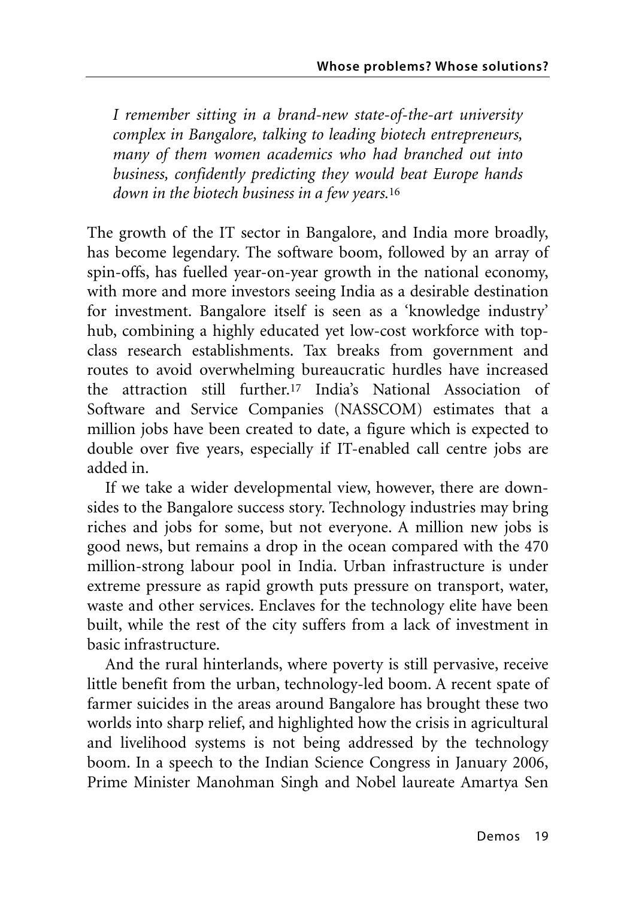*I remember sitting in a brand-new state-of-the-art university complex in Bangalore, talking to leading biotech entrepreneurs, many of them women academics who had branched out into business, confidently predicting they would beat Europe hands down in the biotech business in a few years.*[16]

The growth of the IT sector in Bangalore, and India more broadly, has become legendary. The software boom, followed by an array of spin-offs, has fuelled year-on-year growth in the national economy, with more and more investors seeing India as a desirable destination for investment. Bangalore itself is seen as a 'knowledge industry' hub, combining a highly educated yet low-cost workforce with top-class research establishments. Tax breaks from government and routes to avoid overwhelming bureaucratic hurdles have increased the attraction still further.[17] India's National Association of Software and Service Companies (NASSCOM) estimates that a million jobs have been created to date, a figure which is expected to double over five years, especially if IT-enabled call centre jobs are added in.

If we take a wider developmental view, however, there are downsides to the Bangalore success story. Technology industries may bring riches and jobs for some, but not everyone. A million new jobs is good news, but remains a drop in the ocean compared with the 470 million-strong labour pool in India. Urban infrastructure is under extreme pressure as rapid growth puts pressure on transport, water, waste and other services. Enclaves for the technology elite have been built, while the rest of the city suffers from a lack of investment in basic infrastructure.

And the rural hinterlands, where poverty is still pervasive, receive little benefit from the urban, technology-led boom. A recent spate of farmer suicides in the areas around Bangalore has brought these two worlds into sharp relief, and highlighted how the crisis in agricultural and livelihood systems is not being addressed by the technology boom. In a speech to the Indian Science Congress in January 2006, Prime Minister Manohman Singh and Nobel laureate Amartya Sen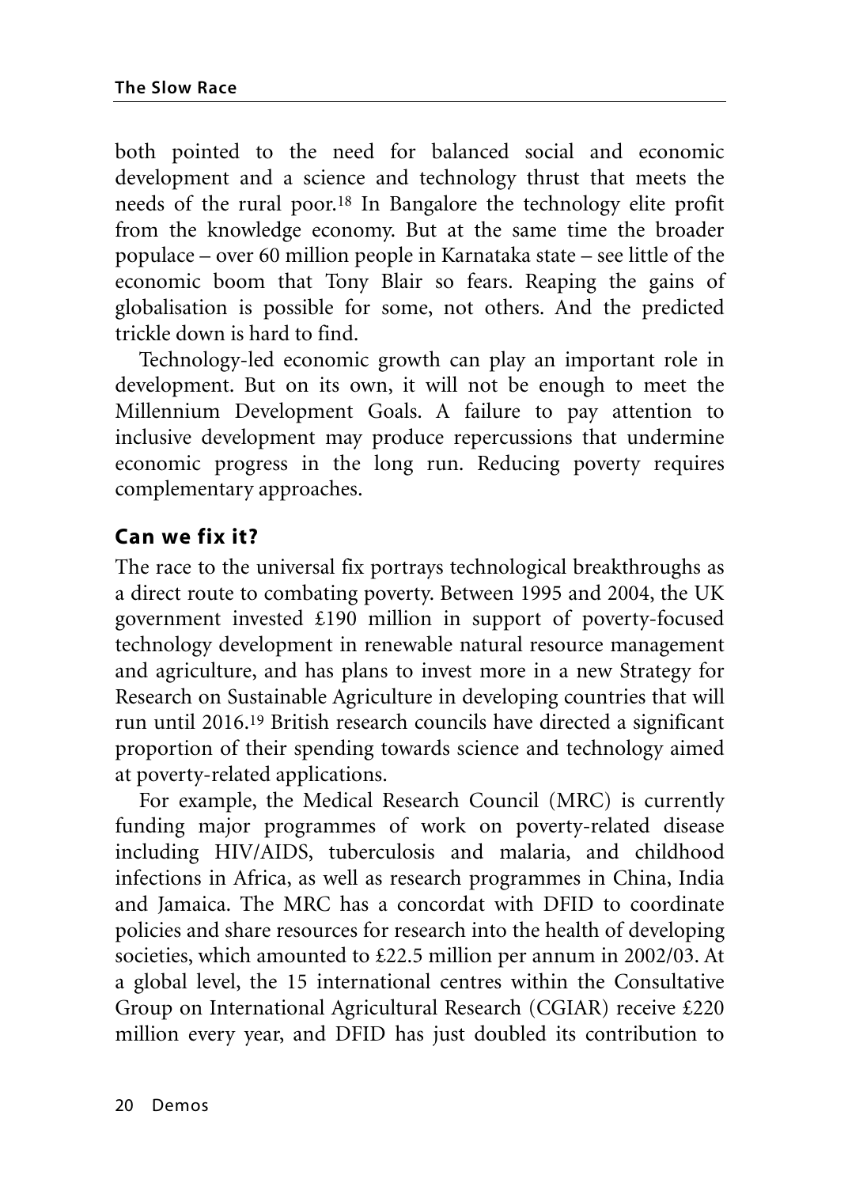both pointed to the need for balanced social and economic development and a science and technology thrust that meets the needs of the rural poor.[18] In Bangalore the technology elite profit from the knowledge economy. But at the same time the broader populace – over 60 million people in Karnataka state – see little of the economic boom that Tony Blair so fears. Reaping the gains of globalisation is possible for some, not others. And the predicted trickle down is hard to find.

Technology-led economic growth can play an important role in development. But on its own, it will not be enough to meet the Millennium Development Goals. A failure to pay attention to inclusive development may produce repercussions that undermine economic progress in the long run. Reducing poverty requires complementary approaches.

## Can we fix it?

The race to the universal fix portrays technological breakthroughs as a direct route to combating poverty. Between 1995 and 2004, the UK government invested £190 million in support of poverty-focused technology development in renewable natural resource management and agriculture, and has plans to invest more in a new Strategy for Research on Sustainable Agriculture in developing countries that will run until 2016.[19] British research councils have directed a significant proportion of their spending towards science and technology aimed at poverty-related applications.

For example, the Medical Research Council (MRC) is currently funding major programmes of work on poverty-related disease including HIV/AIDS, tuberculosis and malaria, and childhood infections in Africa, as well as research programmes in China, India and Jamaica. The MRC has a concordat with DFID to coordinate policies and share resources for research into the health of developing societies, which amounted to £22.5 million per annum in 2002/03. At a global level, the 15 international centres within the Consultative Group on International Agricultural Research (CGIAR) receive £220 million every year, and DFID has just doubled its contribution to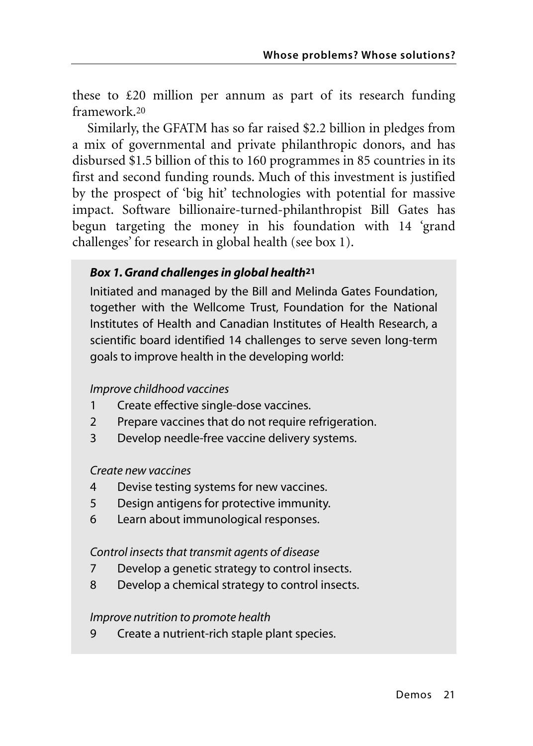these to £20 million per annum as part of its research funding framework.[20]

Similarly, the GFATM has so far raised $2.2 billion in pledges from a mix of governmental and private philanthropic donors, and has disbursed $1.5 billion of this to 160 programmes in 85 countries in its first and second funding rounds. Much of this investment is justified by the prospect of 'big hit' technologies with potential for massive impact. Software billionaire-turned-philanthropist Bill Gates has begun targeting the money in his foundation with 14 'grand challenges' for research in global health (see box 1).

> ***Box 1. Grand challenges in global health*[21]**
>
> Initiated and managed by the Bill and Melinda Gates Foundation, together with the Wellcome Trust, Foundation for the National Institutes of Health and Canadian Institutes of Health Research, a scientific board identified 14 challenges to serve seven long-term goals to improve health in the developing world:
>
> *Improve childhood vaccines*
>
> 1 Create effective single-dose vaccines.
> 2 Prepare vaccines that do not require refrigeration.
> 3 Develop needle-free vaccine delivery systems.
>
> *Create new vaccines*
>
> 4 Devise testing systems for new vaccines.
> 5 Design antigens for protective immunity.
> 6 Learn about immunological responses.
>
> *Control insects that transmit agents of disease*
>
> 7 Develop a genetic strategy to control insects.
> 8 Develop a chemical strategy to control insects.
>
> *Improve nutrition to promote health*
>
> 9 Create a nutrient-rich staple plant species.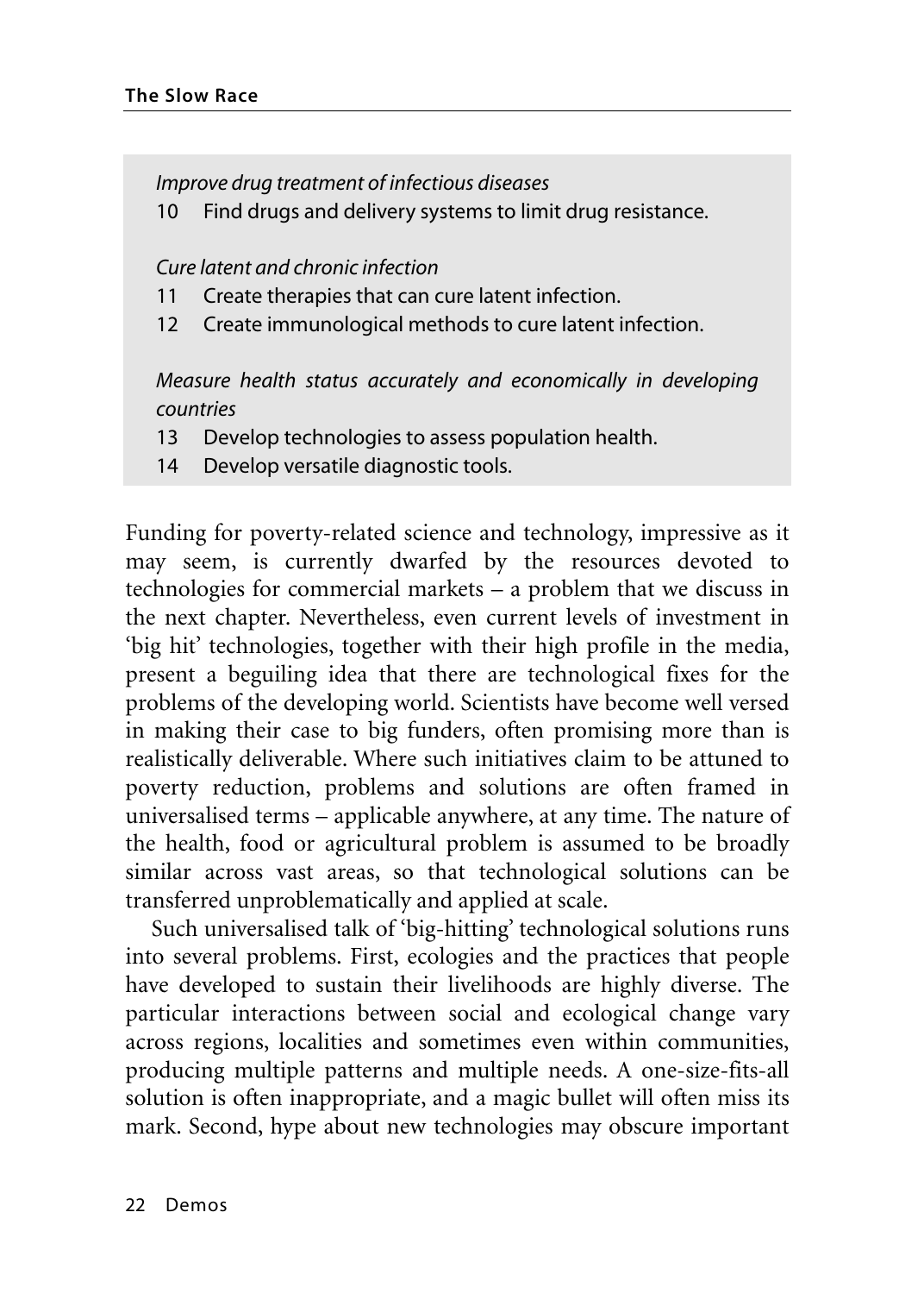*Improve drug treatment of infectious diseases*

10 Find drugs and delivery systems to limit drug resistance.

*Cure latent and chronic infection*

11 Create therapies that can cure latent infection.
12 Create immunological methods to cure latent infection.

*Measure health status accurately and economically in developing countries*

13 Develop technologies to assess population health.
14 Develop versatile diagnostic tools.

Funding for poverty-related science and technology, impressive as it may seem, is currently dwarfed by the resources devoted to technologies for commercial markets – a problem that we discuss in the next chapter. Nevertheless, even current levels of investment in 'big hit' technologies, together with their high profile in the media, present a beguiling idea that there are technological fixes for the problems of the developing world. Scientists have become well versed in making their case to big funders, often promising more than is realistically deliverable. Where such initiatives claim to be attuned to poverty reduction, problems and solutions are often framed in universalised terms – applicable anywhere, at any time. The nature of the health, food or agricultural problem is assumed to be broadly similar across vast areas, so that technological solutions can be transferred unproblematically and applied at scale.

Such universalised talk of 'big-hitting' technological solutions runs into several problems. First, ecologies and the practices that people have developed to sustain their livelihoods are highly diverse. The particular interactions between social and ecological change vary across regions, localities and sometimes even within communities, producing multiple patterns and multiple needs. A one-size-fits-all solution is often inappropriate, and a magic bullet will often miss its mark. Second, hype about new technologies may obscure important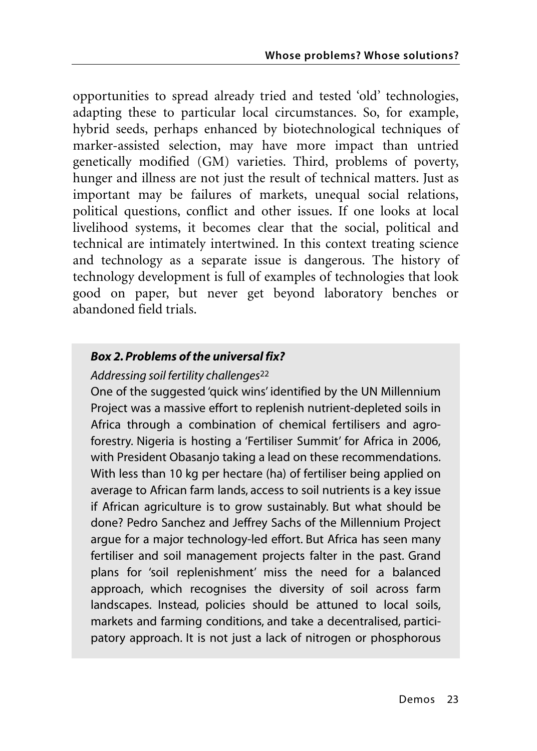opportunities to spread already tried and tested 'old' technologies, adapting these to particular local circumstances. So, for example, hybrid seeds, perhaps enhanced by biotechnological techniques of marker-assisted selection, may have more impact than untried genetically modified (GM) varieties. Third, problems of poverty, hunger and illness are not just the result of technical matters. Just as important may be failures of markets, unequal social relations, political questions, conflict and other issues. If one looks at local livelihood systems, it becomes clear that the social, political and technical are intimately intertwined. In this context treating science and technology as a separate issue is dangerous. The history of technology development is full of examples of technologies that look good on paper, but never get beyond laboratory benches or abandoned field trials.

### *Box 2. Problems of the universal fix?*

*Addressing soil fertility challenges*[22]

One of the suggested 'quick wins' identified by the UN Millennium Project was a massive effort to replenish nutrient-depleted soils in Africa through a combination of chemical fertilisers and agro-forestry. Nigeria is hosting a 'Fertiliser Summit' for Africa in 2006, with President Obasanjo taking a lead on these recommendations. With less than 10 kg per hectare (ha) of fertiliser being applied on average to African farm lands, access to soil nutrients is a key issue if African agriculture is to grow sustainably. But what should be done? Pedro Sanchez and Jeffrey Sachs of the Millennium Project argue for a major technology-led effort. But Africa has seen many fertiliser and soil management projects falter in the past. Grand plans for 'soil replenishment' miss the need for a balanced approach, which recognises the diversity of soil across farm landscapes. Instead, policies should be attuned to local soils, markets and farming conditions, and take a decentralised, participatory approach. It is not just a lack of nitrogen or phosphorous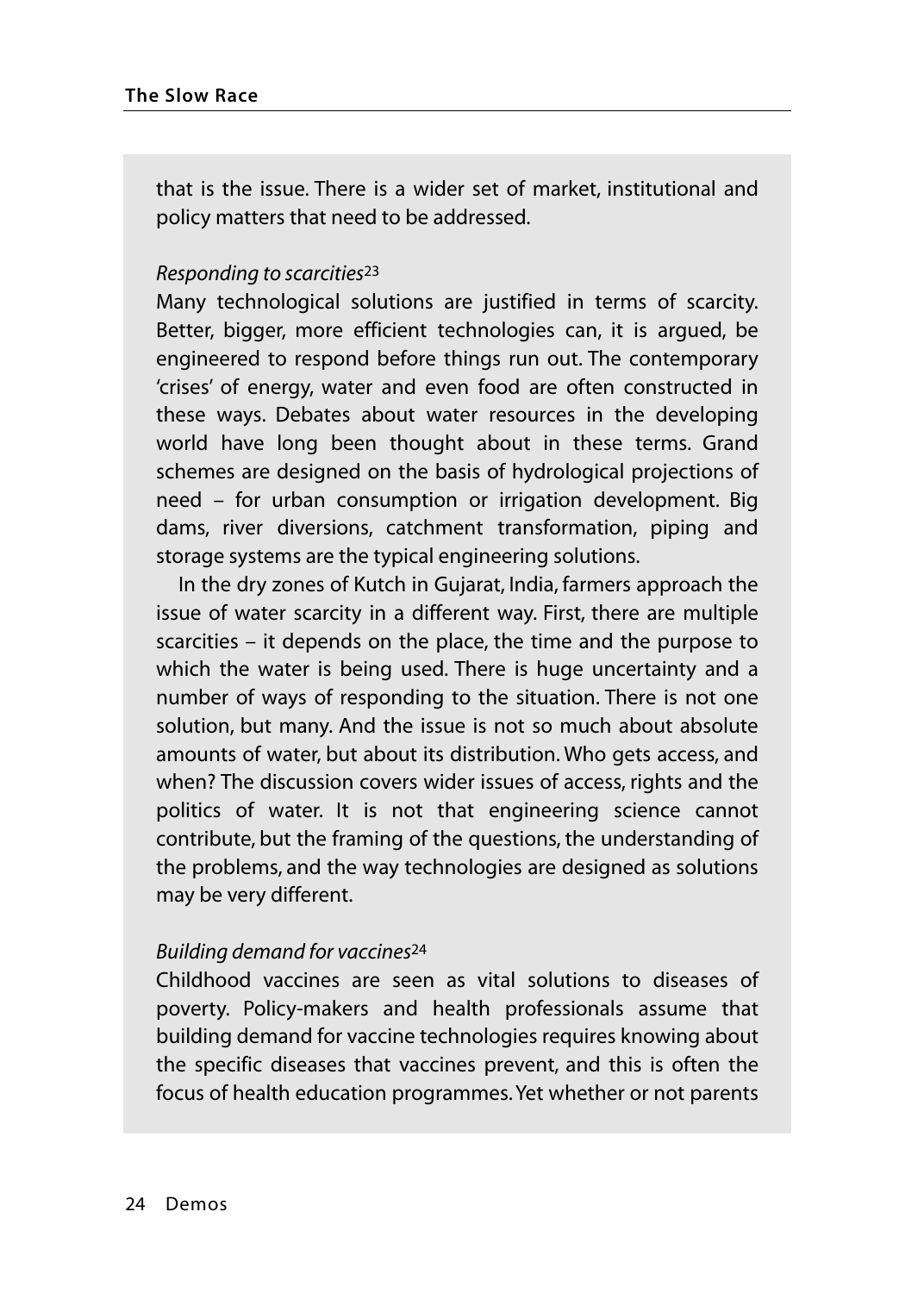that is the issue. There is a wider set of market, institutional and policy matters that need to be addressed.

*Responding to scarcities*[23]

Many technological solutions are justified in terms of scarcity. Better, bigger, more efficient technologies can, it is argued, be engineered to respond before things run out. The contemporary 'crises' of energy, water and even food are often constructed in these ways. Debates about water resources in the developing world have long been thought about in these terms. Grand schemes are designed on the basis of hydrological projections of need – for urban consumption or irrigation development. Big dams, river diversions, catchment transformation, piping and storage systems are the typical engineering solutions.

In the dry zones of Kutch in Gujarat, India, farmers approach the issue of water scarcity in a different way. First, there are multiple scarcities – it depends on the place, the time and the purpose to which the water is being used. There is huge uncertainty and a number of ways of responding to the situation. There is not one solution, but many. And the issue is not so much about absolute amounts of water, but about its distribution. Who gets access, and when? The discussion covers wider issues of access, rights and the politics of water. It is not that engineering science cannot contribute, but the framing of the questions, the understanding of the problems, and the way technologies are designed as solutions may be very different.

*Building demand for vaccines*[24]

Childhood vaccines are seen as vital solutions to diseases of poverty. Policy-makers and health professionals assume that building demand for vaccine technologies requires knowing about the specific diseases that vaccines prevent, and this is often the focus of health education programmes. Yet whether or not parents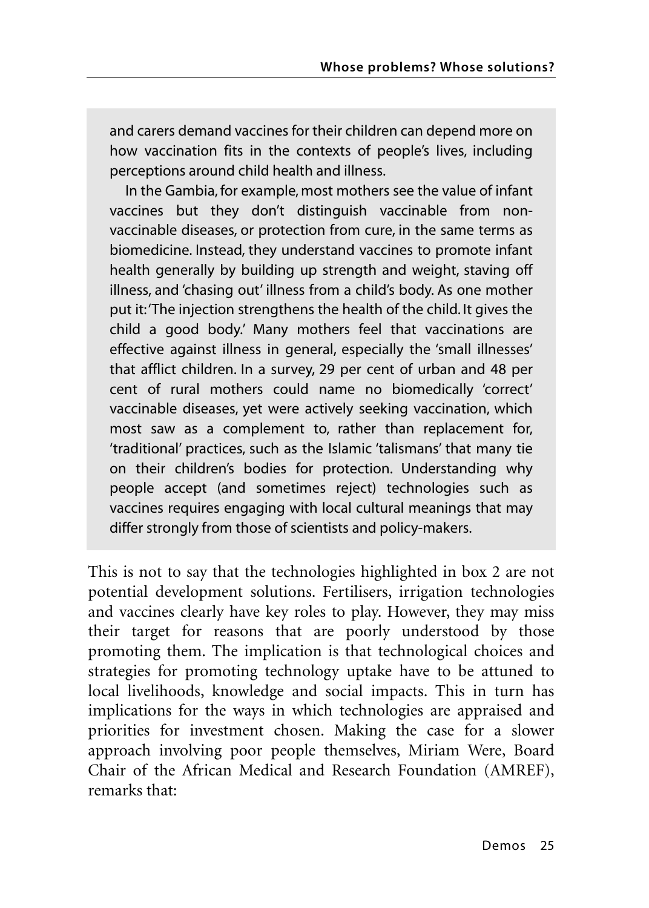and carers demand vaccines for their children can depend more on how vaccination fits in the contexts of people's lives, including perceptions around child health and illness.

In the Gambia, for example, most mothers see the value of infant vaccines but they don't distinguish vaccinable from non-vaccinable diseases, or protection from cure, in the same terms as biomedicine. Instead, they understand vaccines to promote infant health generally by building up strength and weight, staving off illness, and 'chasing out' illness from a child's body. As one mother put it: 'The injection strengthens the health of the child. It gives the child a good body.' Many mothers feel that vaccinations are effective against illness in general, especially the 'small illnesses' that afflict children. In a survey, 29 per cent of urban and 48 per cent of rural mothers could name no biomedically 'correct' vaccinable diseases, yet were actively seeking vaccination, which most saw as a complement to, rather than replacement for, 'traditional' practices, such as the Islamic 'talismans' that many tie on their children's bodies for protection. Understanding why people accept (and sometimes reject) technologies such as vaccines requires engaging with local cultural meanings that may differ strongly from those of scientists and policy-makers.

This is not to say that the technologies highlighted in box 2 are not potential development solutions. Fertilisers, irrigation technologies and vaccines clearly have key roles to play. However, they may miss their target for reasons that are poorly understood by those promoting them. The implication is that technological choices and strategies for promoting technology uptake have to be attuned to local livelihoods, knowledge and social impacts. This in turn has implications for the ways in which technologies are appraised and priorities for investment chosen. Making the case for a slower approach involving poor people themselves, Miriam Were, Board Chair of the African Medical and Research Foundation (AMREF), remarks that: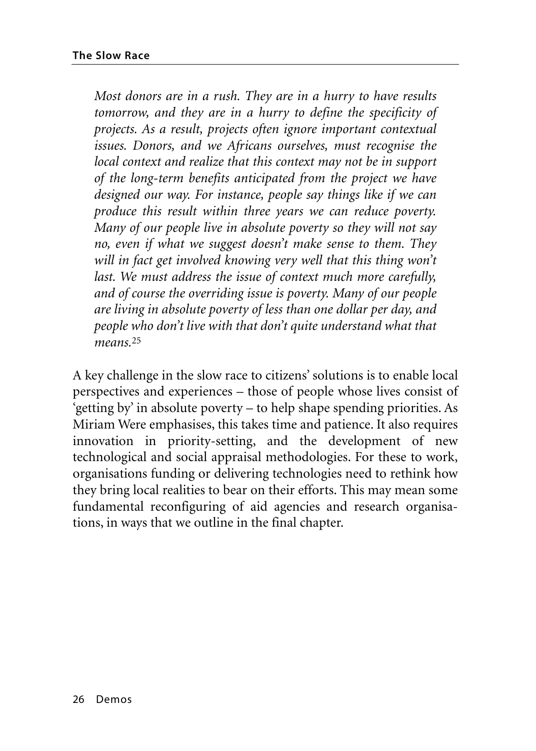*Most donors are in a rush. They are in a hurry to have results tomorrow, and they are in a hurry to define the specificity of projects. As a result, projects often ignore important contextual issues. Donors, and we Africans ourselves, must recognise the local context and realize that this context may not be in support of the long-term benefits anticipated from the project we have designed our way. For instance, people say things like if we can produce this result within three years we can reduce poverty. Many of our people live in absolute poverty so they will not say no, even if what we suggest doesn't make sense to them. They will in fact get involved knowing very well that this thing won't last. We must address the issue of context much more carefully, and of course the overriding issue is poverty. Many of our people are living in absolute poverty of less than one dollar per day, and people who don't live with that don't quite understand what that means.*[25]

A key challenge in the slow race to citizens' solutions is to enable local perspectives and experiences – those of people whose lives consist of 'getting by' in absolute poverty – to help shape spending priorities. As Miriam Were emphasises, this takes time and patience. It also requires innovation in priority-setting, and the development of new technological and social appraisal methodologies. For these to work, organisations funding or delivering technologies need to rethink how they bring local realities to bear on their efforts. This may mean some fundamental reconfiguring of aid agencies and research organisations, in ways that we outline in the final chapter.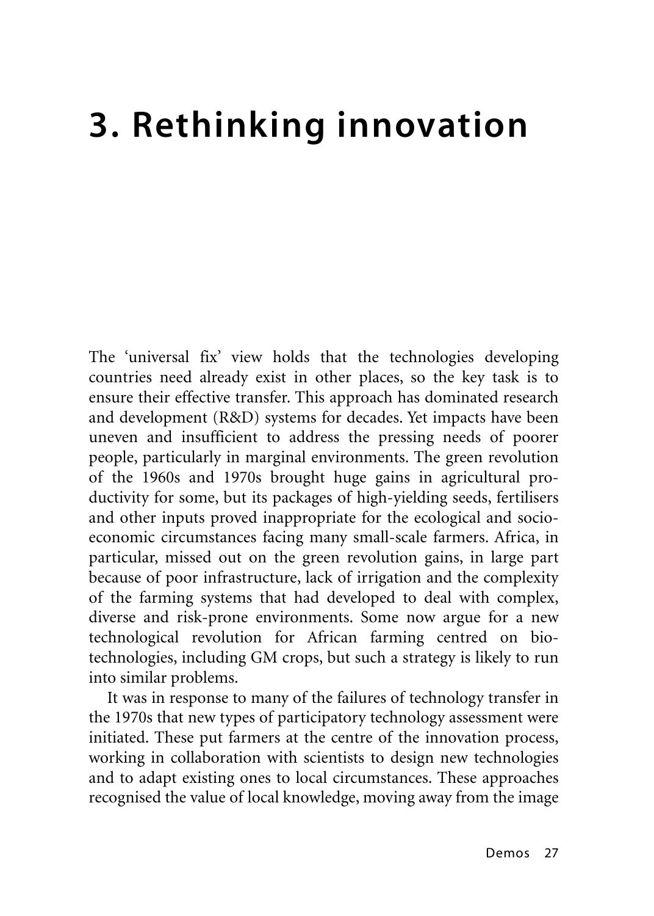# 3. Rethinking innovation

The 'universal fix' view holds that the technologies developing countries need already exist in other places, so the key task is to ensure their effective transfer. This approach has dominated research and development (R&D) systems for decades. Yet impacts have been uneven and insufficient to address the pressing needs of poorer people, particularly in marginal environments. The green revolution of the 1960s and 1970s brought huge gains in agricultural productivity for some, but its packages of high-yielding seeds, fertilisers and other inputs proved inappropriate for the ecological and socio-economic circumstances facing many small-scale farmers. Africa, in particular, missed out on the green revolution gains, in large part because of poor infrastructure, lack of irrigation and the complexity of the farming systems that had developed to deal with complex, diverse and risk-prone environments. Some now argue for a new technological revolution for African farming centred on biotechnologies, including GM crops, but such a strategy is likely to run into similar problems.

It was in response to many of the failures of technology transfer in the 1970s that new types of participatory technology assessment were initiated. These put farmers at the centre of the innovation process, working in collaboration with scientists to design new technologies and to adapt existing ones to local circumstances. These approaches recognised the value of local knowledge, moving away from the image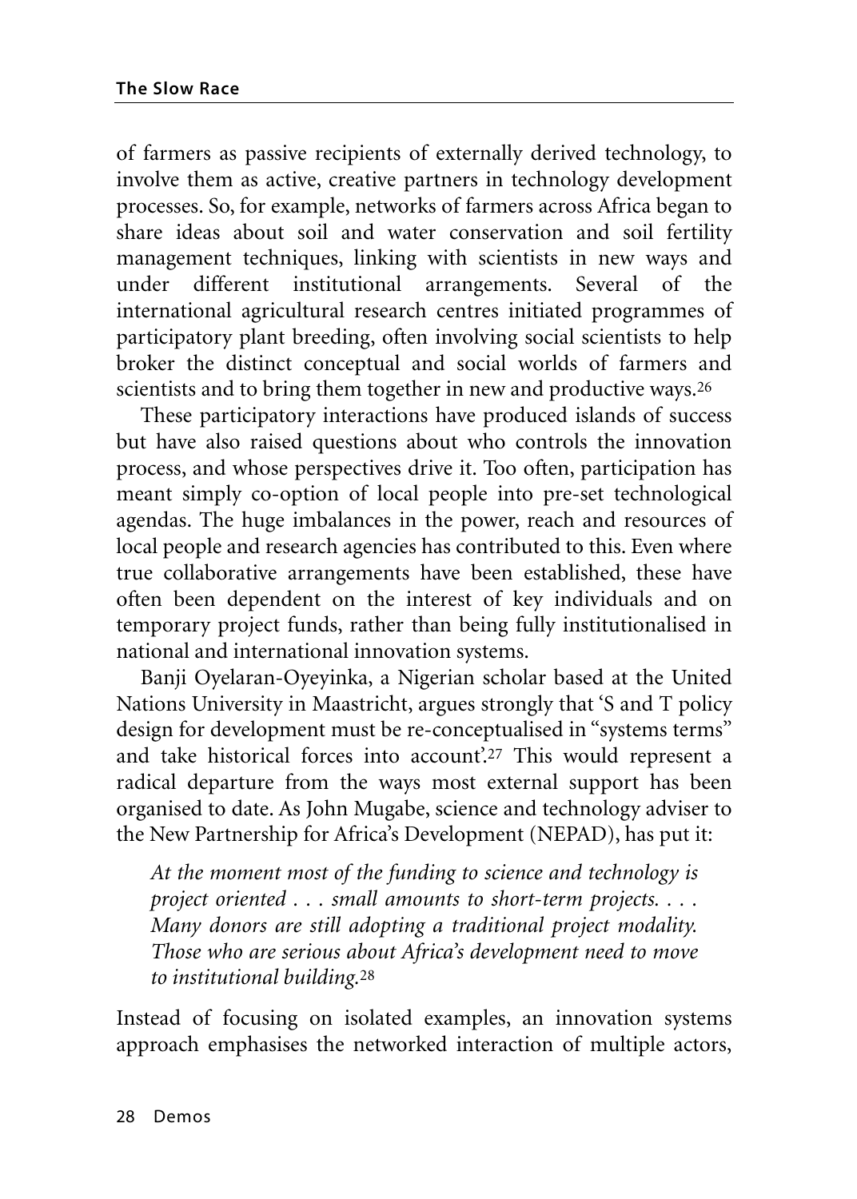of farmers as passive recipients of externally derived technology, to involve them as active, creative partners in technology development processes. So, for example, networks of farmers across Africa began to share ideas about soil and water conservation and soil fertility management techniques, linking with scientists in new ways and under different institutional arrangements. Several of the international agricultural research centres initiated programmes of participatory plant breeding, often involving social scientists to help broker the distinct conceptual and social worlds of farmers and scientists and to bring them together in new and productive ways.[26]

These participatory interactions have produced islands of success but have also raised questions about who controls the innovation process, and whose perspectives drive it. Too often, participation has meant simply co-option of local people into pre-set technological agendas. The huge imbalances in the power, reach and resources of local people and research agencies has contributed to this. Even where true collaborative arrangements have been established, these have often been dependent on the interest of key individuals and on temporary project funds, rather than being fully institutionalised in national and international innovation systems.

Banji Oyelaran-Oyeyinka, a Nigerian scholar based at the United Nations University in Maastricht, argues strongly that 'S and T policy design for development must be re-conceptualised in "systems terms" and take historical forces into account'.[27] This would represent a radical departure from the ways most external support has been organised to date. As John Mugabe, science and technology adviser to the New Partnership for Africa's Development (NEPAD), has put it:

> *At the moment most of the funding to science and technology is project oriented . . . small amounts to short-term projects. . . . Many donors are still adopting a traditional project modality. Those who are serious about Africa's development need to move to institutional building.*[28]

Instead of focusing on isolated examples, an innovation systems approach emphasises the networked interaction of multiple actors,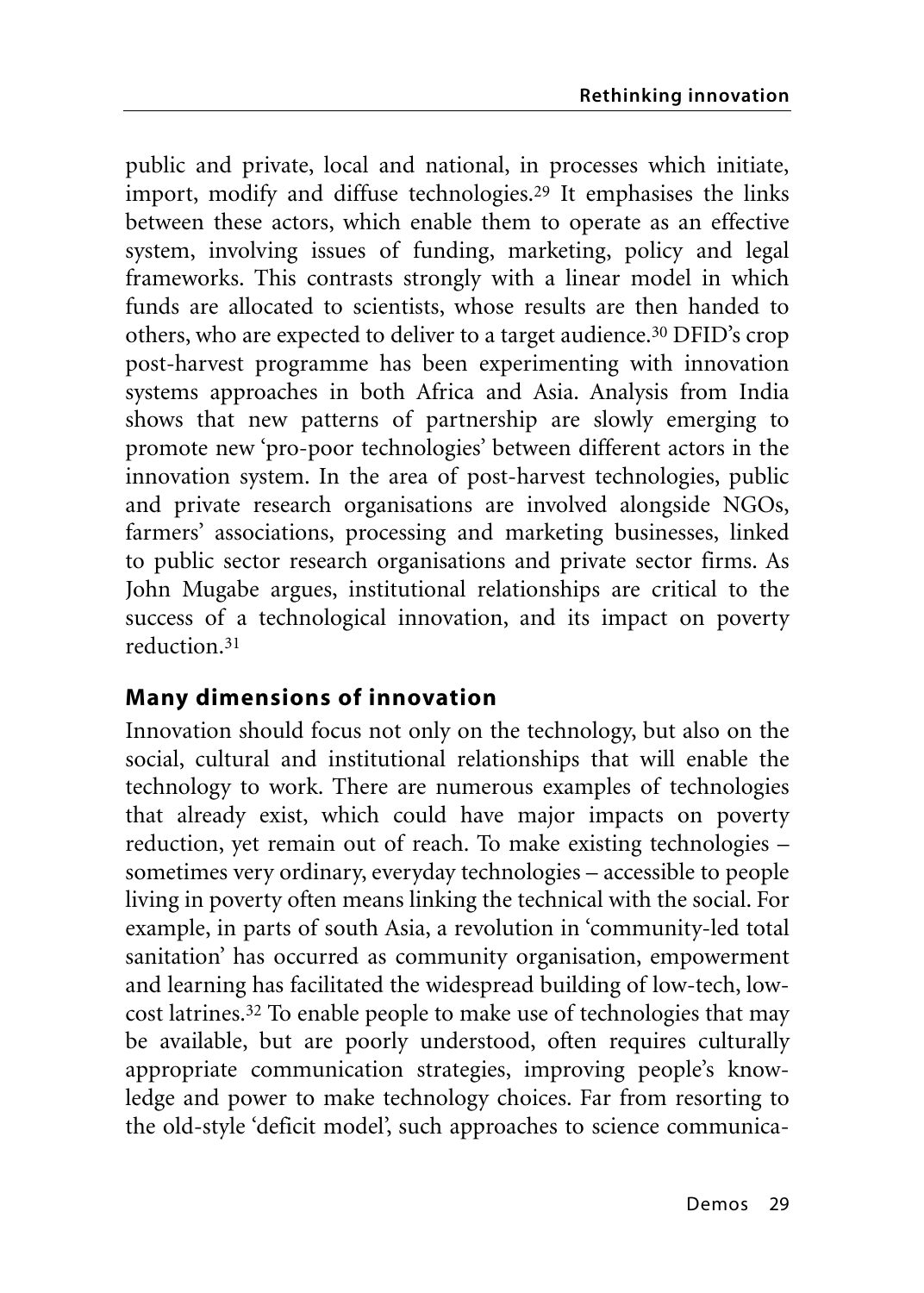public and private, local and national, in processes which initiate, import, modify and diffuse technologies.[29] It emphasises the links between these actors, which enable them to operate as an effective system, involving issues of funding, marketing, policy and legal frameworks. This contrasts strongly with a linear model in which funds are allocated to scientists, whose results are then handed to others, who are expected to deliver to a target audience.[30] DFID's crop post-harvest programme has been experimenting with innovation systems approaches in both Africa and Asia. Analysis from India shows that new patterns of partnership are slowly emerging to promote new 'pro-poor technologies' between different actors in the innovation system. In the area of post-harvest technologies, public and private research organisations are involved alongside NGOs, farmers' associations, processing and marketing businesses, linked to public sector research organisations and private sector firms. As John Mugabe argues, institutional relationships are critical to the success of a technological innovation, and its impact on poverty reduction.[31]

## Many dimensions of innovation

Innovation should focus not only on the technology, but also on the social, cultural and institutional relationships that will enable the technology to work. There are numerous examples of technologies that already exist, which could have major impacts on poverty reduction, yet remain out of reach. To make existing technologies – sometimes very ordinary, everyday technologies – accessible to people living in poverty often means linking the technical with the social. For example, in parts of south Asia, a revolution in 'community-led total sanitation' has occurred as community organisation, empowerment and learning has facilitated the widespread building of low-tech, low-cost latrines.[32] To enable people to make use of technologies that may be available, but are poorly understood, often requires culturally appropriate communication strategies, improving people's knowledge and power to make technology choices. Far from resorting to the old-style 'deficit model', such approaches to science communica-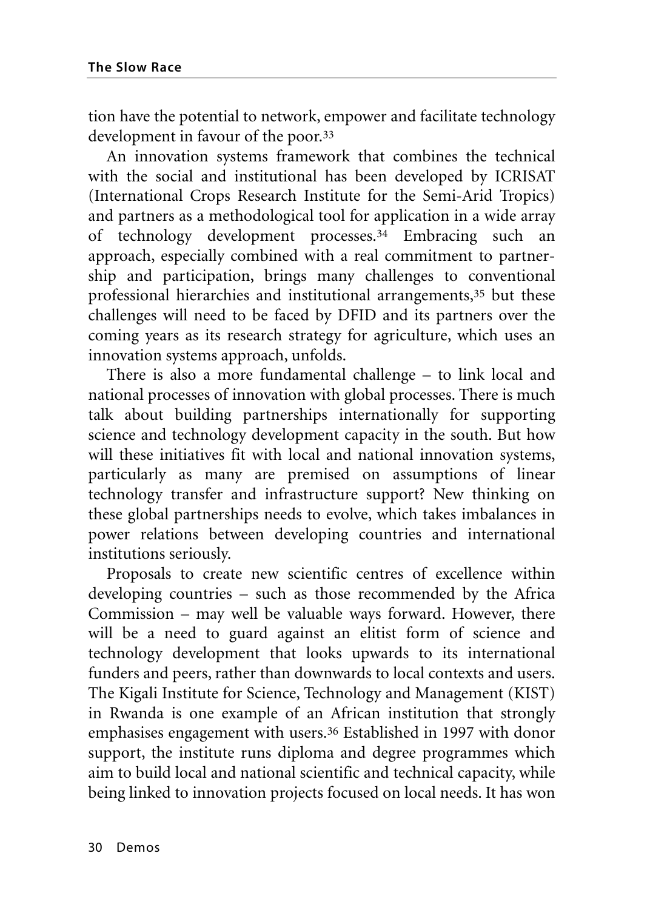tion have the potential to network, empower and facilitate technology development in favour of the poor.[33]

An innovation systems framework that combines the technical with the social and institutional has been developed by ICRISAT (International Crops Research Institute for the Semi-Arid Tropics) and partners as a methodological tool for application in a wide array of technology development processes.[34] Embracing such an approach, especially combined with a real commitment to partnership and participation, brings many challenges to conventional professional hierarchies and institutional arrangements,[35] but these challenges will need to be faced by DFID and its partners over the coming years as its research strategy for agriculture, which uses an innovation systems approach, unfolds.

There is also a more fundamental challenge – to link local and national processes of innovation with global processes. There is much talk about building partnerships internationally for supporting science and technology development capacity in the south. But how will these initiatives fit with local and national innovation systems, particularly as many are premised on assumptions of linear technology transfer and infrastructure support? New thinking on these global partnerships needs to evolve, which takes imbalances in power relations between developing countries and international institutions seriously.

Proposals to create new scientific centres of excellence within developing countries – such as those recommended by the Africa Commission – may well be valuable ways forward. However, there will be a need to guard against an elitist form of science and technology development that looks upwards to its international funders and peers, rather than downwards to local contexts and users. The Kigali Institute for Science, Technology and Management (KIST) in Rwanda is one example of an African institution that strongly emphasises engagement with users.[36] Established in 1997 with donor support, the institute runs diploma and degree programmes which aim to build local and national scientific and technical capacity, while being linked to innovation projects focused on local needs. It has won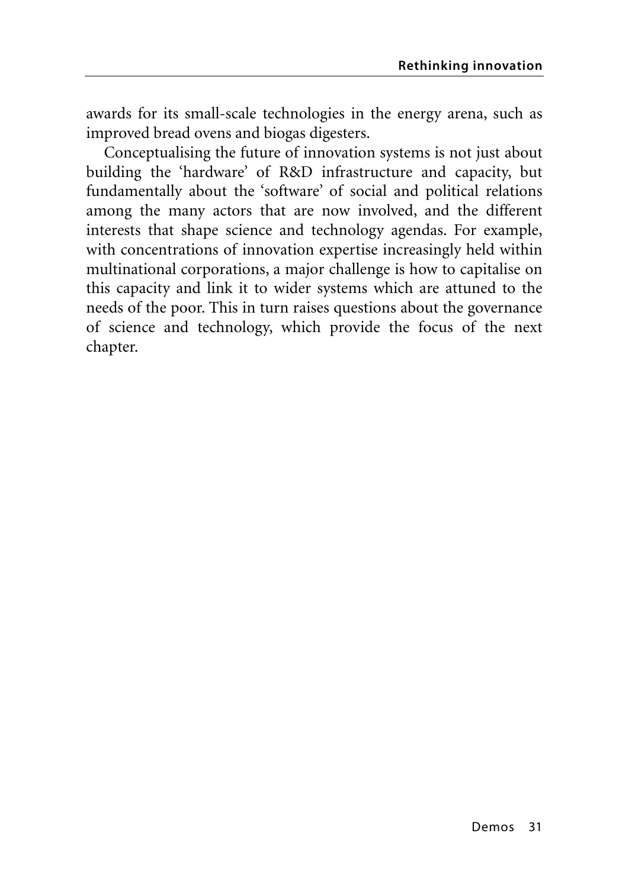awards for its small-scale technologies in the energy arena, such as improved bread ovens and biogas digesters.

Conceptualising the future of innovation systems is not just about building the 'hardware' of R&D infrastructure and capacity, but fundamentally about the 'software' of social and political relations among the many actors that are now involved, and the different interests that shape science and technology agendas. For example, with concentrations of innovation expertise increasingly held within multinational corporations, a major challenge is how to capitalise on this capacity and link it to wider systems which are attuned to the needs of the poor. This in turn raises questions about the governance of science and technology, which provide the focus of the next chapter.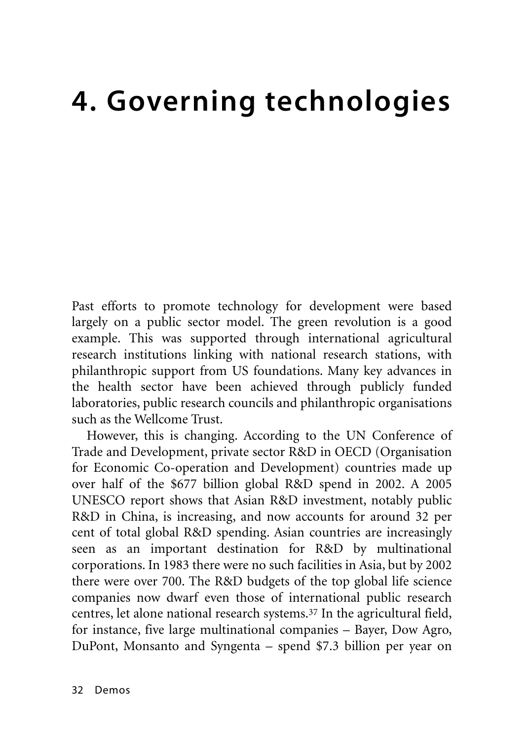# 4. Governing technologies

Past efforts to promote technology for development were based largely on a public sector model. The green revolution is a good example. This was supported through international agricultural research institutions linking with national research stations, with philanthropic support from US foundations. Many key advances in the health sector have been achieved through publicly funded laboratories, public research councils and philanthropic organisations such as the Wellcome Trust.

However, this is changing. According to the UN Conference of Trade and Development, private sector R&D in OECD (Organisation for Economic Co-operation and Development) countries made up over half of the $677 billion global R&D spend in 2002. A 2005 UNESCO report shows that Asian R&D investment, notably public R&D in China, is increasing, and now accounts for around 32 per cent of total global R&D spending. Asian countries are increasingly seen as an important destination for R&D by multinational corporations. In 1983 there were no such facilities in Asia, but by 2002 there were over 700. The R&D budgets of the top global life science companies now dwarf even those of international public research centres, let alone national research systems.[37] In the agricultural field, for instance, five large multinational companies – Bayer, Dow Agro, DuPont, Monsanto and Syngenta – spend $7.3 billion per year on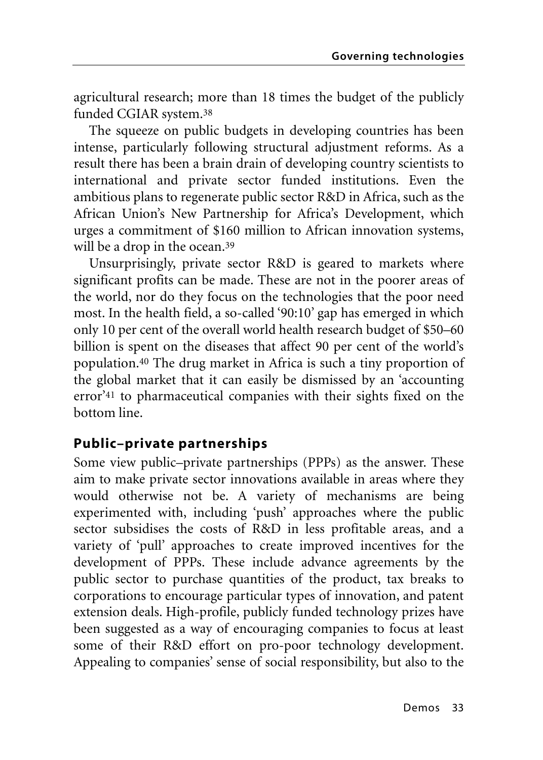agricultural research; more than 18 times the budget of the publicly funded CGIAR system.[38]

The squeeze on public budgets in developing countries has been intense, particularly following structural adjustment reforms. As a result there has been a brain drain of developing country scientists to international and private sector funded institutions. Even the ambitious plans to regenerate public sector R&D in Africa, such as the African Union's New Partnership for Africa's Development, which urges a commitment of $160 million to African innovation systems, will be a drop in the ocean.[39]

Unsurprisingly, private sector R&D is geared to markets where significant profits can be made. These are not in the poorer areas of the world, nor do they focus on the technologies that the poor need most. In the health field, a so-called '90:10' gap has emerged in which only 10 per cent of the overall world health research budget of $50–60 billion is spent on the diseases that affect 90 per cent of the world's population.[40] The drug market in Africa is such a tiny proportion of the global market that it can easily be dismissed by an 'accounting error'[41] to pharmaceutical companies with their sights fixed on the bottom line.

## Public–private partnerships

Some view public–private partnerships (PPPs) as the answer. These aim to make private sector innovations available in areas where they would otherwise not be. A variety of mechanisms are being experimented with, including 'push' approaches where the public sector subsidises the costs of R&D in less profitable areas, and a variety of 'pull' approaches to create improved incentives for the development of PPPs. These include advance agreements by the public sector to purchase quantities of the product, tax breaks to corporations to encourage particular types of innovation, and patent extension deals. High-profile, publicly funded technology prizes have been suggested as a way of encouraging companies to focus at least some of their R&D effort on pro-poor technology development. Appealing to companies' sense of social responsibility, but also to the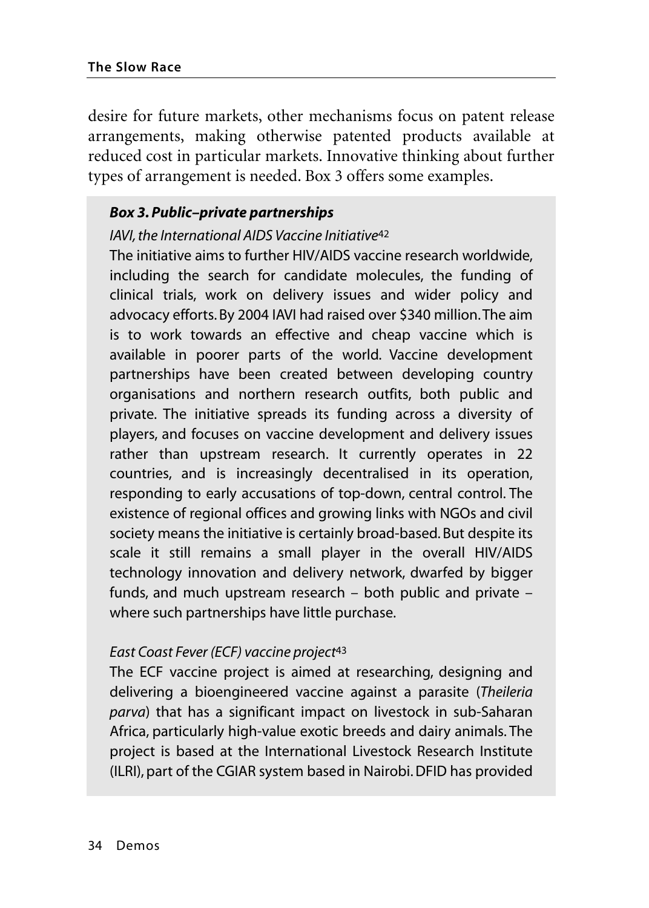desire for future markets, other mechanisms focus on patent release arrangements, making otherwise patented products available at reduced cost in particular markets. Innovative thinking about further types of arrangement is needed. Box 3 offers some examples.

***Box 3. Public–private partnerships***

*IAVI, the International AIDS Vaccine Initiative*[42]

The initiative aims to further HIV/AIDS vaccine research worldwide, including the search for candidate molecules, the funding of clinical trials, work on delivery issues and wider policy and advocacy efforts. By 2004 IAVI had raised over $340 million. The aim is to work towards an effective and cheap vaccine which is available in poorer parts of the world. Vaccine development partnerships have been created between developing country organisations and northern research outfits, both public and private. The initiative spreads its funding across a diversity of players, and focuses on vaccine development and delivery issues rather than upstream research. It currently operates in 22 countries, and is increasingly decentralised in its operation, responding to early accusations of top-down, central control. The existence of regional offices and growing links with NGOs and civil society means the initiative is certainly broad-based. But despite its scale it still remains a small player in the overall HIV/AIDS technology innovation and delivery network, dwarfed by bigger funds, and much upstream research – both public and private – where such partnerships have little purchase.

*East Coast Fever (ECF) vaccine project*[43]

The ECF vaccine project is aimed at researching, designing and delivering a bioengineered vaccine against a parasite (*Theileria parva*) that has a significant impact on livestock in sub-Saharan Africa, particularly high-value exotic breeds and dairy animals. The project is based at the International Livestock Research Institute (ILRI), part of the CGIAR system based in Nairobi. DFID has provided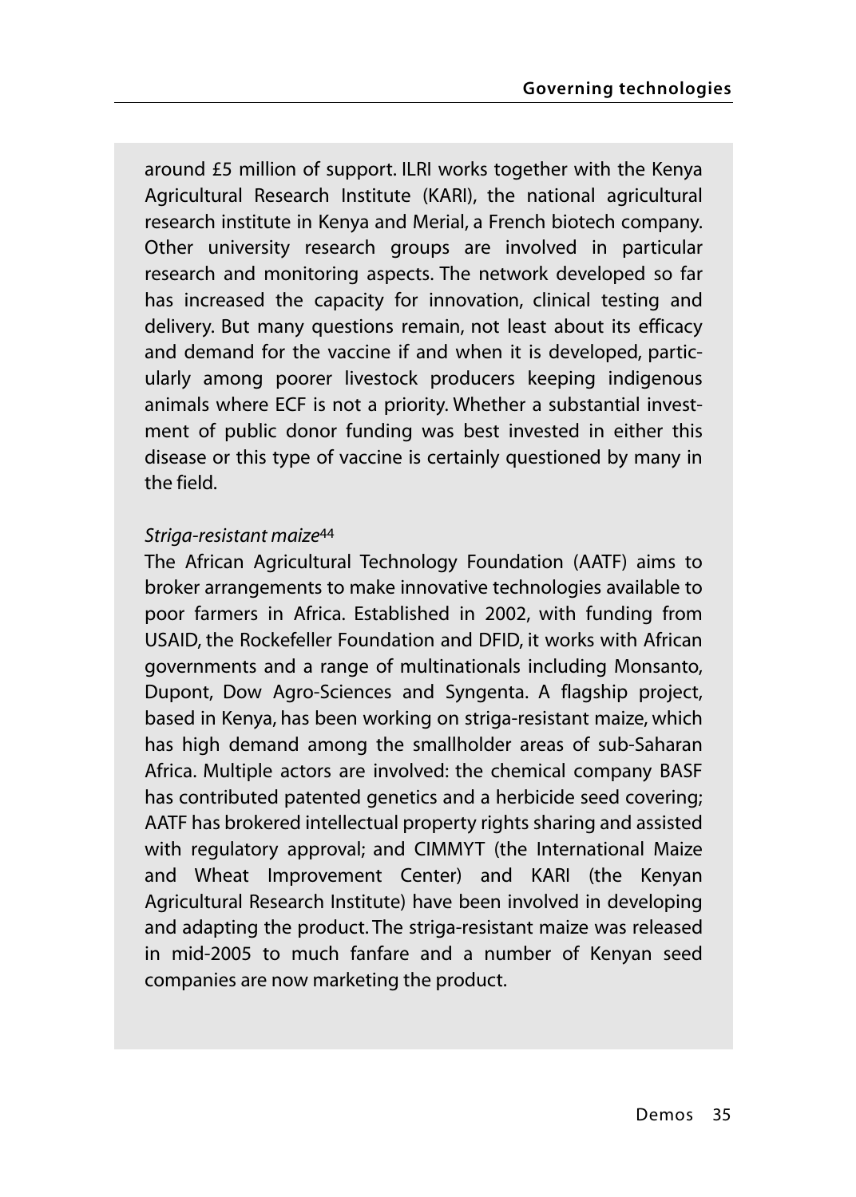around £5 million of support. ILRI works together with the Kenya Agricultural Research Institute (KARI), the national agricultural research institute in Kenya and Merial, a French biotech company. Other university research groups are involved in particular research and monitoring aspects. The network developed so far has increased the capacity for innovation, clinical testing and delivery. But many questions remain, not least about its efficacy and demand for the vaccine if and when it is developed, particularly among poorer livestock producers keeping indigenous animals where ECF is not a priority. Whether a substantial investment of public donor funding was best invested in either this disease or this type of vaccine is certainly questioned by many in the field.

*Striga-resistant maize*[44]

The African Agricultural Technology Foundation (AATF) aims to broker arrangements to make innovative technologies available to poor farmers in Africa. Established in 2002, with funding from USAID, the Rockefeller Foundation and DFID, it works with African governments and a range of multinationals including Monsanto, Dupont, Dow Agro-Sciences and Syngenta. A flagship project, based in Kenya, has been working on striga-resistant maize, which has high demand among the smallholder areas of sub-Saharan Africa. Multiple actors are involved: the chemical company BASF has contributed patented genetics and a herbicide seed covering; AATF has brokered intellectual property rights sharing and assisted with regulatory approval; and CIMMYT (the International Maize and Wheat Improvement Center) and KARI (the Kenyan Agricultural Research Institute) have been involved in developing and adapting the product. The striga-resistant maize was released in mid-2005 to much fanfare and a number of Kenyan seed companies are now marketing the product.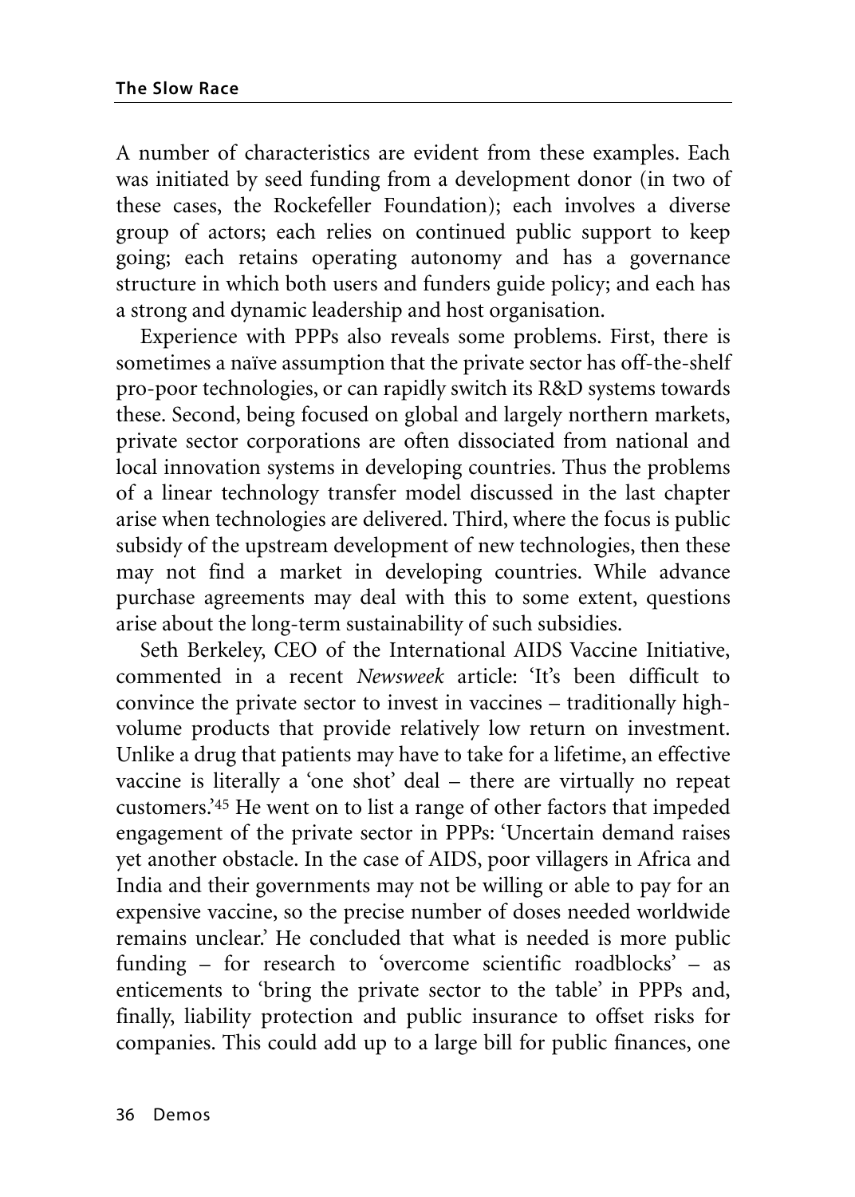A number of characteristics are evident from these examples. Each was initiated by seed funding from a development donor (in two of these cases, the Rockefeller Foundation); each involves a diverse group of actors; each relies on continued public support to keep going; each retains operating autonomy and has a governance structure in which both users and funders guide policy; and each has a strong and dynamic leadership and host organisation.

Experience with PPPs also reveals some problems. First, there is sometimes a naïve assumption that the private sector has off-the-shelf pro-poor technologies, or can rapidly switch its R&D systems towards these. Second, being focused on global and largely northern markets, private sector corporations are often dissociated from national and local innovation systems in developing countries. Thus the problems of a linear technology transfer model discussed in the last chapter arise when technologies are delivered. Third, where the focus is public subsidy of the upstream development of new technologies, then these may not find a market in developing countries. While advance purchase agreements may deal with this to some extent, questions arise about the long-term sustainability of such subsidies.

Seth Berkeley, CEO of the International AIDS Vaccine Initiative, commented in a recent *Newsweek* article: 'It's been difficult to convince the private sector to invest in vaccines – traditionally high-volume products that provide relatively low return on investment. Unlike a drug that patients may have to take for a lifetime, an effective vaccine is literally a 'one shot' deal – there are virtually no repeat customers.'[45] He went on to list a range of other factors that impeded engagement of the private sector in PPPs: 'Uncertain demand raises yet another obstacle. In the case of AIDS, poor villagers in Africa and India and their governments may not be willing or able to pay for an expensive vaccine, so the precise number of doses needed worldwide remains unclear.' He concluded that what is needed is more public funding – for research to 'overcome scientific roadblocks' – as enticements to 'bring the private sector to the table' in PPPs and, finally, liability protection and public insurance to offset risks for companies. This could add up to a large bill for public finances, one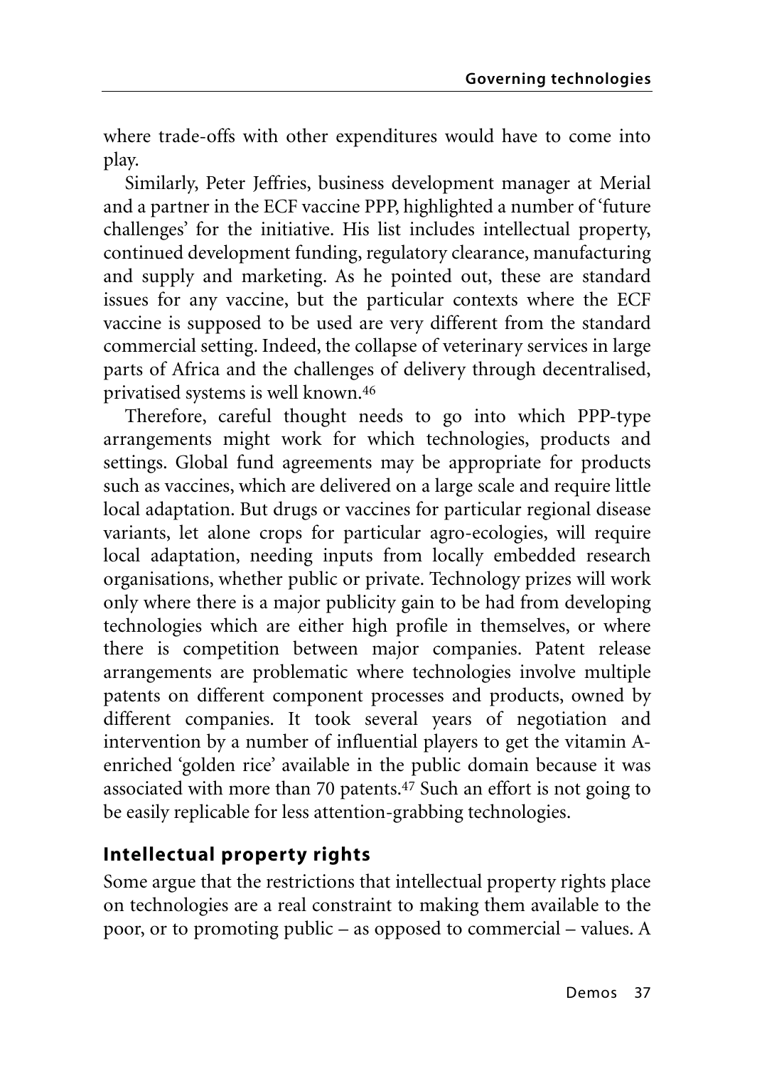where trade-offs with other expenditures would have to come into play.

Similarly, Peter Jeffries, business development manager at Merial and a partner in the ECF vaccine PPP, highlighted a number of 'future challenges' for the initiative. His list includes intellectual property, continued development funding, regulatory clearance, manufacturing and supply and marketing. As he pointed out, these are standard issues for any vaccine, but the particular contexts where the ECF vaccine is supposed to be used are very different from the standard commercial setting. Indeed, the collapse of veterinary services in large parts of Africa and the challenges of delivery through decentralised, privatised systems is well known.[46]

Therefore, careful thought needs to go into which PPP-type arrangements might work for which technologies, products and settings. Global fund agreements may be appropriate for products such as vaccines, which are delivered on a large scale and require little local adaptation. But drugs or vaccines for particular regional disease variants, let alone crops for particular agro-ecologies, will require local adaptation, needing inputs from locally embedded research organisations, whether public or private. Technology prizes will work only where there is a major publicity gain to be had from developing technologies which are either high profile in themselves, or where there is competition between major companies. Patent release arrangements are problematic where technologies involve multiple patents on different component processes and products, owned by different companies. It took several years of negotiation and intervention by a number of influential players to get the vitamin A-enriched 'golden rice' available in the public domain because it was associated with more than 70 patents.[47] Such an effort is not going to be easily replicable for less attention-grabbing technologies.

## Intellectual property rights

Some argue that the restrictions that intellectual property rights place on technologies are a real constraint to making them available to the poor, or to promoting public – as opposed to commercial – values. A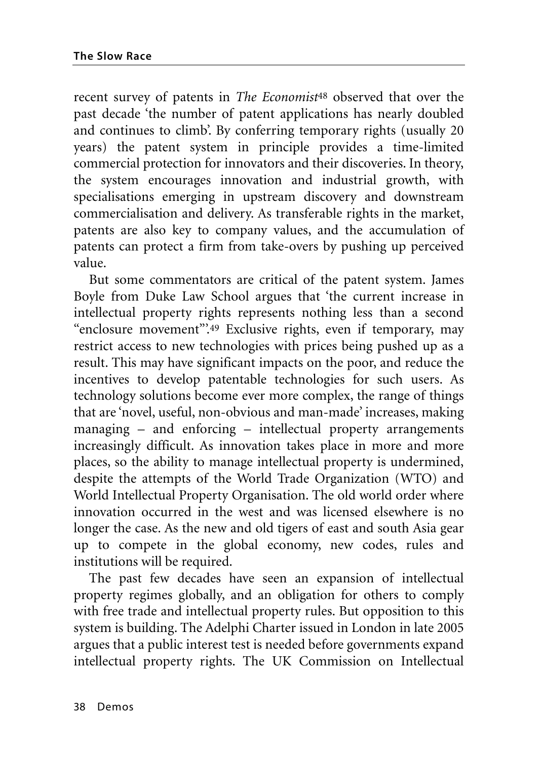recent survey of patents in *The Economist*[48] observed that over the past decade 'the number of patent applications has nearly doubled and continues to climb'. By conferring temporary rights (usually 20 years) the patent system in principle provides a time-limited commercial protection for innovators and their discoveries. In theory, the system encourages innovation and industrial growth, with specialisations emerging in upstream discovery and downstream commercialisation and delivery. As transferable rights in the market, patents are also key to company values, and the accumulation of patents can protect a firm from take-overs by pushing up perceived value.

But some commentators are critical of the patent system. James Boyle from Duke Law School argues that 'the current increase in intellectual property rights represents nothing less than a second "enclosure movement"'.[49] Exclusive rights, even if temporary, may restrict access to new technologies with prices being pushed up as a result. This may have significant impacts on the poor, and reduce the incentives to develop patentable technologies for such users. As technology solutions become ever more complex, the range of things that are 'novel, useful, non-obvious and man-made' increases, making managing – and enforcing – intellectual property arrangements increasingly difficult. As innovation takes place in more and more places, so the ability to manage intellectual property is undermined, despite the attempts of the World Trade Organization (WTO) and World Intellectual Property Organisation. The old world order where innovation occurred in the west and was licensed elsewhere is no longer the case. As the new and old tigers of east and south Asia gear up to compete in the global economy, new codes, rules and institutions will be required.

The past few decades have seen an expansion of intellectual property regimes globally, and an obligation for others to comply with free trade and intellectual property rules. But opposition to this system is building. The Adelphi Charter issued in London in late 2005 argues that a public interest test is needed before governments expand intellectual property rights. The UK Commission on Intellectual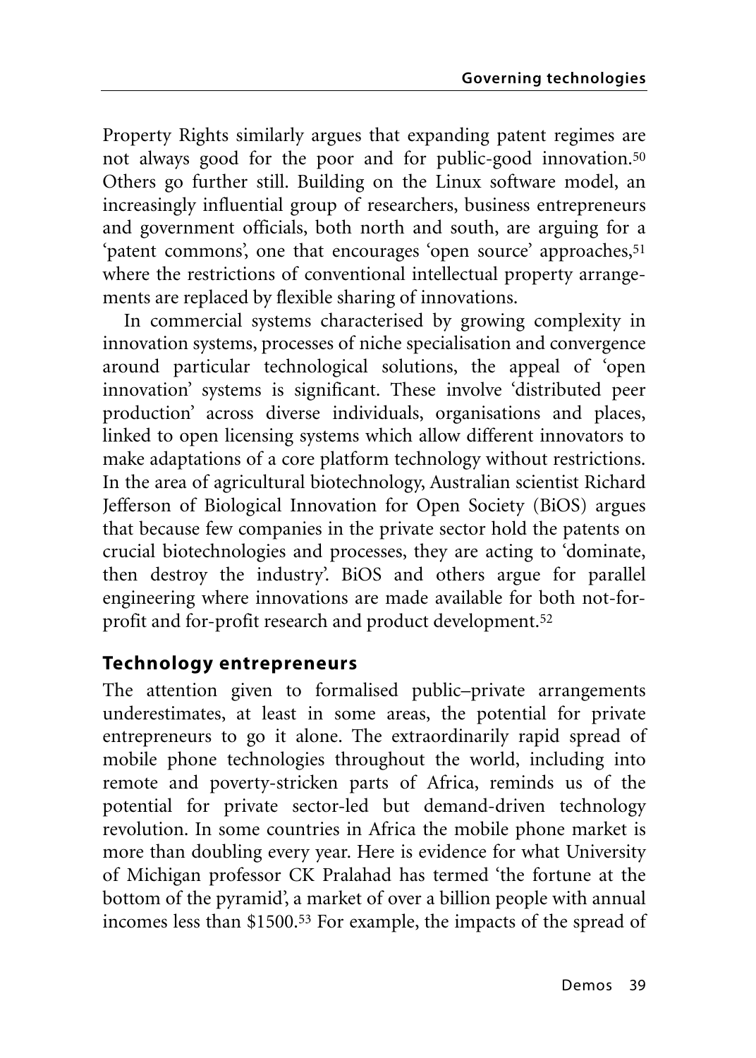Property Rights similarly argues that expanding patent regimes are not always good for the poor and for public-good innovation.[50] Others go further still. Building on the Linux software model, an increasingly influential group of researchers, business entrepreneurs and government officials, both north and south, are arguing for a 'patent commons', one that encourages 'open source' approaches,[51] where the restrictions of conventional intellectual property arrangements are replaced by flexible sharing of innovations.

In commercial systems characterised by growing complexity in innovation systems, processes of niche specialisation and convergence around particular technological solutions, the appeal of 'open innovation' systems is significant. These involve 'distributed peer production' across diverse individuals, organisations and places, linked to open licensing systems which allow different innovators to make adaptations of a core platform technology without restrictions. In the area of agricultural biotechnology, Australian scientist Richard Jefferson of Biological Innovation for Open Society (BiOS) argues that because few companies in the private sector hold the patents on crucial biotechnologies and processes, they are acting to 'dominate, then destroy the industry'. BiOS and others argue for parallel engineering where innovations are made available for both not-for-profit and for-profit research and product development.[52]

## Technology entrepreneurs

The attention given to formalised public–private arrangements underestimates, at least in some areas, the potential for private entrepreneurs to go it alone. The extraordinarily rapid spread of mobile phone technologies throughout the world, including into remote and poverty-stricken parts of Africa, reminds us of the potential for private sector-led but demand-driven technology revolution. In some countries in Africa the mobile phone market is more than doubling every year. Here is evidence for what University of Michigan professor CK Pralahad has termed 'the fortune at the bottom of the pyramid', a market of over a billion people with annual incomes less than $1500.[53] For example, the impacts of the spread of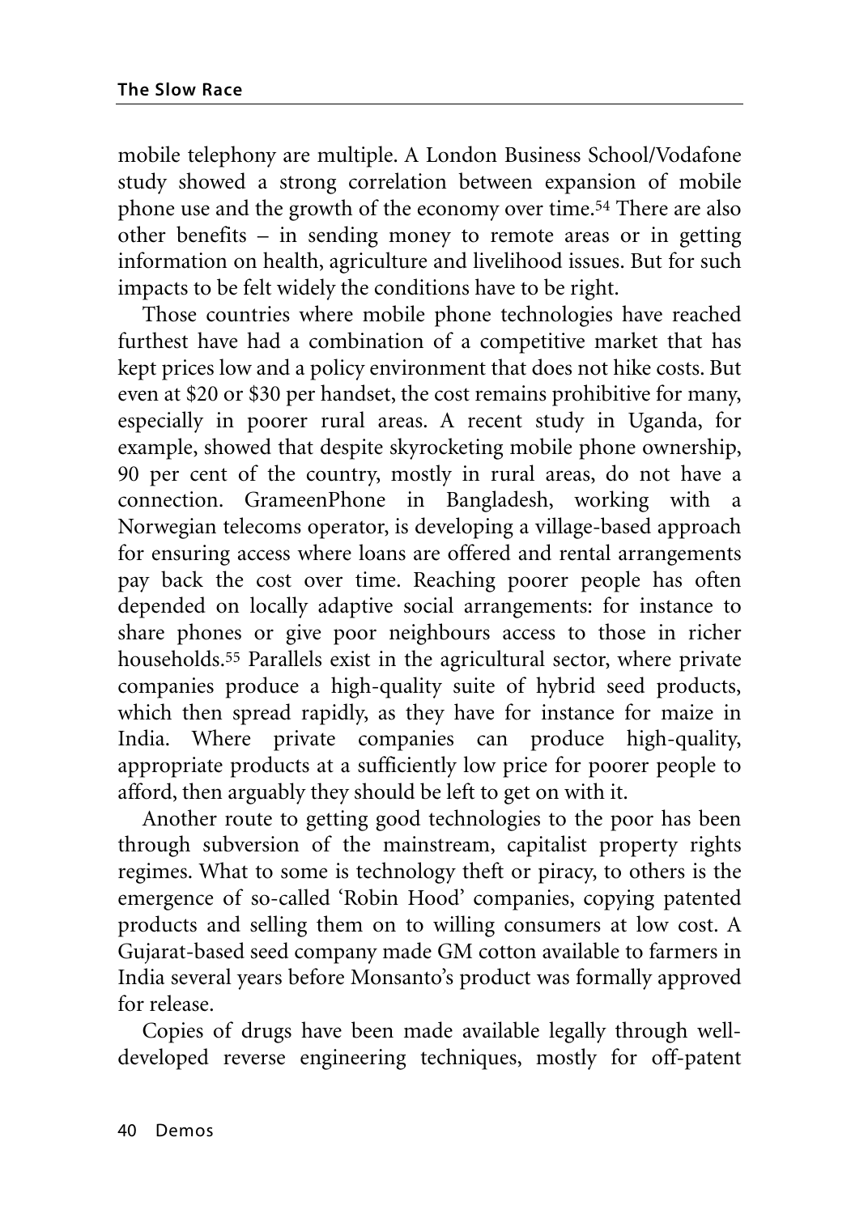mobile telephony are multiple. A London Business School/Vodafone study showed a strong correlation between expansion of mobile phone use and the growth of the economy over time.[54] There are also other benefits – in sending money to remote areas or in getting information on health, agriculture and livelihood issues. But for such impacts to be felt widely the conditions have to be right.

Those countries where mobile phone technologies have reached furthest have had a combination of a competitive market that has kept prices low and a policy environment that does not hike costs. But even at $20 or $30 per handset, the cost remains prohibitive for many, especially in poorer rural areas. A recent study in Uganda, for example, showed that despite skyrocketing mobile phone ownership, 90 per cent of the country, mostly in rural areas, do not have a connection. GrameenPhone in Bangladesh, working with a Norwegian telecoms operator, is developing a village-based approach for ensuring access where loans are offered and rental arrangements pay back the cost over time. Reaching poorer people has often depended on locally adaptive social arrangements: for instance to share phones or give poor neighbours access to those in richer households.[55] Parallels exist in the agricultural sector, where private companies produce a high-quality suite of hybrid seed products, which then spread rapidly, as they have for instance for maize in India. Where private companies can produce high-quality, appropriate products at a sufficiently low price for poorer people to afford, then arguably they should be left to get on with it.

Another route to getting good technologies to the poor has been through subversion of the mainstream, capitalist property rights regimes. What to some is technology theft or piracy, to others is the emergence of so-called 'Robin Hood' companies, copying patented products and selling them on to willing consumers at low cost. A Gujarat-based seed company made GM cotton available to farmers in India several years before Monsanto's product was formally approved for release.

Copies of drugs have been made available legally through well-developed reverse engineering techniques, mostly for off-patent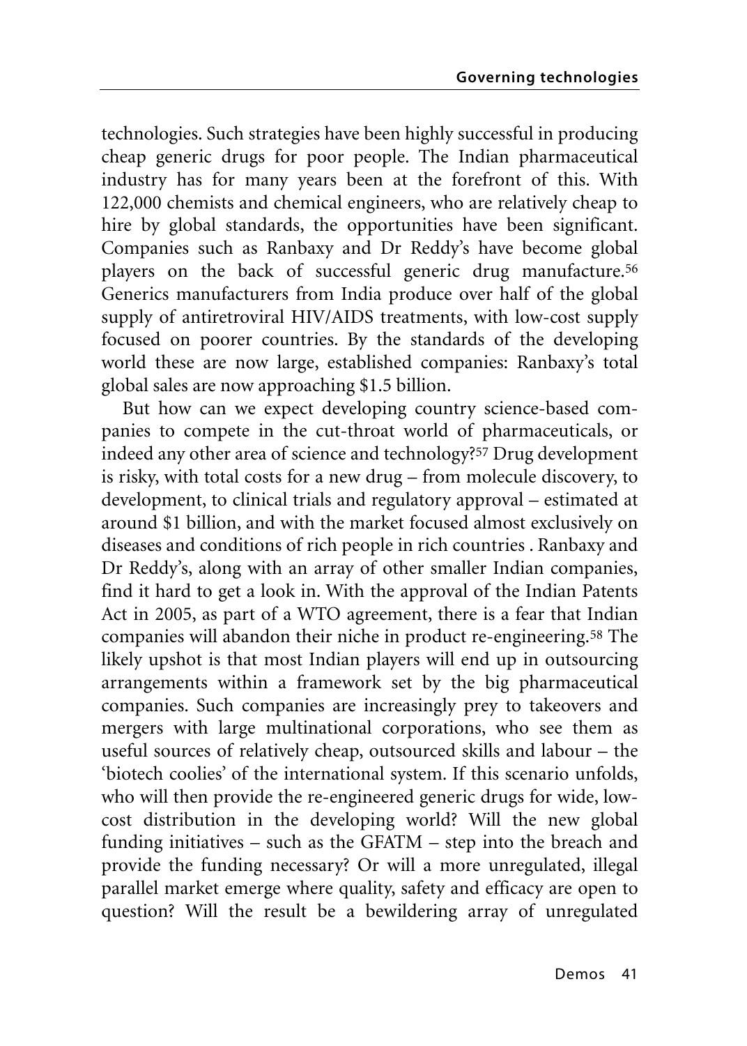technologies. Such strategies have been highly successful in producing cheap generic drugs for poor people. The Indian pharmaceutical industry has for many years been at the forefront of this. With 122,000 chemists and chemical engineers, who are relatively cheap to hire by global standards, the opportunities have been significant. Companies such as Ranbaxy and Dr Reddy's have become global players on the back of successful generic drug manufacture.[56] Generics manufacturers from India produce over half of the global supply of antiretroviral HIV/AIDS treatments, with low-cost supply focused on poorer countries. By the standards of the developing world these are now large, established companies: Ranbaxy's total global sales are now approaching $1.5 billion.

But how can we expect developing country science-based companies to compete in the cut-throat world of pharmaceuticals, or indeed any other area of science and technology?[57] Drug development is risky, with total costs for a new drug – from molecule discovery, to development, to clinical trials and regulatory approval – estimated at around $1 billion, and with the market focused almost exclusively on diseases and conditions of rich people in rich countries . Ranbaxy and Dr Reddy's, along with an array of other smaller Indian companies, find it hard to get a look in. With the approval of the Indian Patents Act in 2005, as part of a WTO agreement, there is a fear that Indian companies will abandon their niche in product re-engineering.[58] The likely upshot is that most Indian players will end up in outsourcing arrangements within a framework set by the big pharmaceutical companies. Such companies are increasingly prey to takeovers and mergers with large multinational corporations, who see them as useful sources of relatively cheap, outsourced skills and labour – the 'biotech coolies' of the international system. If this scenario unfolds, who will then provide the re-engineered generic drugs for wide, low-cost distribution in the developing world? Will the new global funding initiatives – such as the GFATM – step into the breach and provide the funding necessary? Or will a more unregulated, illegal parallel market emerge where quality, safety and efficacy are open to question? Will the result be a bewildering array of unregulated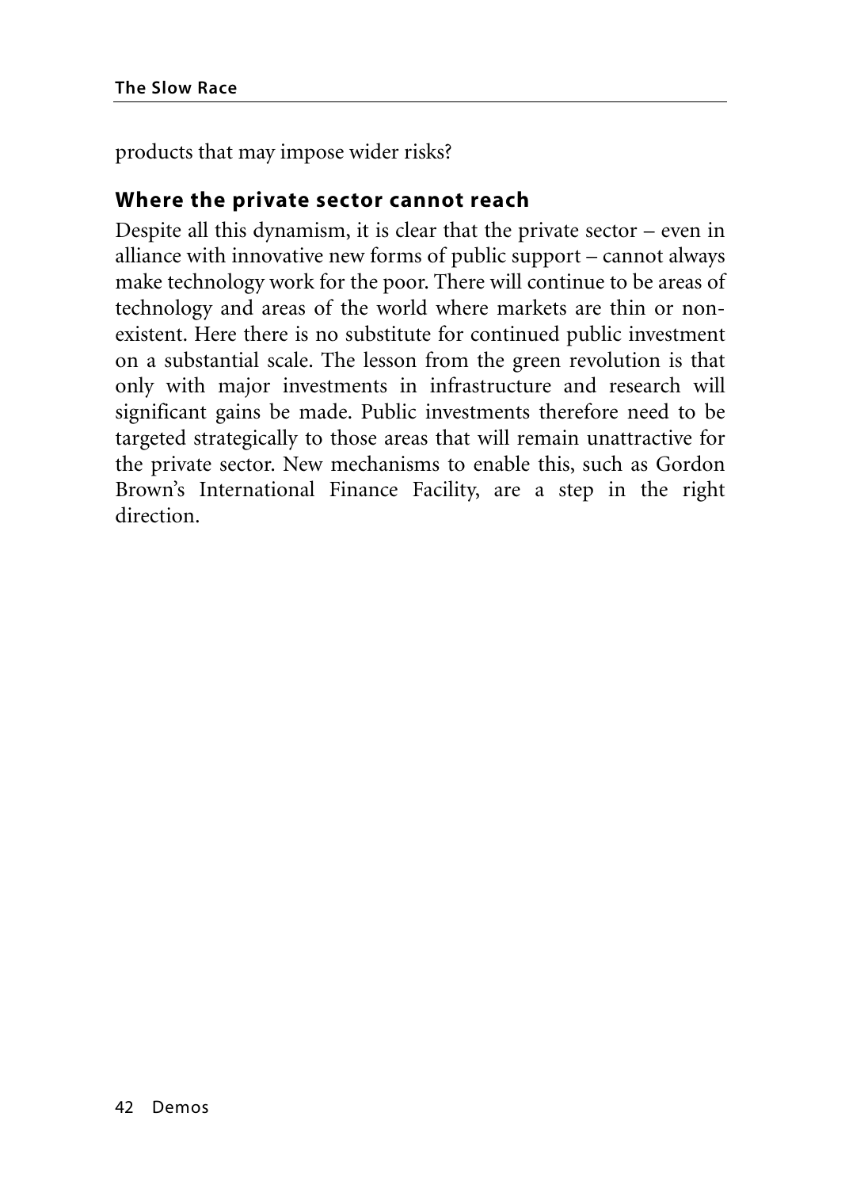products that may impose wider risks?

## Where the private sector cannot reach

Despite all this dynamism, it is clear that the private sector – even in alliance with innovative new forms of public support – cannot always make technology work for the poor. There will continue to be areas of technology and areas of the world where markets are thin or non-existent. Here there is no substitute for continued public investment on a substantial scale. The lesson from the green revolution is that only with major investments in infrastructure and research will significant gains be made. Public investments therefore need to be targeted strategically to those areas that will remain unattractive for the private sector. New mechanisms to enable this, such as Gordon Brown's International Finance Facility, are a step in the right direction.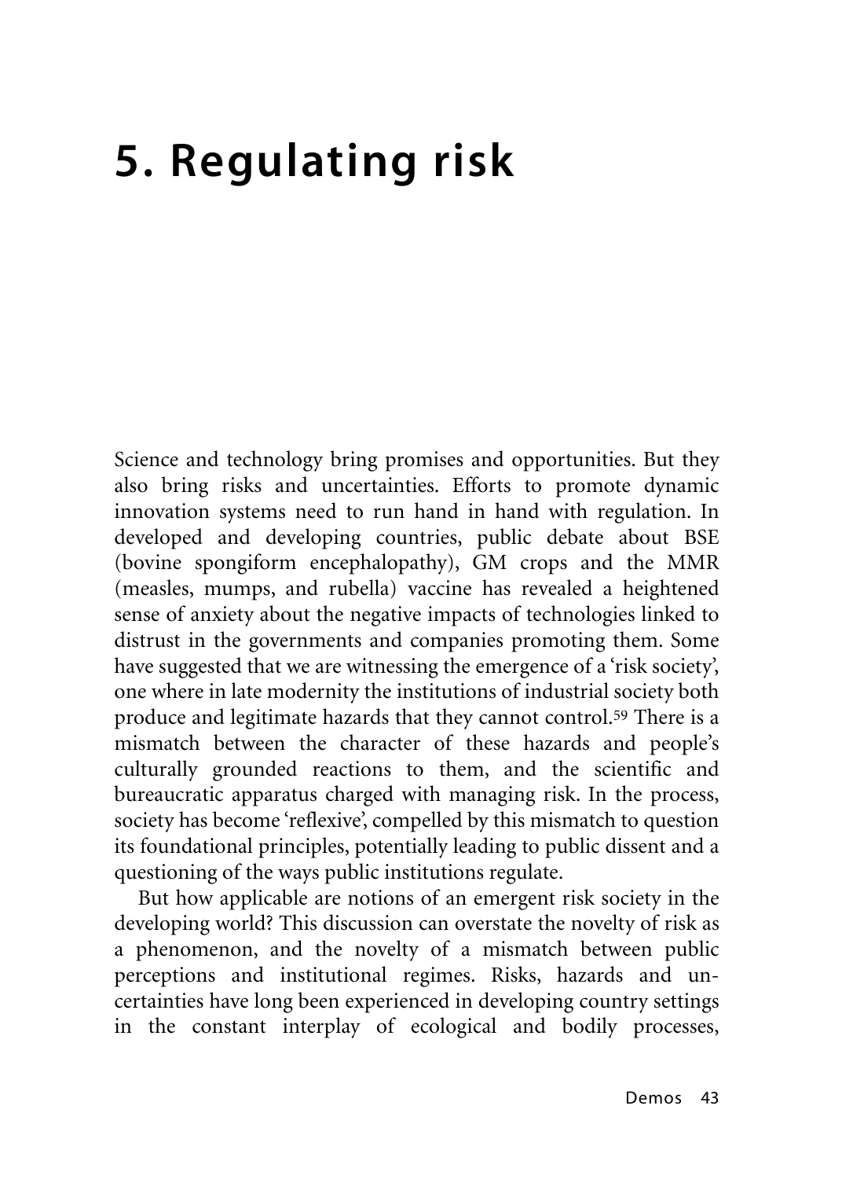# 5. Regulating risk

Science and technology bring promises and opportunities. But they also bring risks and uncertainties. Efforts to promote dynamic innovation systems need to run hand in hand with regulation. In developed and developing countries, public debate about BSE (bovine spongiform encephalopathy), GM crops and the MMR (measles, mumps, and rubella) vaccine has revealed a heightened sense of anxiety about the negative impacts of technologies linked to distrust in the governments and companies promoting them. Some have suggested that we are witnessing the emergence of a 'risk society', one where in late modernity the institutions of industrial society both produce and legitimate hazards that they cannot control.[59] There is a mismatch between the character of these hazards and people's culturally grounded reactions to them, and the scientific and bureaucratic apparatus charged with managing risk. In the process, society has become 'reflexive', compelled by this mismatch to question its foundational principles, potentially leading to public dissent and a questioning of the ways public institutions regulate.

But how applicable are notions of an emergent risk society in the developing world? This discussion can overstate the novelty of risk as a phenomenon, and the novelty of a mismatch between public perceptions and institutional regimes. Risks, hazards and uncertainties have long been experienced in developing country settings in the constant interplay of ecological and bodily processes,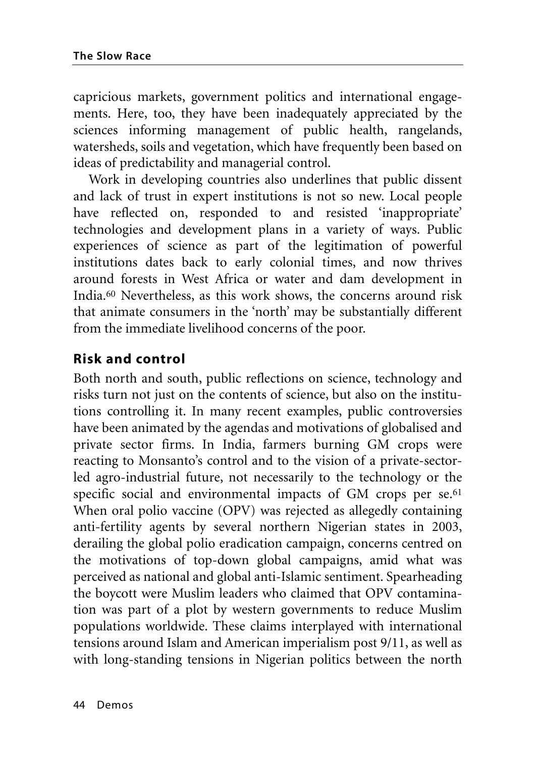capricious markets, government politics and international engagements. Here, too, they have been inadequately appreciated by the sciences informing management of public health, rangelands, watersheds, soils and vegetation, which have frequently been based on ideas of predictability and managerial control.

Work in developing countries also underlines that public dissent and lack of trust in expert institutions is not so new. Local people have reflected on, responded to and resisted 'inappropriate' technologies and development plans in a variety of ways. Public experiences of science as part of the legitimation of powerful institutions dates back to early colonial times, and now thrives around forests in West Africa or water and dam development in India.[60] Nevertheless, as this work shows, the concerns around risk that animate consumers in the 'north' may be substantially different from the immediate livelihood concerns of the poor.

## Risk and control

Both north and south, public reflections on science, technology and risks turn not just on the contents of science, but also on the institutions controlling it. In many recent examples, public controversies have been animated by the agendas and motivations of globalised and private sector firms. In India, farmers burning GM crops were reacting to Monsanto's control and to the vision of a private-sector-led agro-industrial future, not necessarily to the technology or the specific social and environmental impacts of GM crops per se.[61] When oral polio vaccine (OPV) was rejected as allegedly containing anti-fertility agents by several northern Nigerian states in 2003, derailing the global polio eradication campaign, concerns centred on the motivations of top-down global campaigns, amid what was perceived as national and global anti-Islamic sentiment. Spearheading the boycott were Muslim leaders who claimed that OPV contamination was part of a plot by western governments to reduce Muslim populations worldwide. These claims interplayed with international tensions around Islam and American imperialism post 9/11, as well as with long-standing tensions in Nigerian politics between the north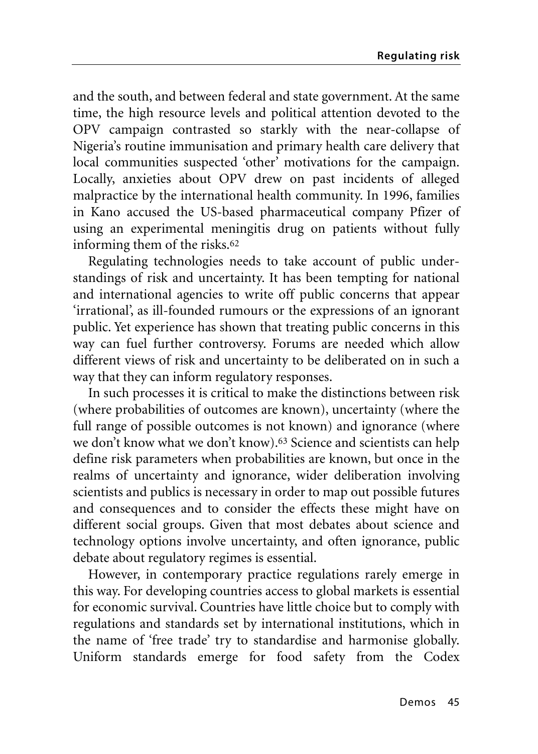and the south, and between federal and state government. At the same time, the high resource levels and political attention devoted to the OPV campaign contrasted so starkly with the near-collapse of Nigeria's routine immunisation and primary health care delivery that local communities suspected 'other' motivations for the campaign. Locally, anxieties about OPV drew on past incidents of alleged malpractice by the international health community. In 1996, families in Kano accused the US-based pharmaceutical company Pfizer of using an experimental meningitis drug on patients without fully informing them of the risks.[62]

Regulating technologies needs to take account of public understandings of risk and uncertainty. It has been tempting for national and international agencies to write off public concerns that appear 'irrational', as ill-founded rumours or the expressions of an ignorant public. Yet experience has shown that treating public concerns in this way can fuel further controversy. Forums are needed which allow different views of risk and uncertainty to be deliberated on in such a way that they can inform regulatory responses.

In such processes it is critical to make the distinctions between risk (where probabilities of outcomes are known), uncertainty (where the full range of possible outcomes is not known) and ignorance (where we don't know what we don't know).[63] Science and scientists can help define risk parameters when probabilities are known, but once in the realms of uncertainty and ignorance, wider deliberation involving scientists and publics is necessary in order to map out possible futures and consequences and to consider the effects these might have on different social groups. Given that most debates about science and technology options involve uncertainty, and often ignorance, public debate about regulatory regimes is essential.

However, in contemporary practice regulations rarely emerge in this way. For developing countries access to global markets is essential for economic survival. Countries have little choice but to comply with regulations and standards set by international institutions, which in the name of 'free trade' try to standardise and harmonise globally. Uniform standards emerge for food safety from the Codex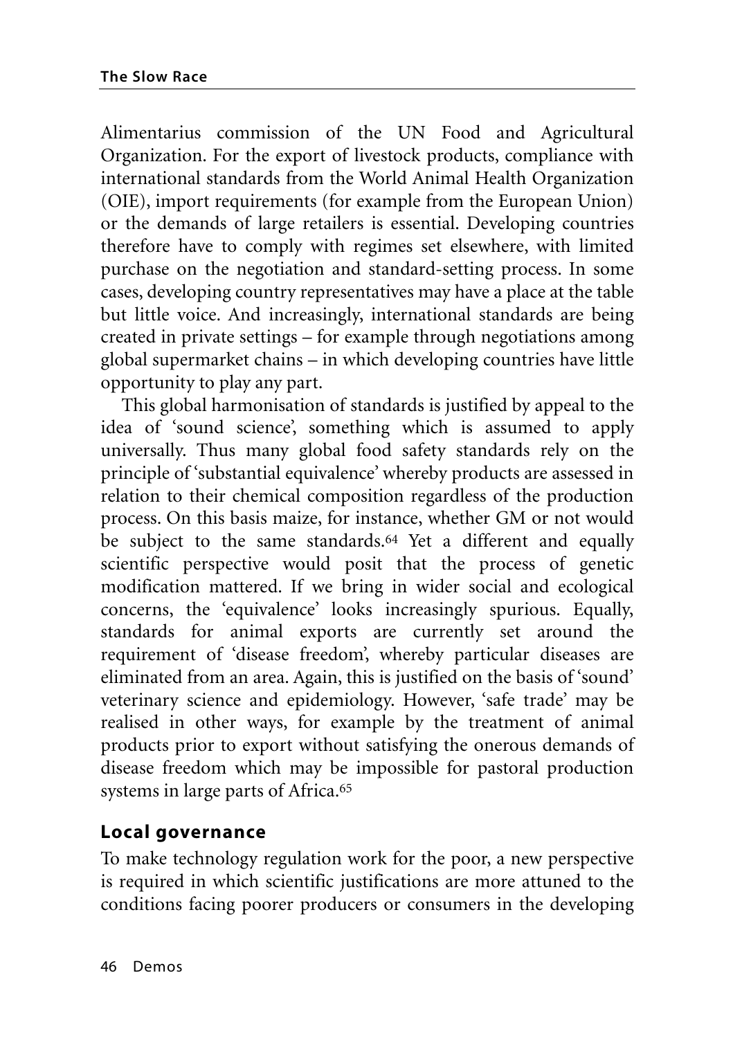Alimentarius commission of the UN Food and Agricultural Organization. For the export of livestock products, compliance with international standards from the World Animal Health Organization (OIE), import requirements (for example from the European Union) or the demands of large retailers is essential. Developing countries therefore have to comply with regimes set elsewhere, with limited purchase on the negotiation and standard-setting process. In some cases, developing country representatives may have a place at the table but little voice. And increasingly, international standards are being created in private settings – for example through negotiations among global supermarket chains – in which developing countries have little opportunity to play any part.

This global harmonisation of standards is justified by appeal to the idea of 'sound science', something which is assumed to apply universally. Thus many global food safety standards rely on the principle of 'substantial equivalence' whereby products are assessed in relation to their chemical composition regardless of the production process. On this basis maize, for instance, whether GM or not would be subject to the same standards.[64] Yet a different and equally scientific perspective would posit that the process of genetic modification mattered. If we bring in wider social and ecological concerns, the 'equivalence' looks increasingly spurious. Equally, standards for animal exports are currently set around the requirement of 'disease freedom', whereby particular diseases are eliminated from an area. Again, this is justified on the basis of 'sound' veterinary science and epidemiology. However, 'safe trade' may be realised in other ways, for example by the treatment of animal products prior to export without satisfying the onerous demands of disease freedom which may be impossible for pastoral production systems in large parts of Africa.[65]

## Local governance

To make technology regulation work for the poor, a new perspective is required in which scientific justifications are more attuned to the conditions facing poorer producers or consumers in the developing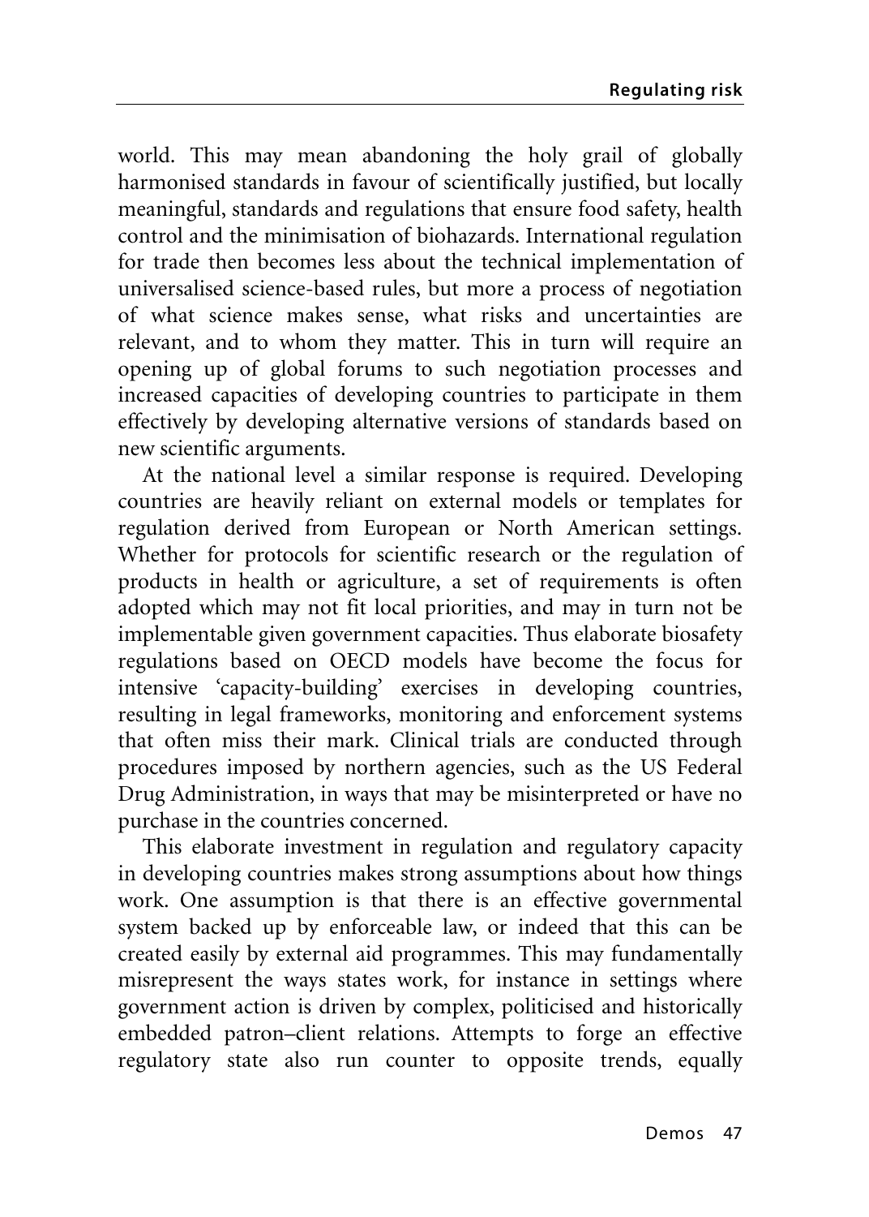world. This may mean abandoning the holy grail of globally harmonised standards in favour of scientifically justified, but locally meaningful, standards and regulations that ensure food safety, health control and the minimisation of biohazards. International regulation for trade then becomes less about the technical implementation of universalised science-based rules, but more a process of negotiation of what science makes sense, what risks and uncertainties are relevant, and to whom they matter. This in turn will require an opening up of global forums to such negotiation processes and increased capacities of developing countries to participate in them effectively by developing alternative versions of standards based on new scientific arguments.

At the national level a similar response is required. Developing countries are heavily reliant on external models or templates for regulation derived from European or North American settings. Whether for protocols for scientific research or the regulation of products in health or agriculture, a set of requirements is often adopted which may not fit local priorities, and may in turn not be implementable given government capacities. Thus elaborate biosafety regulations based on OECD models have become the focus for intensive 'capacity-building' exercises in developing countries, resulting in legal frameworks, monitoring and enforcement systems that often miss their mark. Clinical trials are conducted through procedures imposed by northern agencies, such as the US Federal Drug Administration, in ways that may be misinterpreted or have no purchase in the countries concerned.

This elaborate investment in regulation and regulatory capacity in developing countries makes strong assumptions about how things work. One assumption is that there is an effective governmental system backed up by enforceable law, or indeed that this can be created easily by external aid programmes. This may fundamentally misrepresent the ways states work, for instance in settings where government action is driven by complex, politicised and historically embedded patron–client relations. Attempts to forge an effective regulatory state also run counter to opposite trends, equally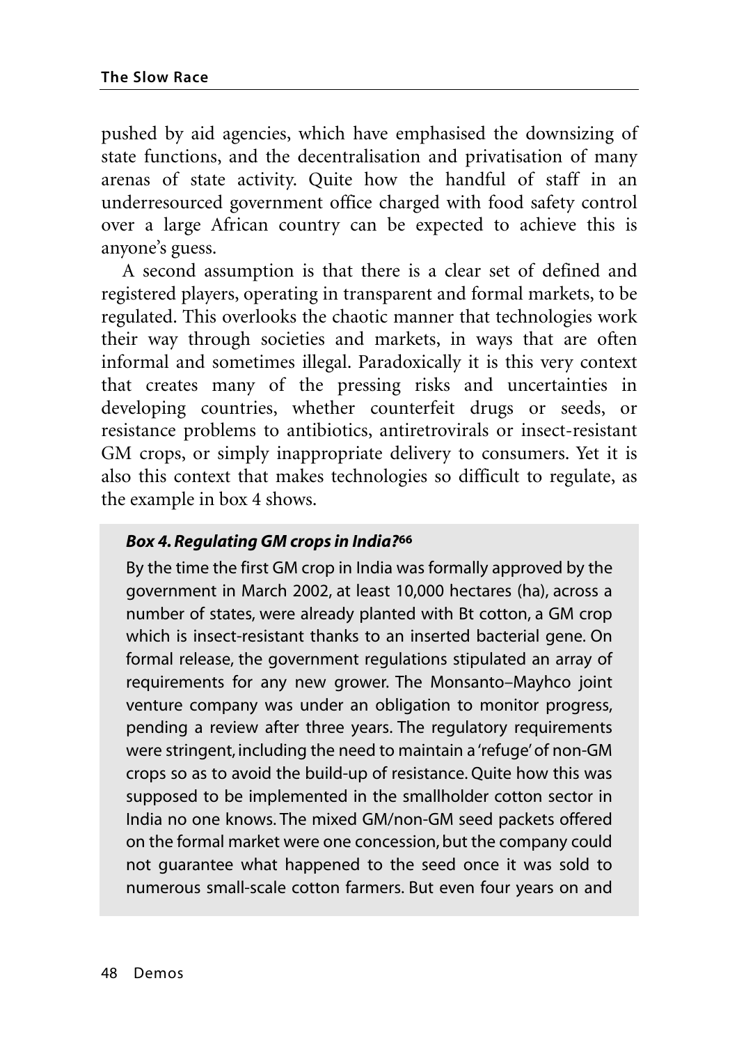pushed by aid agencies, which have emphasised the downsizing of state functions, and the decentralisation and privatisation of many arenas of state activity. Quite how the handful of staff in an underresourced government office charged with food safety control over a large African country can be expected to achieve this is anyone's guess.

A second assumption is that there is a clear set of defined and registered players, operating in transparent and formal markets, to be regulated. This overlooks the chaotic manner that technologies work their way through societies and markets, in ways that are often informal and sometimes illegal. Paradoxically it is this very context that creates many of the pressing risks and uncertainties in developing countries, whether counterfeit drugs or seeds, or resistance problems to antibiotics, antiretrovirals or insect-resistant GM crops, or simply inappropriate delivery to consumers. Yet it is also this context that makes technologies so difficult to regulate, as the example in box 4 shows.

***Box 4. Regulating GM crops in India?*[66]**

By the time the first GM crop in India was formally approved by the government in March 2002, at least 10,000 hectares (ha), across a number of states, were already planted with Bt cotton, a GM crop which is insect-resistant thanks to an inserted bacterial gene. On formal release, the government regulations stipulated an array of requirements for any new grower. The Monsanto–Mayhco joint venture company was under an obligation to monitor progress, pending a review after three years. The regulatory requirements were stringent, including the need to maintain a 'refuge' of non-GM crops so as to avoid the build-up of resistance. Quite how this was supposed to be implemented in the smallholder cotton sector in India no one knows. The mixed GM/non-GM seed packets offered on the formal market were one concession, but the company could not guarantee what happened to the seed once it was sold to numerous small-scale cotton farmers. But even four years on and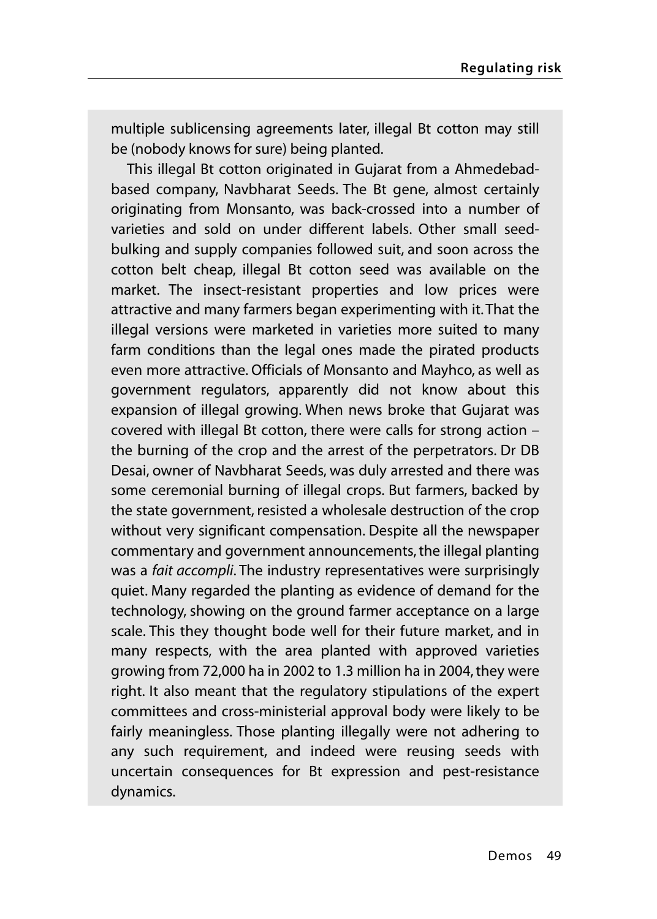multiple sublicensing agreements later, illegal Bt cotton may still be (nobody knows for sure) being planted.

This illegal Bt cotton originated in Gujarat from a Ahmedebad-based company, Navbharat Seeds. The Bt gene, almost certainly originating from Monsanto, was back-crossed into a number of varieties and sold on under different labels. Other small seed-bulking and supply companies followed suit, and soon across the cotton belt cheap, illegal Bt cotton seed was available on the market. The insect-resistant properties and low prices were attractive and many farmers began experimenting with it. That the illegal versions were marketed in varieties more suited to many farm conditions than the legal ones made the pirated products even more attractive. Officials of Monsanto and Mayhco, as well as government regulators, apparently did not know about this expansion of illegal growing. When news broke that Gujarat was covered with illegal Bt cotton, there were calls for strong action – the burning of the crop and the arrest of the perpetrators. Dr DB Desai, owner of Navbharat Seeds, was duly arrested and there was some ceremonial burning of illegal crops. But farmers, backed by the state government, resisted a wholesale destruction of the crop without very significant compensation. Despite all the newspaper commentary and government announcements, the illegal planting was a *fait accompli*. The industry representatives were surprisingly quiet. Many regarded the planting as evidence of demand for the technology, showing on the ground farmer acceptance on a large scale. This they thought bode well for their future market, and in many respects, with the area planted with approved varieties growing from 72,000 ha in 2002 to 1.3 million ha in 2004, they were right. It also meant that the regulatory stipulations of the expert committees and cross-ministerial approval body were likely to be fairly meaningless. Those planting illegally were not adhering to any such requirement, and indeed were reusing seeds with uncertain consequences for Bt expression and pest-resistance dynamics.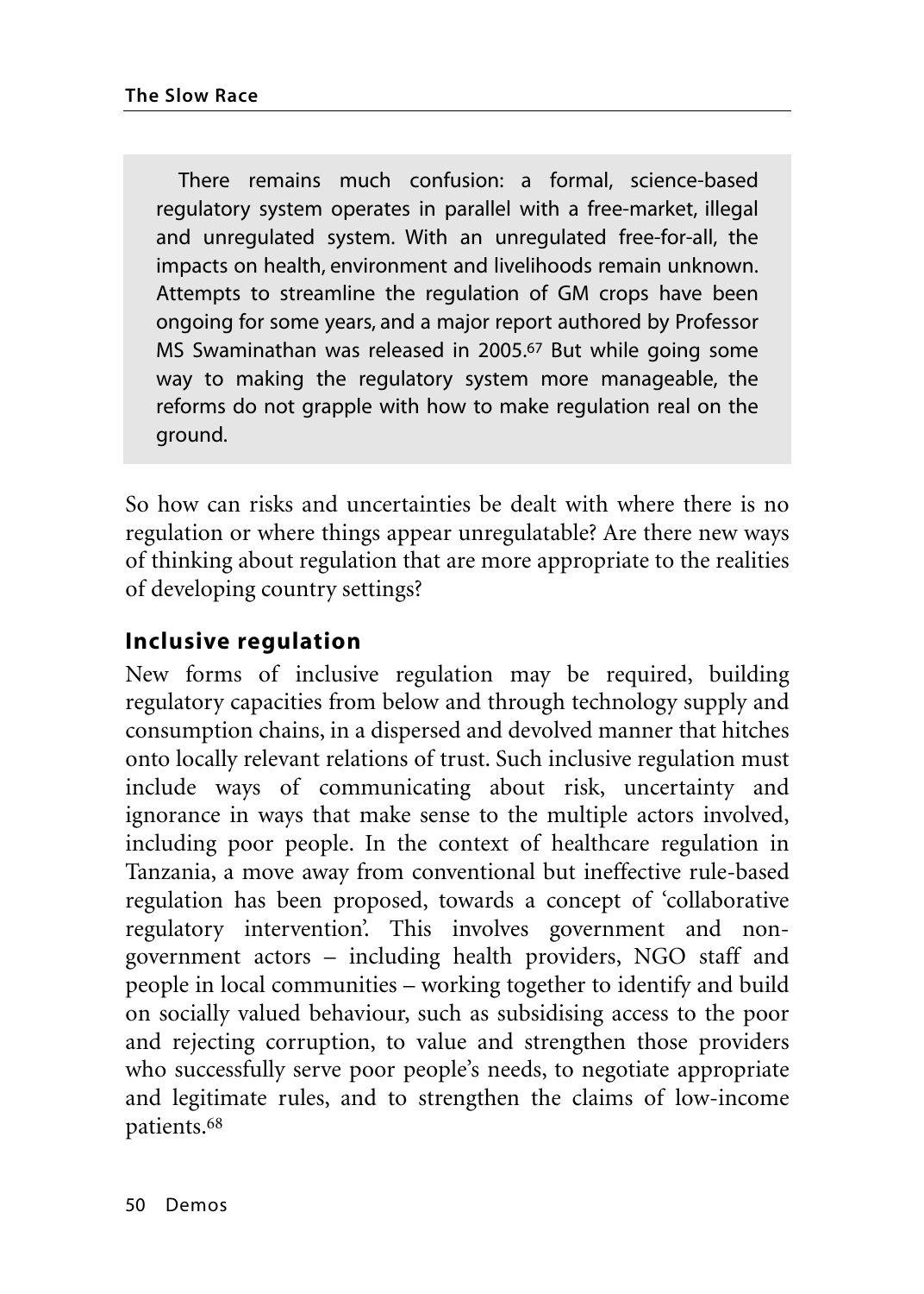There remains much confusion: a formal, science-based regulatory system operates in parallel with a free-market, illegal and unregulated system. With an unregulated free-for-all, the impacts on health, environment and livelihoods remain unknown. Attempts to streamline the regulation of GM crops have been ongoing for some years, and a major report authored by Professor MS Swaminathan was released in 2005.[67] But while going some way to making the regulatory system more manageable, the reforms do not grapple with how to make regulation real on the ground.

So how can risks and uncertainties be dealt with where there is no regulation or where things appear unregulatable? Are there new ways of thinking about regulation that are more appropriate to the realities of developing country settings?

## Inclusive regulation

New forms of inclusive regulation may be required, building regulatory capacities from below and through technology supply and consumption chains, in a dispersed and devolved manner that hitches onto locally relevant relations of trust. Such inclusive regulation must include ways of communicating about risk, uncertainty and ignorance in ways that make sense to the multiple actors involved, including poor people. In the context of healthcare regulation in Tanzania, a move away from conventional but ineffective rule-based regulation has been proposed, towards a concept of 'collaborative regulatory intervention'. This involves government and non-government actors – including health providers, NGO staff and people in local communities – working together to identify and build on socially valued behaviour, such as subsidising access to the poor and rejecting corruption, to value and strengthen those providers who successfully serve poor people's needs, to negotiate appropriate and legitimate rules, and to strengthen the claims of low-income patients.[68]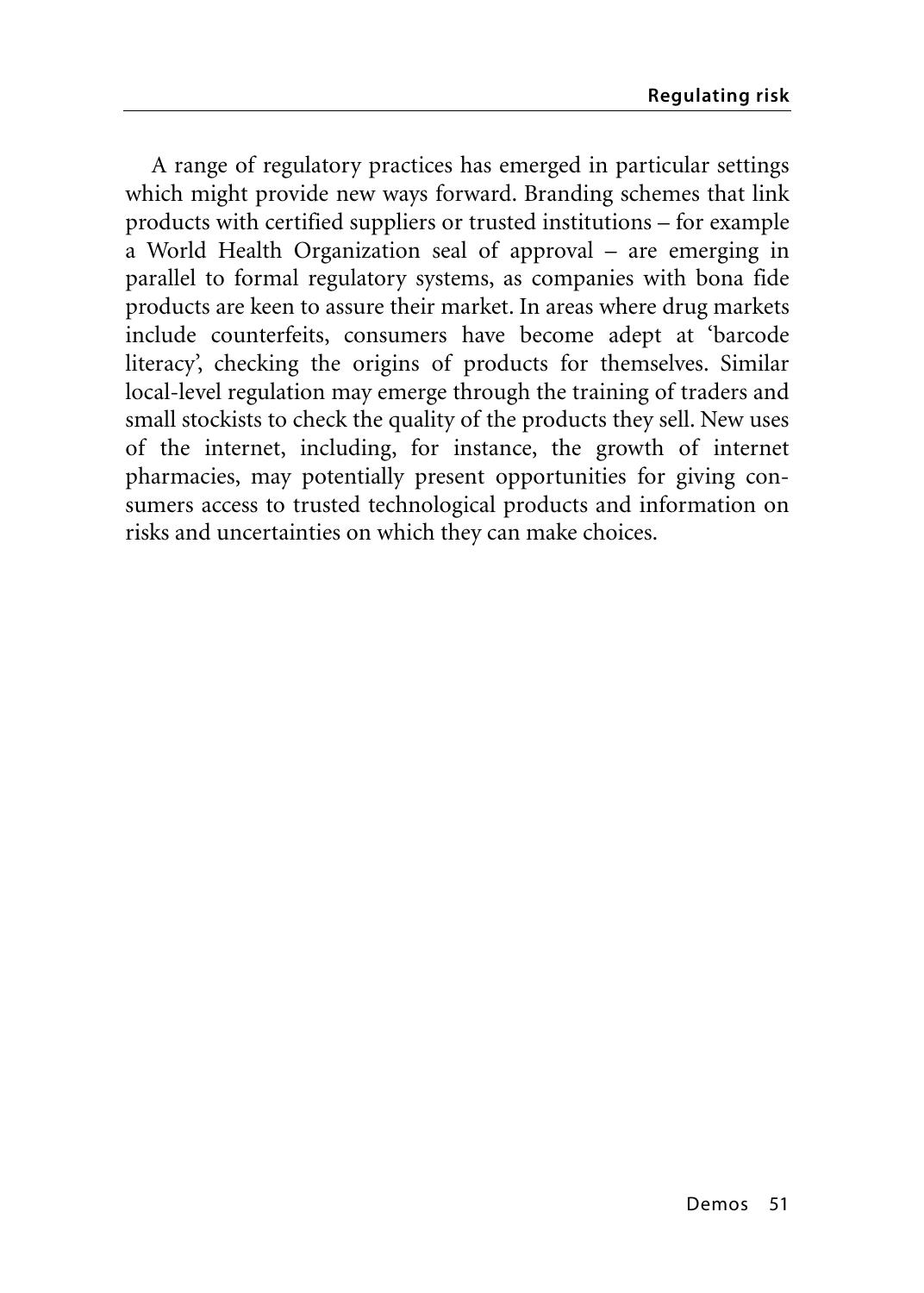A range of regulatory practices has emerged in particular settings which might provide new ways forward. Branding schemes that link products with certified suppliers or trusted institutions – for example a World Health Organization seal of approval – are emerging in parallel to formal regulatory systems, as companies with bona fide products are keen to assure their market. In areas where drug markets include counterfeits, consumers have become adept at 'barcode literacy', checking the origins of products for themselves. Similar local-level regulation may emerge through the training of traders and small stockists to check the quality of the products they sell. New uses of the internet, including, for instance, the growth of internet pharmacies, may potentially present opportunities for giving consumers access to trusted technological products and information on risks and uncertainties on which they can make choices.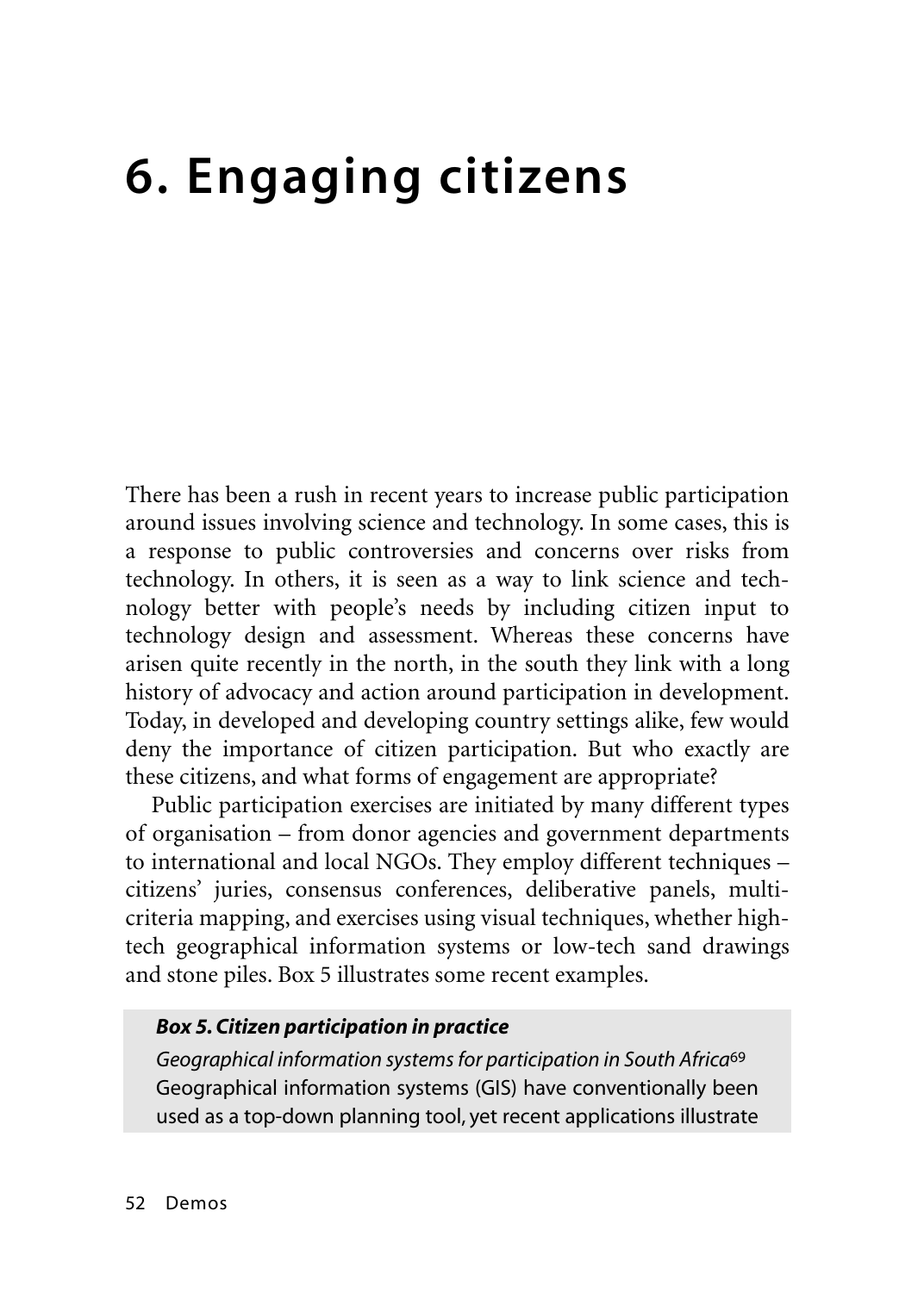# 6. Engaging citizens

There has been a rush in recent years to increase public participation around issues involving science and technology. In some cases, this is a response to public controversies and concerns over risks from technology. In others, it is seen as a way to link science and technology better with people's needs by including citizen input to technology design and assessment. Whereas these concerns have arisen quite recently in the north, in the south they link with a long history of advocacy and action around participation in development. Today, in developed and developing country settings alike, few would deny the importance of citizen participation. But who exactly are these citizens, and what forms of engagement are appropriate?

Public participation exercises are initiated by many different types of organisation – from donor agencies and government departments to international and local NGOs. They employ different techniques – citizens' juries, consensus conferences, deliberative panels, multi-criteria mapping, and exercises using visual techniques, whether high-tech geographical information systems or low-tech sand drawings and stone piles. Box 5 illustrates some recent examples.

***Box 5. Citizen participation in practice***

*Geographical information systems for participation in South Africa*[69]

Geographical information systems (GIS) have conventionally been used as a top-down planning tool, yet recent applications illustrate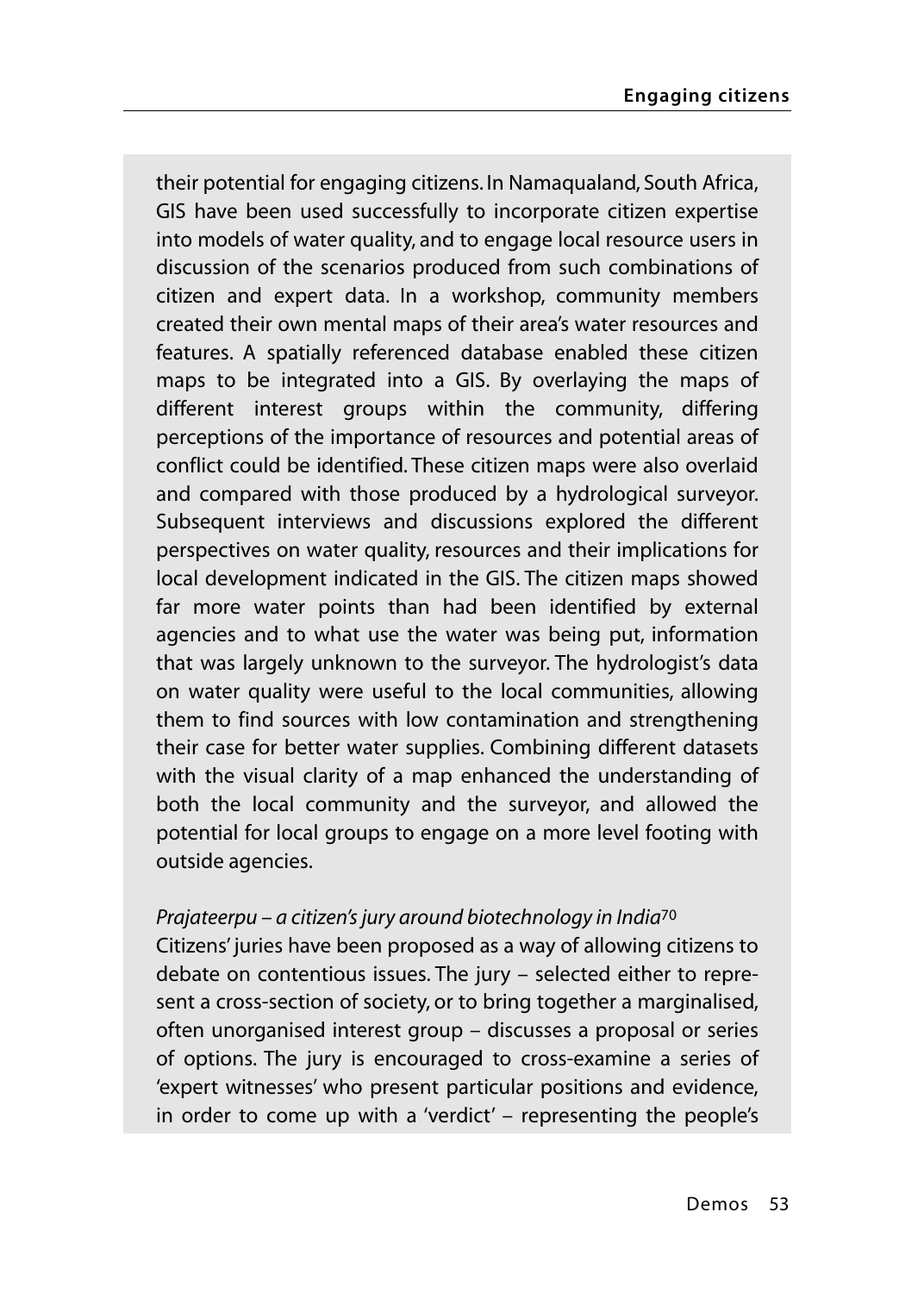their potential for engaging citizens. In Namaqualand, South Africa, GIS have been used successfully to incorporate citizen expertise into models of water quality, and to engage local resource users in discussion of the scenarios produced from such combinations of citizen and expert data. In a workshop, community members created their own mental maps of their area's water resources and features. A spatially referenced database enabled these citizen maps to be integrated into a GIS. By overlaying the maps of different interest groups within the community, differing perceptions of the importance of resources and potential areas of conflict could be identified. These citizen maps were also overlaid and compared with those produced by a hydrological surveyor. Subsequent interviews and discussions explored the different perspectives on water quality, resources and their implications for local development indicated in the GIS. The citizen maps showed far more water points than had been identified by external agencies and to what use the water was being put, information that was largely unknown to the surveyor. The hydrologist's data on water quality were useful to the local communities, allowing them to find sources with low contamination and strengthening their case for better water supplies. Combining different datasets with the visual clarity of a map enhanced the understanding of both the local community and the surveyor, and allowed the potential for local groups to engage on a more level footing with outside agencies.

*Prajateerpu – a citizen's jury around biotechnology in India*[70]

Citizens' juries have been proposed as a way of allowing citizens to debate on contentious issues. The jury – selected either to represent a cross-section of society, or to bring together a marginalised, often unorganised interest group – discusses a proposal or series of options. The jury is encouraged to cross-examine a series of 'expert witnesses' who present particular positions and evidence, in order to come up with a 'verdict' – representing the people's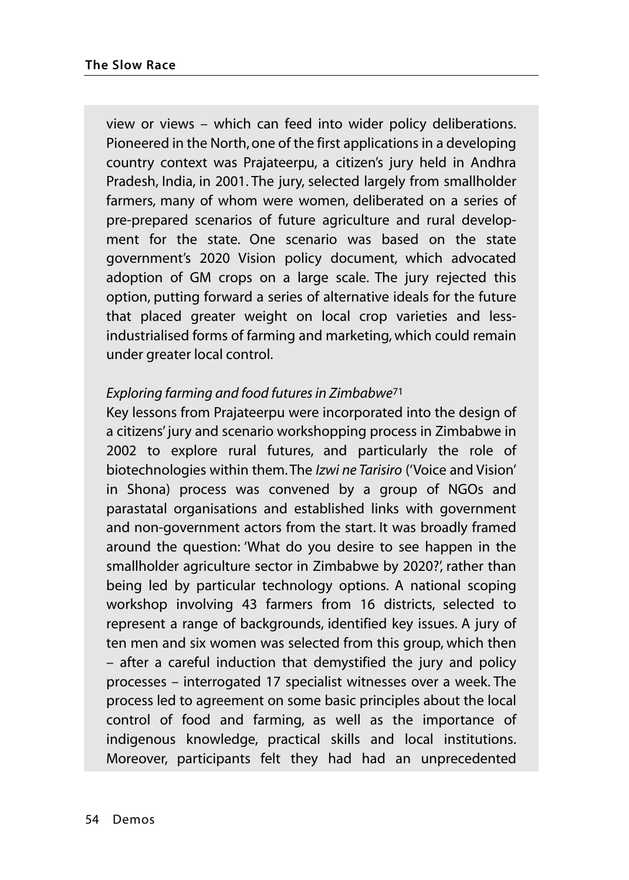view or views – which can feed into wider policy deliberations. Pioneered in the North, one of the first applications in a developing country context was Prajateerpu, a citizen's jury held in Andhra Pradesh, India, in 2001. The jury, selected largely from smallholder farmers, many of whom were women, deliberated on a series of pre-prepared scenarios of future agriculture and rural development for the state. One scenario was based on the state government's 2020 Vision policy document, which advocated adoption of GM crops on a large scale. The jury rejected this option, putting forward a series of alternative ideals for the future that placed greater weight on local crop varieties and less-industrialised forms of farming and marketing, which could remain under greater local control.

*Exploring farming and food futures in Zimbabwe*[71]

Key lessons from Prajateerpu were incorporated into the design of a citizens' jury and scenario workshopping process in Zimbabwe in 2002 to explore rural futures, and particularly the role of biotechnologies within them. The *Izwi ne Tarisiro* ('Voice and Vision' in Shona) process was convened by a group of NGOs and parastatal organisations and established links with government and non-government actors from the start. It was broadly framed around the question: 'What do you desire to see happen in the smallholder agriculture sector in Zimbabwe by 2020?', rather than being led by particular technology options. A national scoping workshop involving 43 farmers from 16 districts, selected to represent a range of backgrounds, identified key issues. A jury of ten men and six women was selected from this group, which then – after a careful induction that demystified the jury and policy processes – interrogated 17 specialist witnesses over a week. The process led to agreement on some basic principles about the local control of food and farming, as well as the importance of indigenous knowledge, practical skills and local institutions. Moreover, participants felt they had had an unprecedented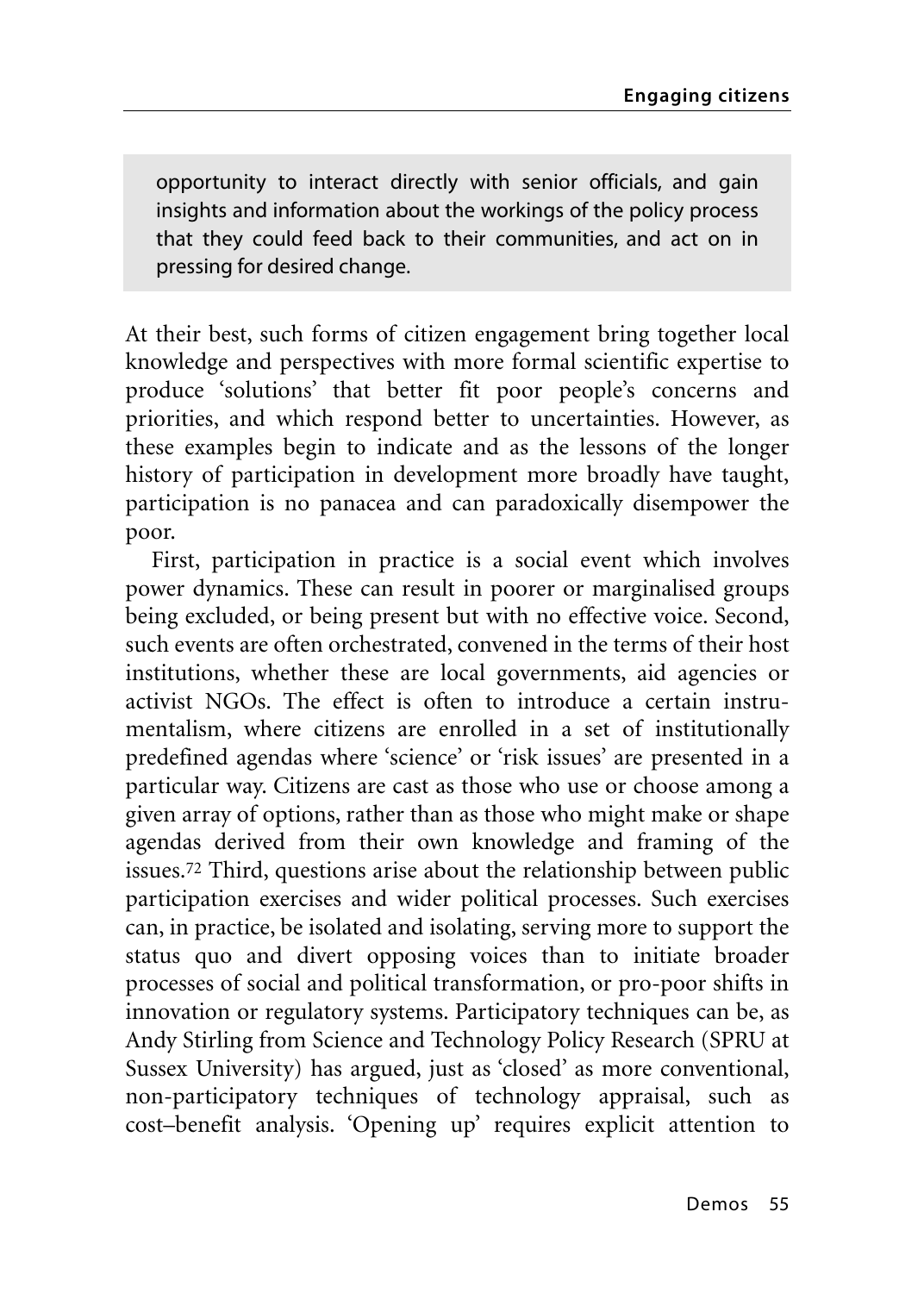opportunity to interact directly with senior officials, and gain insights and information about the workings of the policy process that they could feed back to their communities, and act on in pressing for desired change.

At their best, such forms of citizen engagement bring together local knowledge and perspectives with more formal scientific expertise to produce 'solutions' that better fit poor people's concerns and priorities, and which respond better to uncertainties. However, as these examples begin to indicate and as the lessons of the longer history of participation in development more broadly have taught, participation is no panacea and can paradoxically disempower the poor.

First, participation in practice is a social event which involves power dynamics. These can result in poorer or marginalised groups being excluded, or being present but with no effective voice. Second, such events are often orchestrated, convened in the terms of their host institutions, whether these are local governments, aid agencies or activist NGOs. The effect is often to introduce a certain instrumentalism, where citizens are enrolled in a set of institutionally predefined agendas where 'science' or 'risk issues' are presented in a particular way. Citizens are cast as those who use or choose among a given array of options, rather than as those who might make or shape agendas derived from their own knowledge and framing of the issues.[72] Third, questions arise about the relationship between public participation exercises and wider political processes. Such exercises can, in practice, be isolated and isolating, serving more to support the status quo and divert opposing voices than to initiate broader processes of social and political transformation, or pro-poor shifts in innovation or regulatory systems. Participatory techniques can be, as Andy Stirling from Science and Technology Policy Research (SPRU at Sussex University) has argued, just as 'closed' as more conventional, non-participatory techniques of technology appraisal, such as cost–benefit analysis. 'Opening up' requires explicit attention to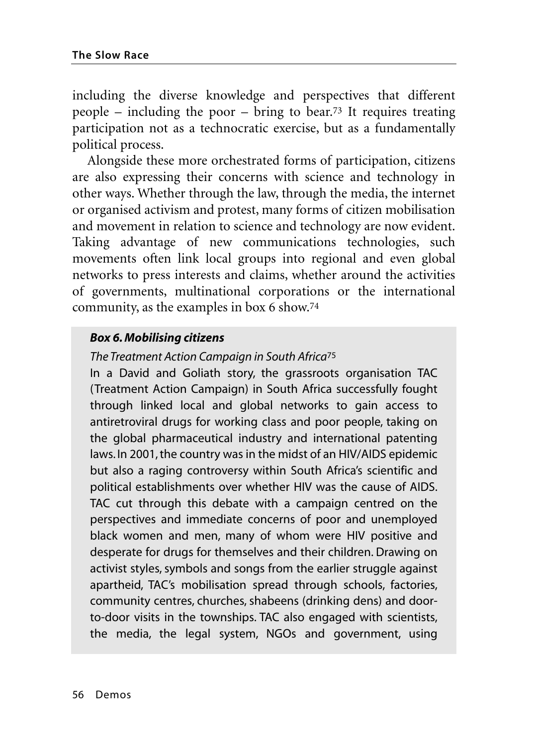including the diverse knowledge and perspectives that different people – including the poor – bring to bear.[73] It requires treating participation not as a technocratic exercise, but as a fundamentally political process.

Alongside these more orchestrated forms of participation, citizens are also expressing their concerns with science and technology in other ways. Whether through the law, through the media, the internet or organised activism and protest, many forms of citizen mobilisation and movement in relation to science and technology are now evident. Taking advantage of new communications technologies, such movements often link local groups into regional and even global networks to press interests and claims, whether around the activities of governments, multinational corporations or the international community, as the examples in box 6 show.[74]

***Box 6. Mobilising citizens***

*The Treatment Action Campaign in South Africa*[75]

In a David and Goliath story, the grassroots organisation TAC (Treatment Action Campaign) in South Africa successfully fought through linked local and global networks to gain access to antiretroviral drugs for working class and poor people, taking on the global pharmaceutical industry and international patenting laws. In 2001, the country was in the midst of an HIV/AIDS epidemic but also a raging controversy within South Africa's scientific and political establishments over whether HIV was the cause of AIDS. TAC cut through this debate with a campaign centred on the perspectives and immediate concerns of poor and unemployed black women and men, many of whom were HIV positive and desperate for drugs for themselves and their children. Drawing on activist styles, symbols and songs from the earlier struggle against apartheid, TAC's mobilisation spread through schools, factories, community centres, churches, shabeens (drinking dens) and door-to-door visits in the townships. TAC also engaged with scientists, the media, the legal system, NGOs and government, using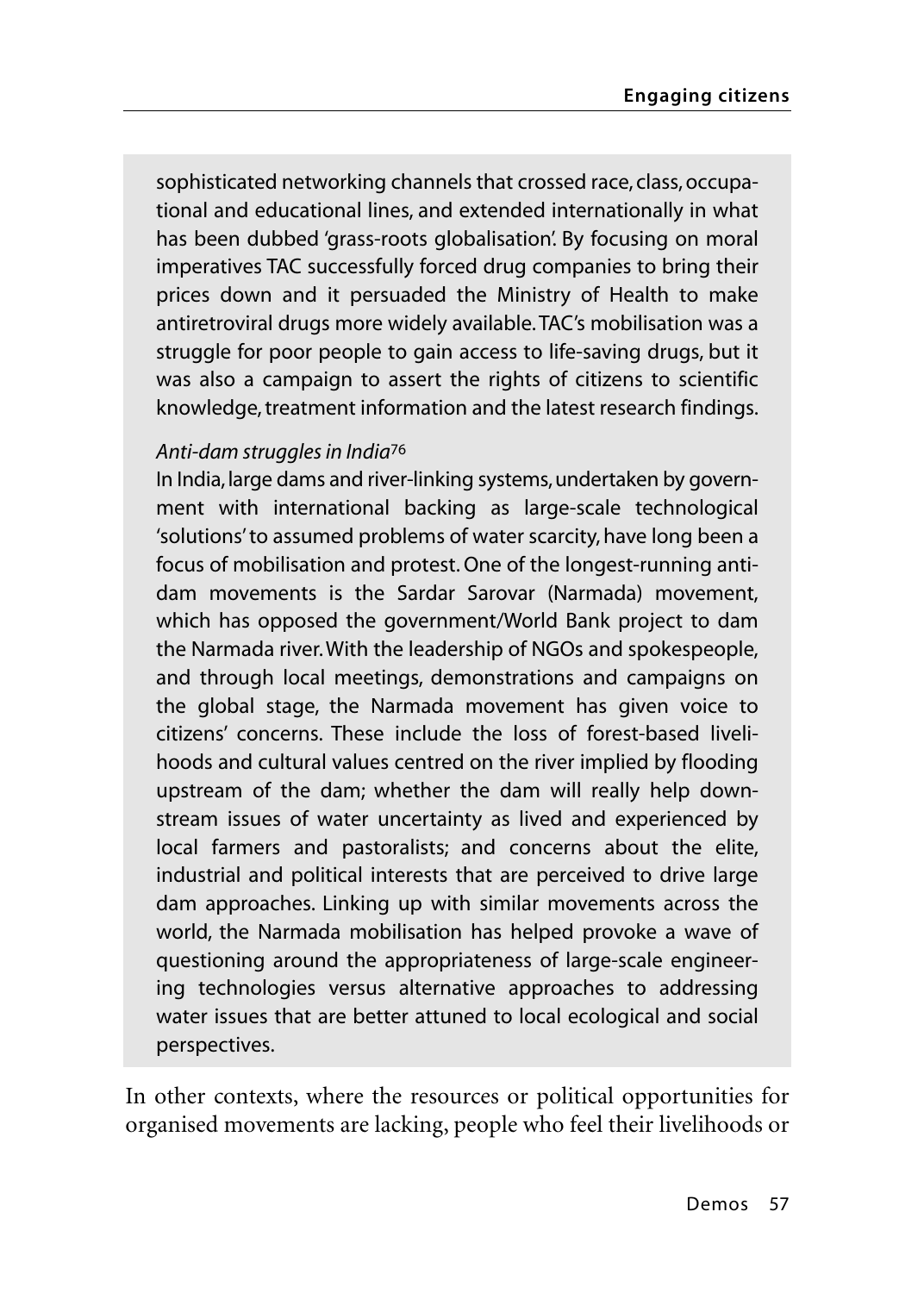sophisticated networking channels that crossed race, class, occupational and educational lines, and extended internationally in what has been dubbed 'grass-roots globalisation'. By focusing on moral imperatives TAC successfully forced drug companies to bring their prices down and it persuaded the Ministry of Health to make antiretroviral drugs more widely available. TAC's mobilisation was a struggle for poor people to gain access to life-saving drugs, but it was also a campaign to assert the rights of citizens to scientific knowledge, treatment information and the latest research findings.

*Anti-dam struggles in India*[76]

In India, large dams and river-linking systems, undertaken by government with international backing as large-scale technological 'solutions' to assumed problems of water scarcity, have long been a focus of mobilisation and protest. One of the longest-running anti-dam movements is the Sardar Sarovar (Narmada) movement, which has opposed the government/World Bank project to dam the Narmada river. With the leadership of NGOs and spokespeople, and through local meetings, demonstrations and campaigns on the global stage, the Narmada movement has given voice to citizens' concerns. These include the loss of forest-based livelihoods and cultural values centred on the river implied by flooding upstream of the dam; whether the dam will really help downstream issues of water uncertainty as lived and experienced by local farmers and pastoralists; and concerns about the elite, industrial and political interests that are perceived to drive large dam approaches. Linking up with similar movements across the world, the Narmada mobilisation has helped provoke a wave of questioning around the appropriateness of large-scale engineering technologies versus alternative approaches to addressing water issues that are better attuned to local ecological and social perspectives.

In other contexts, where the resources or political opportunities for organised movements are lacking, people who feel their livelihoods or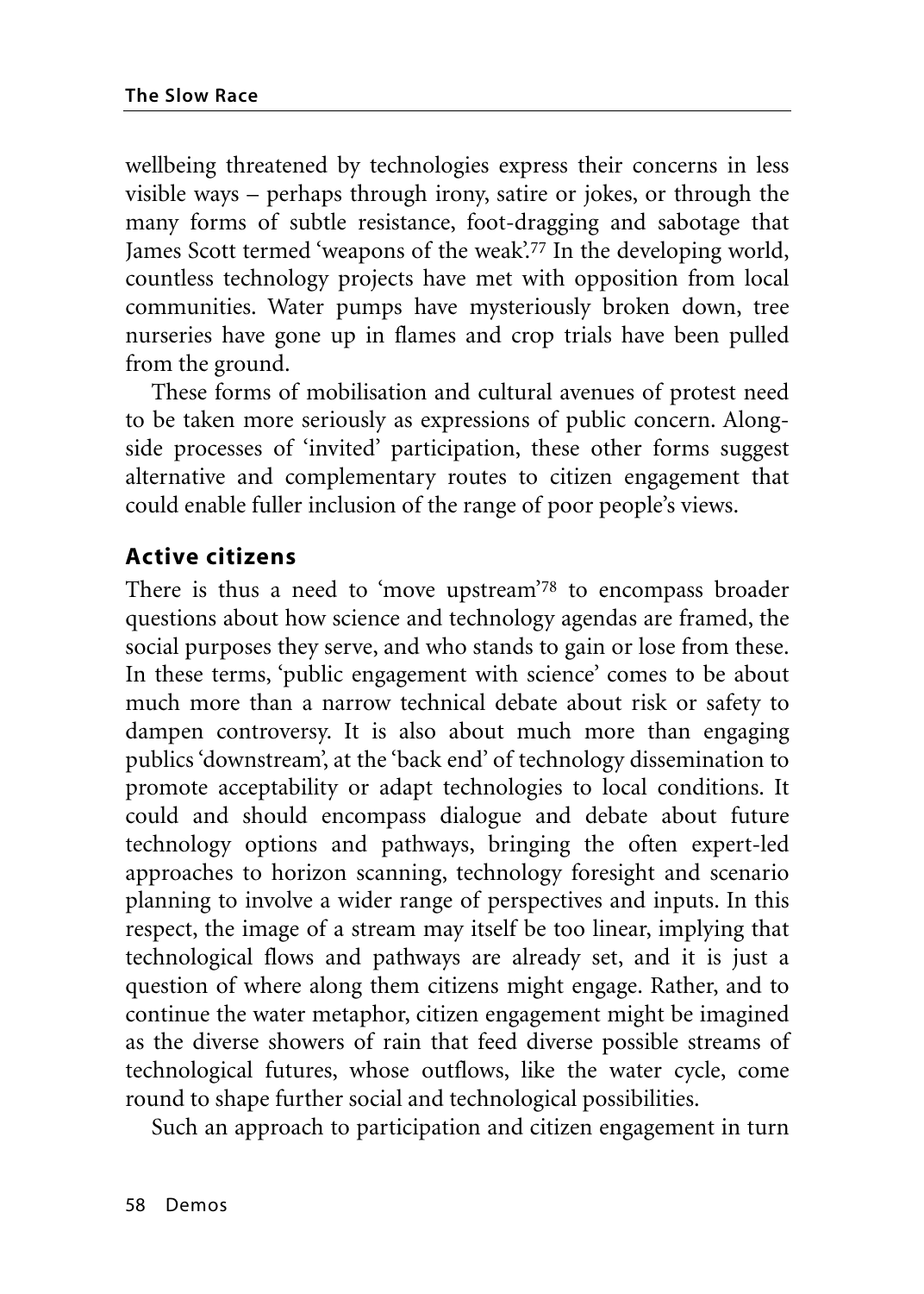wellbeing threatened by technologies express their concerns in less visible ways – perhaps through irony, satire or jokes, or through the many forms of subtle resistance, foot-dragging and sabotage that James Scott termed 'weapons of the weak'.[77] In the developing world, countless technology projects have met with opposition from local communities. Water pumps have mysteriously broken down, tree nurseries have gone up in flames and crop trials have been pulled from the ground.

These forms of mobilisation and cultural avenues of protest need to be taken more seriously as expressions of public concern. Alongside processes of 'invited' participation, these other forms suggest alternative and complementary routes to citizen engagement that could enable fuller inclusion of the range of poor people's views.

## Active citizens

There is thus a need to 'move upstream'[78] to encompass broader questions about how science and technology agendas are framed, the social purposes they serve, and who stands to gain or lose from these. In these terms, 'public engagement with science' comes to be about much more than a narrow technical debate about risk or safety to dampen controversy. It is also about much more than engaging publics 'downstream', at the 'back end' of technology dissemination to promote acceptability or adapt technologies to local conditions. It could and should encompass dialogue and debate about future technology options and pathways, bringing the often expert-led approaches to horizon scanning, technology foresight and scenario planning to involve a wider range of perspectives and inputs. In this respect, the image of a stream may itself be too linear, implying that technological flows and pathways are already set, and it is just a question of where along them citizens might engage. Rather, and to continue the water metaphor, citizen engagement might be imagined as the diverse showers of rain that feed diverse possible streams of technological futures, whose outflows, like the water cycle, come round to shape further social and technological possibilities.

Such an approach to participation and citizen engagement in turn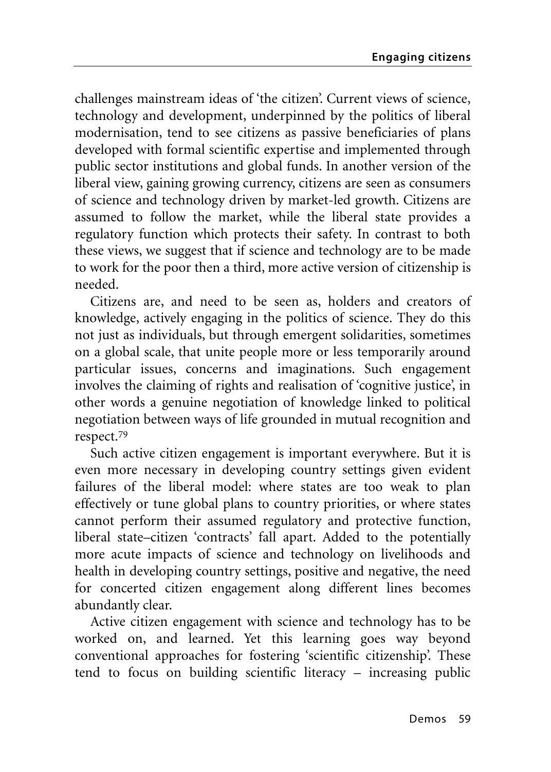challenges mainstream ideas of 'the citizen'. Current views of science, technology and development, underpinned by the politics of liberal modernisation, tend to see citizens as passive beneficiaries of plans developed with formal scientific expertise and implemented through public sector institutions and global funds. In another version of the liberal view, gaining growing currency, citizens are seen as consumers of science and technology driven by market-led growth. Citizens are assumed to follow the market, while the liberal state provides a regulatory function which protects their safety. In contrast to both these views, we suggest that if science and technology are to be made to work for the poor then a third, more active version of citizenship is needed.

Citizens are, and need to be seen as, holders and creators of knowledge, actively engaging in the politics of science. They do this not just as individuals, but through emergent solidarities, sometimes on a global scale, that unite people more or less temporarily around particular issues, concerns and imaginations. Such engagement involves the claiming of rights and realisation of 'cognitive justice', in other words a genuine negotiation of knowledge linked to political negotiation between ways of life grounded in mutual recognition and respect.[79]

Such active citizen engagement is important everywhere. But it is even more necessary in developing country settings given evident failures of the liberal model: where states are too weak to plan effectively or tune global plans to country priorities, or where states cannot perform their assumed regulatory and protective function, liberal state–citizen 'contracts' fall apart. Added to the potentially more acute impacts of science and technology on livelihoods and health in developing country settings, positive and negative, the need for concerted citizen engagement along different lines becomes abundantly clear.

Active citizen engagement with science and technology has to be worked on, and learned. Yet this learning goes way beyond conventional approaches for fostering 'scientific citizenship'. These tend to focus on building scientific literacy – increasing public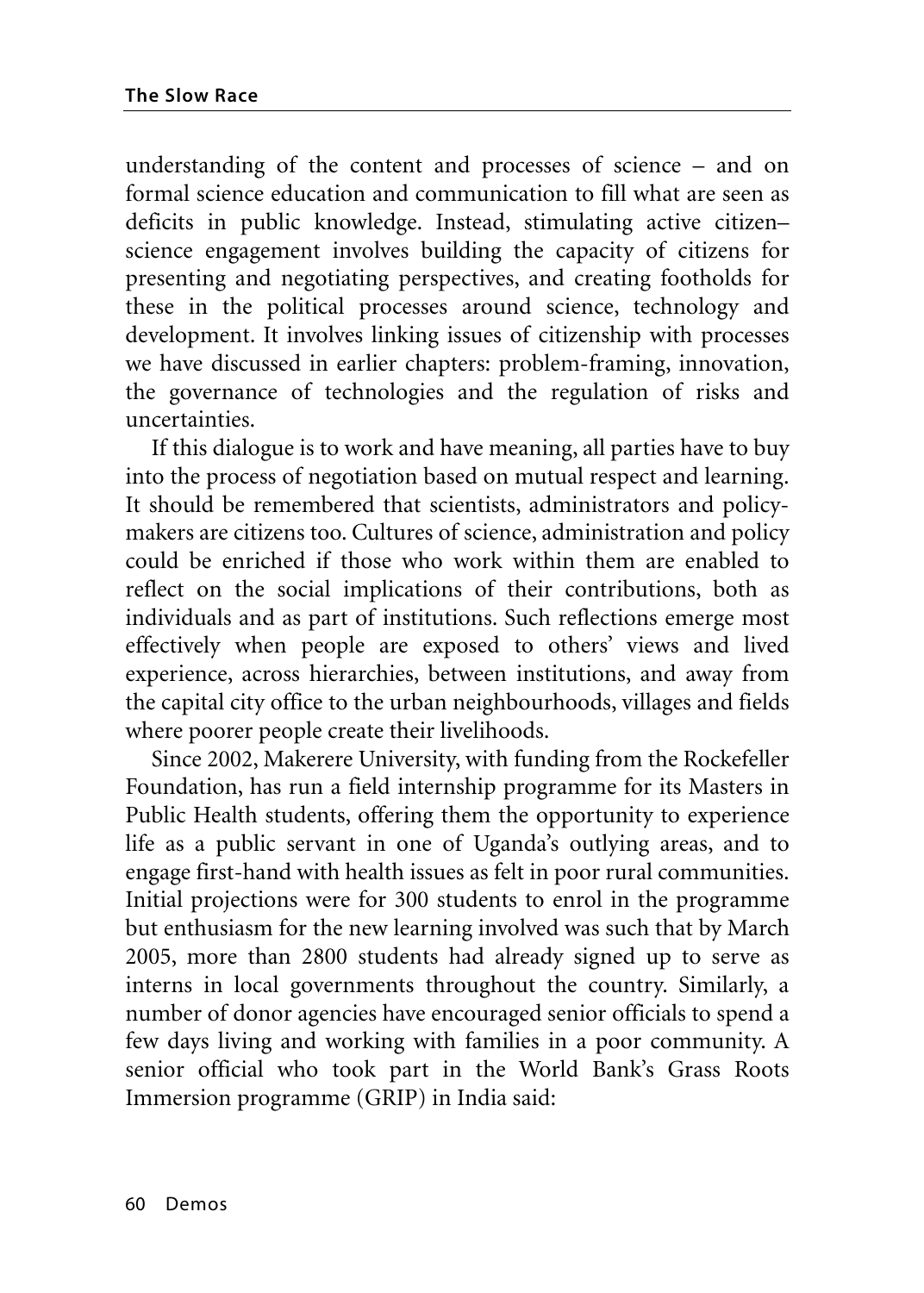understanding of the content and processes of science – and on formal science education and communication to fill what are seen as deficits in public knowledge. Instead, stimulating active citizen–science engagement involves building the capacity of citizens for presenting and negotiating perspectives, and creating footholds for these in the political processes around science, technology and development. It involves linking issues of citizenship with processes we have discussed in earlier chapters: problem-framing, innovation, the governance of technologies and the regulation of risks and uncertainties.

If this dialogue is to work and have meaning, all parties have to buy into the process of negotiation based on mutual respect and learning. It should be remembered that scientists, administrators and policy-makers are citizens too. Cultures of science, administration and policy could be enriched if those who work within them are enabled to reflect on the social implications of their contributions, both as individuals and as part of institutions. Such reflections emerge most effectively when people are exposed to others' views and lived experience, across hierarchies, between institutions, and away from the capital city office to the urban neighbourhoods, villages and fields where poorer people create their livelihoods.

Since 2002, Makerere University, with funding from the Rockefeller Foundation, has run a field internship programme for its Masters in Public Health students, offering them the opportunity to experience life as a public servant in one of Uganda's outlying areas, and to engage first-hand with health issues as felt in poor rural communities. Initial projections were for 300 students to enrol in the programme but enthusiasm for the new learning involved was such that by March 2005, more than 2800 students had already signed up to serve as interns in local governments throughout the country. Similarly, a number of donor agencies have encouraged senior officials to spend a few days living and working with families in a poor community. A senior official who took part in the World Bank's Grass Roots Immersion programme (GRIP) in India said: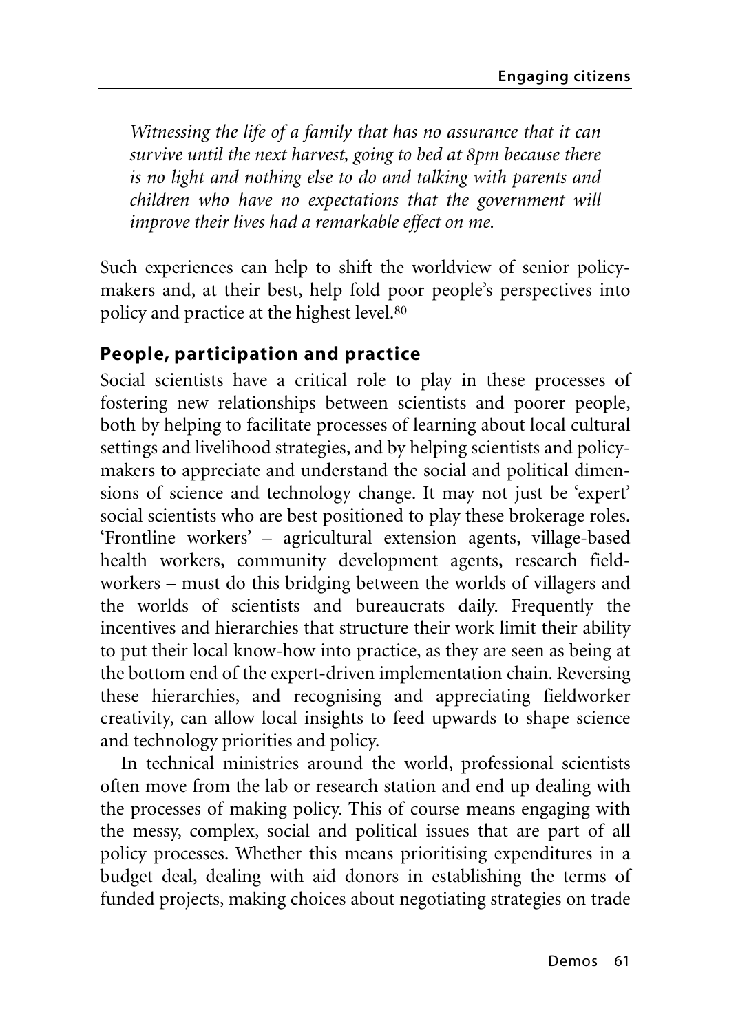*Witnessing the life of a family that has no assurance that it can survive until the next harvest, going to bed at 8pm because there is no light and nothing else to do and talking with parents and children who have no expectations that the government will improve their lives had a remarkable effect on me.*

Such experiences can help to shift the worldview of senior policy-makers and, at their best, help fold poor people's perspectives into policy and practice at the highest level.[80]

## People, participation and practice

Social scientists have a critical role to play in these processes of fostering new relationships between scientists and poorer people, both by helping to facilitate processes of learning about local cultural settings and livelihood strategies, and by helping scientists and policy-makers to appreciate and understand the social and political dimensions of science and technology change. It may not just be 'expert' social scientists who are best positioned to play these brokerage roles. 'Frontline workers' – agricultural extension agents, village-based health workers, community development agents, research field-workers – must do this bridging between the worlds of villagers and the worlds of scientists and bureaucrats daily. Frequently the incentives and hierarchies that structure their work limit their ability to put their local know-how into practice, as they are seen as being at the bottom end of the expert-driven implementation chain. Reversing these hierarchies, and recognising and appreciating fieldworker creativity, can allow local insights to feed upwards to shape science and technology priorities and policy.

In technical ministries around the world, professional scientists often move from the lab or research station and end up dealing with the processes of making policy. This of course means engaging with the messy, complex, social and political issues that are part of all policy processes. Whether this means prioritising expenditures in a budget deal, dealing with aid donors in establishing the terms of funded projects, making choices about negotiating strategies on trade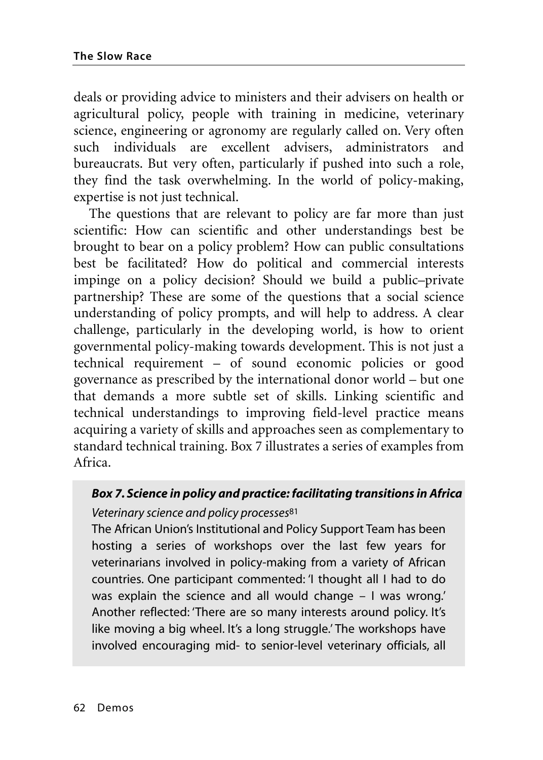deals or providing advice to ministers and their advisers on health or agricultural policy, people with training in medicine, veterinary science, engineering or agronomy are regularly called on. Very often such individuals are excellent advisers, administrators and bureaucrats. But very often, particularly if pushed into such a role, they find the task overwhelming. In the world of policy-making, expertise is not just technical.

The questions that are relevant to policy are far more than just scientific: How can scientific and other understandings best be brought to bear on a policy problem? How can public consultations best be facilitated? How do political and commercial interests impinge on a policy decision? Should we build a public–private partnership? These are some of the questions that a social science understanding of policy prompts, and will help to address. A clear challenge, particularly in the developing world, is how to orient governmental policy-making towards development. This is not just a technical requirement – of sound economic policies or good governance as prescribed by the international donor world – but one that demands a more subtle set of skills. Linking scientific and technical understandings to improving field-level practice means acquiring a variety of skills and approaches seen as complementary to standard technical training. Box 7 illustrates a series of examples from Africa.

> ***Box 7. Science in policy and practice: facilitating transitions in Africa***
>
> *Veterinary science and policy processes*[81]
>
> The African Union's Institutional and Policy Support Team has been hosting a series of workshops over the last few years for veterinarians involved in policy-making from a variety of African countries. One participant commented: 'I thought all I had to do was explain the science and all would change – I was wrong.' Another reflected: 'There are so many interests around policy. It's like moving a big wheel. It's a long struggle.' The workshops have involved encouraging mid- to senior-level veterinary officials, all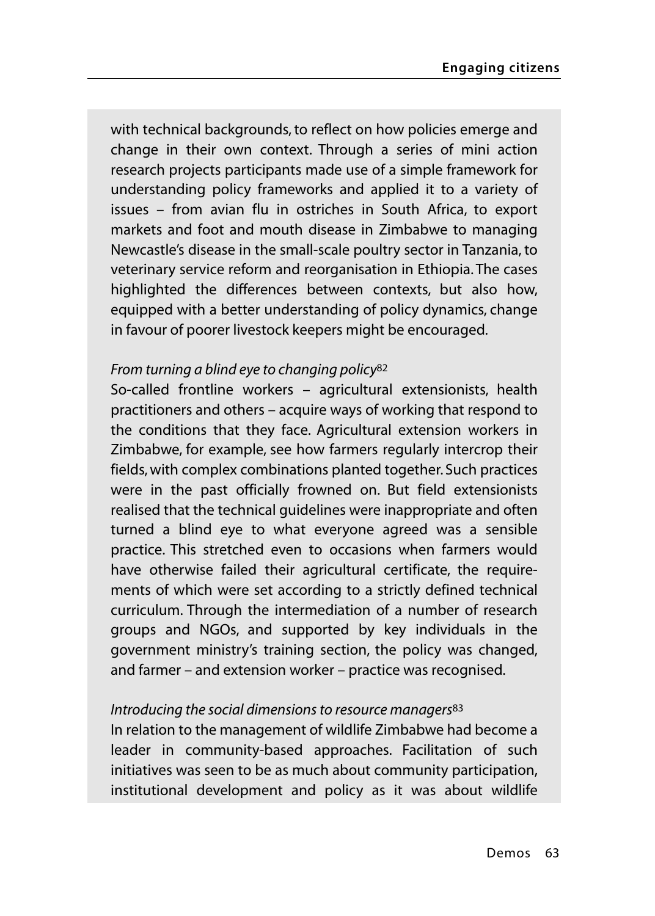with technical backgrounds, to reflect on how policies emerge and change in their own context. Through a series of mini action research projects participants made use of a simple framework for understanding policy frameworks and applied it to a variety of issues – from avian flu in ostriches in South Africa, to export markets and foot and mouth disease in Zimbabwe to managing Newcastle's disease in the small-scale poultry sector in Tanzania, to veterinary service reform and reorganisation in Ethiopia. The cases highlighted the differences between contexts, but also how, equipped with a better understanding of policy dynamics, change in favour of poorer livestock keepers might be encouraged.

*From turning a blind eye to changing policy*[82]

So-called frontline workers – agricultural extensionists, health practitioners and others – acquire ways of working that respond to the conditions that they face. Agricultural extension workers in Zimbabwe, for example, see how farmers regularly intercrop their fields, with complex combinations planted together. Such practices were in the past officially frowned on. But field extensionists realised that the technical guidelines were inappropriate and often turned a blind eye to what everyone agreed was a sensible practice. This stretched even to occasions when farmers would have otherwise failed their agricultural certificate, the requirements of which were set according to a strictly defined technical curriculum. Through the intermediation of a number of research groups and NGOs, and supported by key individuals in the government ministry's training section, the policy was changed, and farmer – and extension worker – practice was recognised.

*Introducing the social dimensions to resource managers*[83]

In relation to the management of wildlife Zimbabwe had become a leader in community-based approaches. Facilitation of such initiatives was seen to be as much about community participation, institutional development and policy as it was about wildlife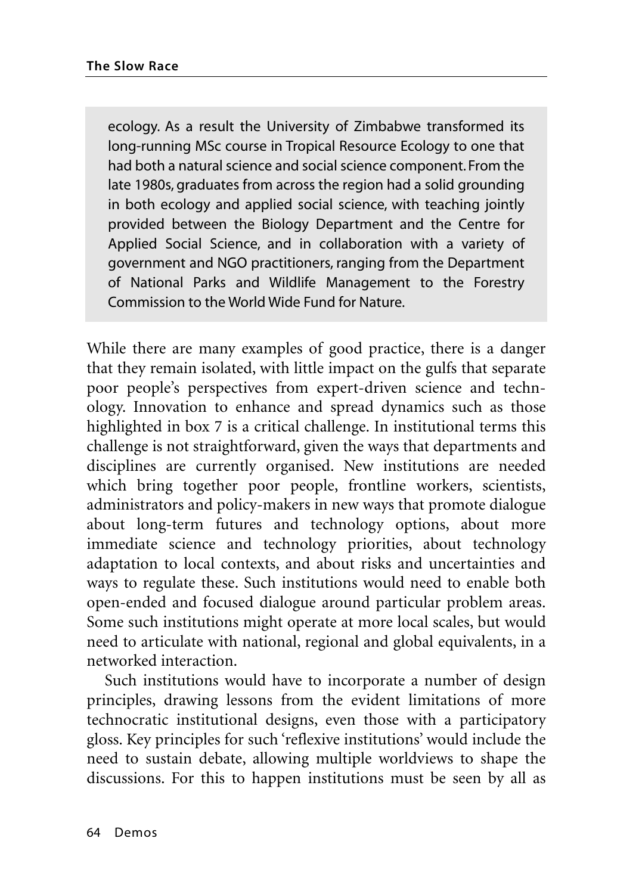ecology. As a result the University of Zimbabwe transformed its long-running MSc course in Tropical Resource Ecology to one that had both a natural science and social science component. From the late 1980s, graduates from across the region had a solid grounding in both ecology and applied social science, with teaching jointly provided between the Biology Department and the Centre for Applied Social Science, and in collaboration with a variety of government and NGO practitioners, ranging from the Department of National Parks and Wildlife Management to the Forestry Commission to the World Wide Fund for Nature.

While there are many examples of good practice, there is a danger that they remain isolated, with little impact on the gulfs that separate poor people's perspectives from expert-driven science and technology. Innovation to enhance and spread dynamics such as those highlighted in box 7 is a critical challenge. In institutional terms this challenge is not straightforward, given the ways that departments and disciplines are currently organised. New institutions are needed which bring together poor people, frontline workers, scientists, administrators and policy-makers in new ways that promote dialogue about long-term futures and technology options, about more immediate science and technology priorities, about technology adaptation to local contexts, and about risks and uncertainties and ways to regulate these. Such institutions would need to enable both open-ended and focused dialogue around particular problem areas. Some such institutions might operate at more local scales, but would need to articulate with national, regional and global equivalents, in a networked interaction.

Such institutions would have to incorporate a number of design principles, drawing lessons from the evident limitations of more technocratic institutional designs, even those with a participatory gloss. Key principles for such 'reflexive institutions' would include the need to sustain debate, allowing multiple worldviews to shape the discussions. For this to happen institutions must be seen by all as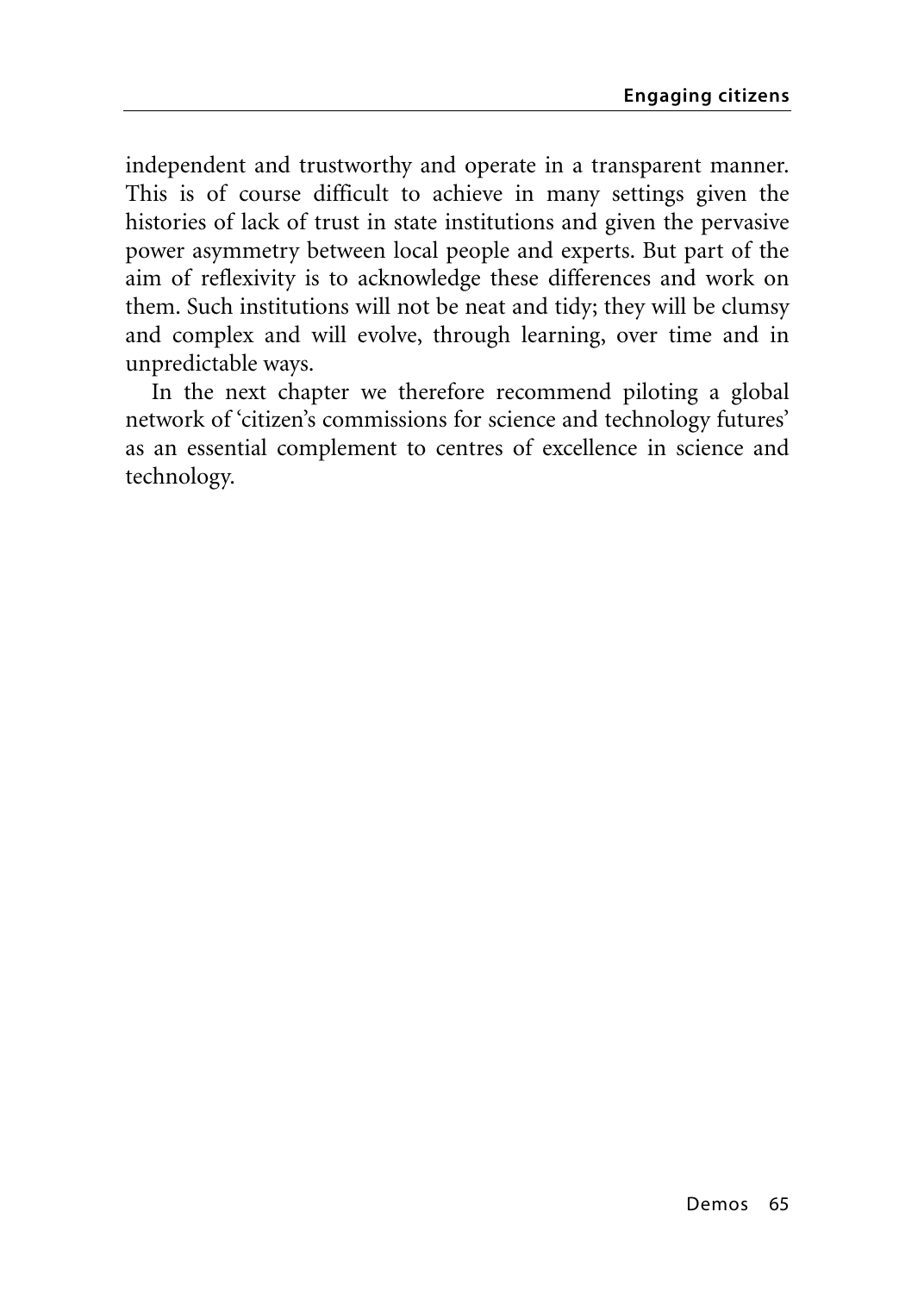independent and trustworthy and operate in a transparent manner. This is of course difficult to achieve in many settings given the histories of lack of trust in state institutions and given the pervasive power asymmetry between local people and experts. But part of the aim of reflexivity is to acknowledge these differences and work on them. Such institutions will not be neat and tidy; they will be clumsy and complex and will evolve, through learning, over time and in unpredictable ways.

In the next chapter we therefore recommend piloting a global network of 'citizen's commissions for science and technology futures' as an essential complement to centres of excellence in science and technology.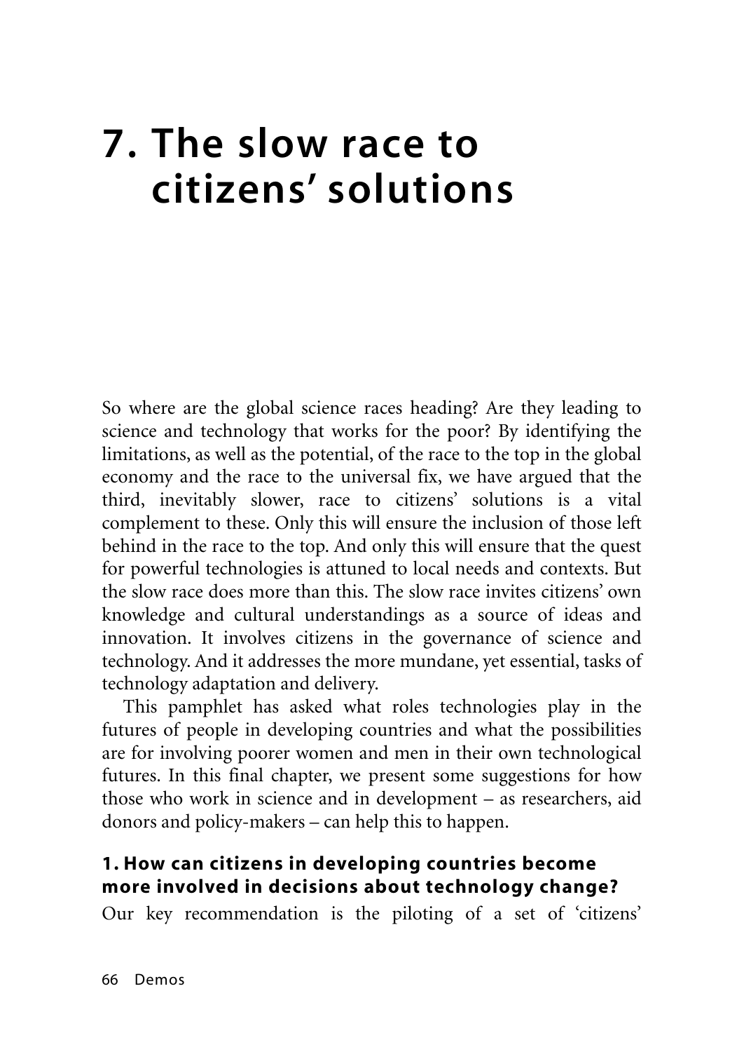# 7. The slow race to citizens' solutions

So where are the global science races heading? Are they leading to science and technology that works for the poor? By identifying the limitations, as well as the potential, of the race to the top in the global economy and the race to the universal fix, we have argued that the third, inevitably slower, race to citizens' solutions is a vital complement to these. Only this will ensure the inclusion of those left behind in the race to the top. And only this will ensure that the quest for powerful technologies is attuned to local needs and contexts. But the slow race does more than this. The slow race invites citizens' own knowledge and cultural understandings as a source of ideas and innovation. It involves citizens in the governance of science and technology. And it addresses the more mundane, yet essential, tasks of technology adaptation and delivery.

This pamphlet has asked what roles technologies play in the futures of people in developing countries and what the possibilities are for involving poorer women and men in their own technological futures. In this final chapter, we present some suggestions for how those who work in science and in development – as researchers, aid donors and policy-makers – can help this to happen.

### 1. How can citizens in developing countries become more involved in decisions about technology change?

Our key recommendation is the piloting of a set of 'citizens'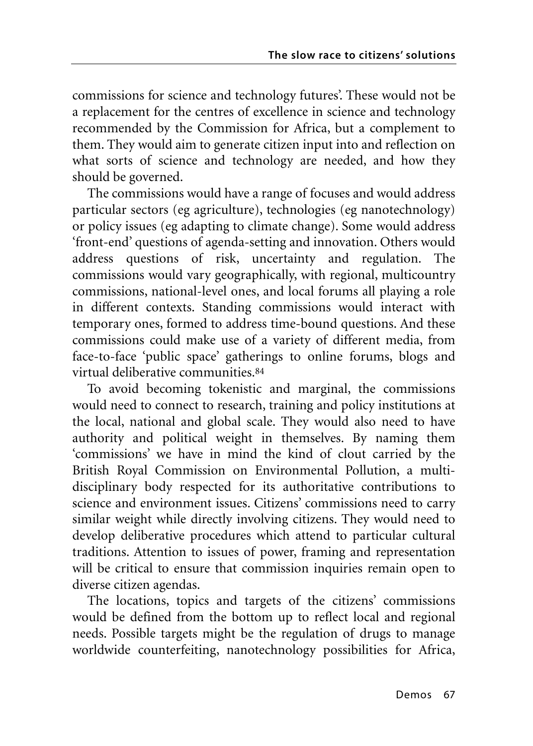commissions for science and technology futures'. These would not be a replacement for the centres of excellence in science and technology recommended by the Commission for Africa, but a complement to them. They would aim to generate citizen input into and reflection on what sorts of science and technology are needed, and how they should be governed.

The commissions would have a range of focuses and would address particular sectors (eg agriculture), technologies (eg nanotechnology) or policy issues (eg adapting to climate change). Some would address 'front-end' questions of agenda-setting and innovation. Others would address questions of risk, uncertainty and regulation. The commissions would vary geographically, with regional, multicountry commissions, national-level ones, and local forums all playing a role in different contexts. Standing commissions would interact with temporary ones, formed to address time-bound questions. And these commissions could make use of a variety of different media, from face-to-face 'public space' gatherings to online forums, blogs and virtual deliberative communities.[84]

To avoid becoming tokenistic and marginal, the commissions would need to connect to research, training and policy institutions at the local, national and global scale. They would also need to have authority and political weight in themselves. By naming them 'commissions' we have in mind the kind of clout carried by the British Royal Commission on Environmental Pollution, a multi-disciplinary body respected for its authoritative contributions to science and environment issues. Citizens' commissions need to carry similar weight while directly involving citizens. They would need to develop deliberative procedures which attend to particular cultural traditions. Attention to issues of power, framing and representation will be critical to ensure that commission inquiries remain open to diverse citizen agendas.

The locations, topics and targets of the citizens' commissions would be defined from the bottom up to reflect local and regional needs. Possible targets might be the regulation of drugs to manage worldwide counterfeiting, nanotechnology possibilities for Africa,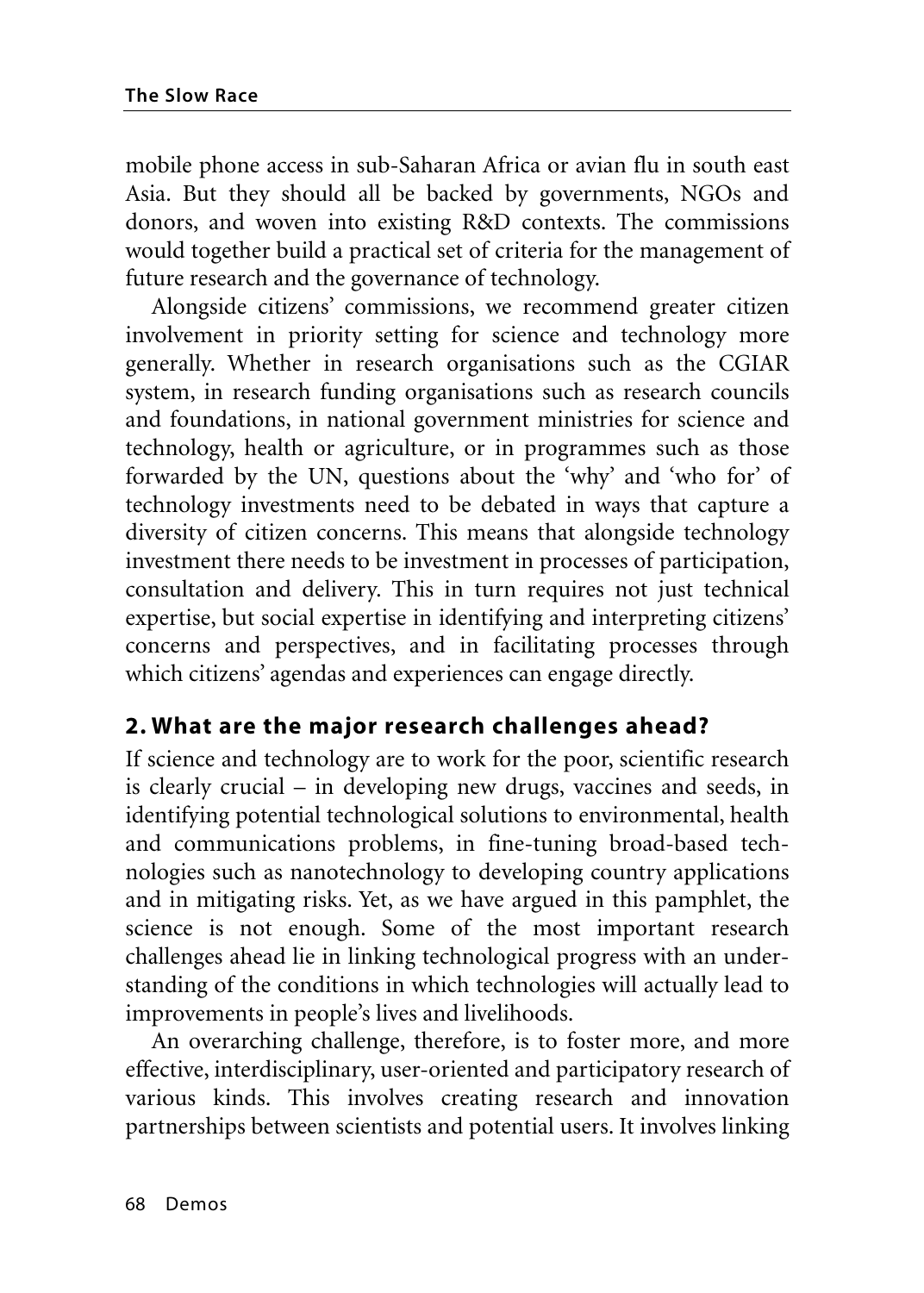mobile phone access in sub-Saharan Africa or avian flu in south east Asia. But they should all be backed by governments, NGOs and donors, and woven into existing R&D contexts. The commissions would together build a practical set of criteria for the management of future research and the governance of technology.

Alongside citizens' commissions, we recommend greater citizen involvement in priority setting for science and technology more generally. Whether in research organisations such as the CGIAR system, in research funding organisations such as research councils and foundations, in national government ministries for science and technology, health or agriculture, or in programmes such as those forwarded by the UN, questions about the 'why' and 'who for' of technology investments need to be debated in ways that capture a diversity of citizen concerns. This means that alongside technology investment there needs to be investment in processes of participation, consultation and delivery. This in turn requires not just technical expertise, but social expertise in identifying and interpreting citizens' concerns and perspectives, and in facilitating processes through which citizens' agendas and experiences can engage directly.

## 2. What are the major research challenges ahead?

If science and technology are to work for the poor, scientific research is clearly crucial – in developing new drugs, vaccines and seeds, in identifying potential technological solutions to environmental, health and communications problems, in fine-tuning broad-based technologies such as nanotechnology to developing country applications and in mitigating risks. Yet, as we have argued in this pamphlet, the science is not enough. Some of the most important research challenges ahead lie in linking technological progress with an understanding of the conditions in which technologies will actually lead to improvements in people's lives and livelihoods.

An overarching challenge, therefore, is to foster more, and more effective, interdisciplinary, user-oriented and participatory research of various kinds. This involves creating research and innovation partnerships between scientists and potential users. It involves linking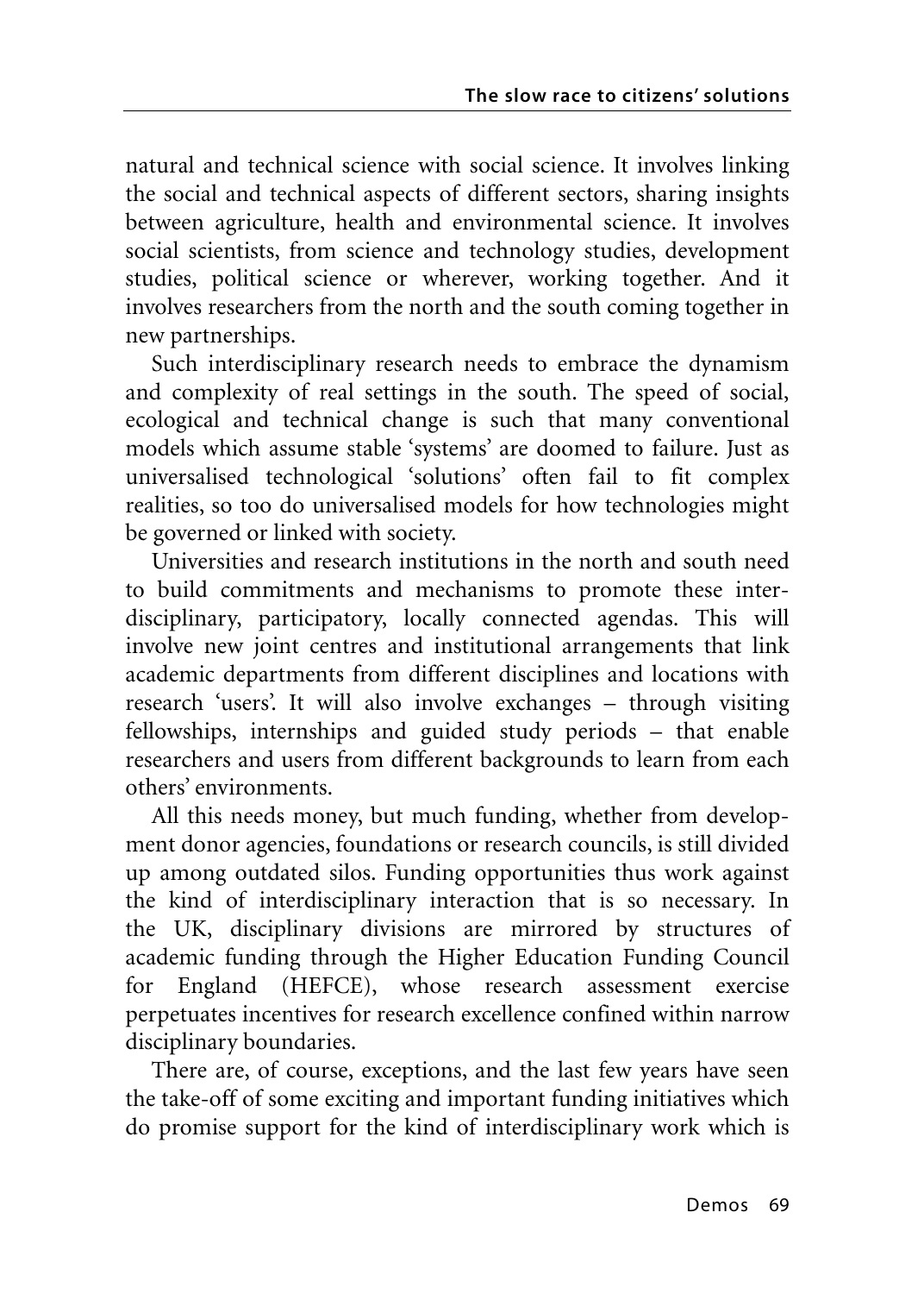natural and technical science with social science. It involves linking the social and technical aspects of different sectors, sharing insights between agriculture, health and environmental science. It involves social scientists, from science and technology studies, development studies, political science or wherever, working together. And it involves researchers from the north and the south coming together in new partnerships.

Such interdisciplinary research needs to embrace the dynamism and complexity of real settings in the south. The speed of social, ecological and technical change is such that many conventional models which assume stable 'systems' are doomed to failure. Just as universalised technological 'solutions' often fail to fit complex realities, so too do universalised models for how technologies might be governed or linked with society.

Universities and research institutions in the north and south need to build commitments and mechanisms to promote these interdisciplinary, participatory, locally connected agendas. This will involve new joint centres and institutional arrangements that link academic departments from different disciplines and locations with research 'users'. It will also involve exchanges – through visiting fellowships, internships and guided study periods – that enable researchers and users from different backgrounds to learn from each others' environments.

All this needs money, but much funding, whether from development donor agencies, foundations or research councils, is still divided up among outdated silos. Funding opportunities thus work against the kind of interdisciplinary interaction that is so necessary. In the UK, disciplinary divisions are mirrored by structures of academic funding through the Higher Education Funding Council for England (HEFCE), whose research assessment exercise perpetuates incentives for research excellence confined within narrow disciplinary boundaries.

There are, of course, exceptions, and the last few years have seen the take-off of some exciting and important funding initiatives which do promise support for the kind of interdisciplinary work which is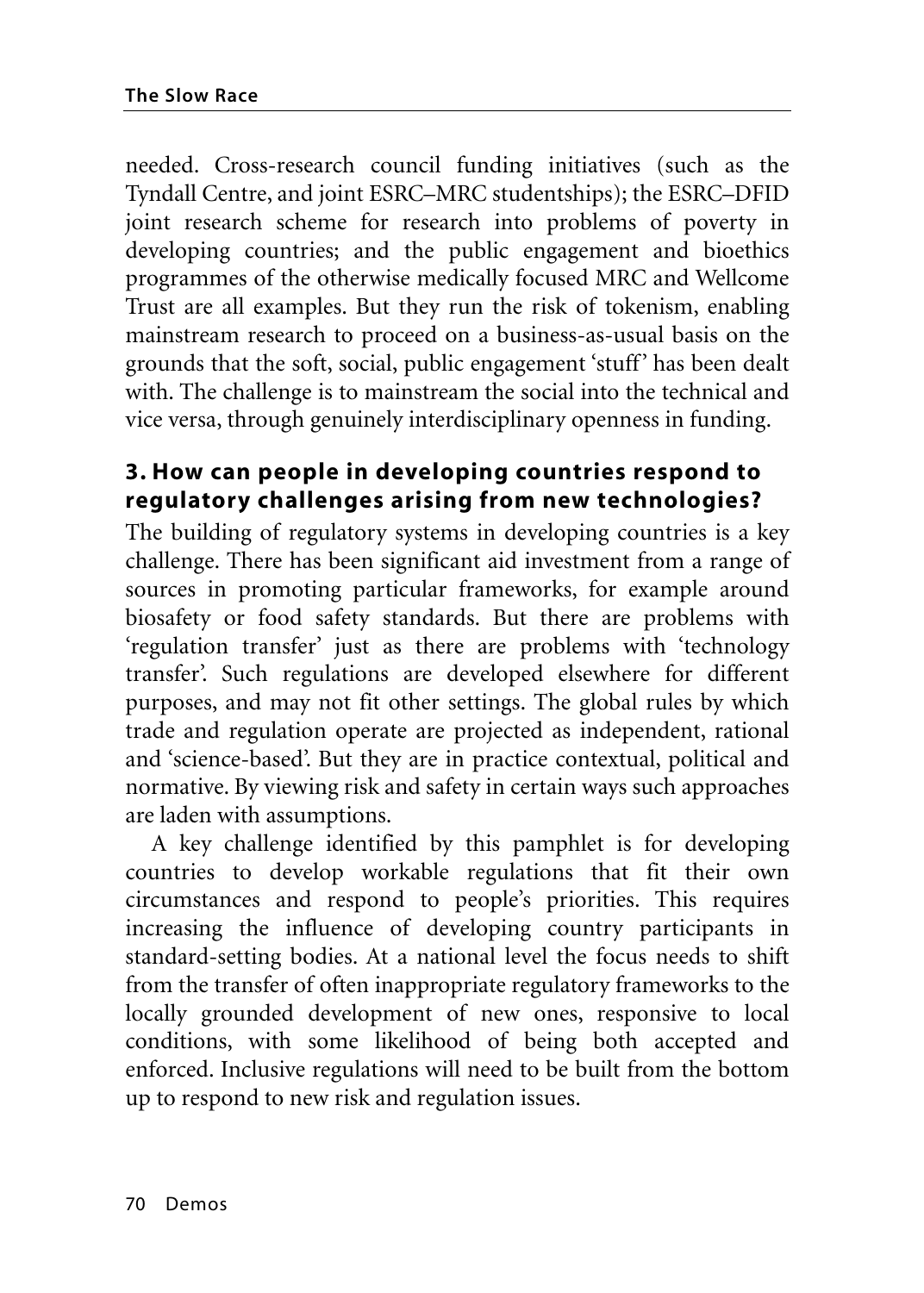needed. Cross-research council funding initiatives (such as the Tyndall Centre, and joint ESRC–MRC studentships); the ESRC–DFID joint research scheme for research into problems of poverty in developing countries; and the public engagement and bioethics programmes of the otherwise medically focused MRC and Wellcome Trust are all examples. But they run the risk of tokenism, enabling mainstream research to proceed on a business-as-usual basis on the grounds that the soft, social, public engagement 'stuff' has been dealt with. The challenge is to mainstream the social into the technical and vice versa, through genuinely interdisciplinary openness in funding.

### 3. How can people in developing countries respond to regulatory challenges arising from new technologies?

The building of regulatory systems in developing countries is a key challenge. There has been significant aid investment from a range of sources in promoting particular frameworks, for example around biosafety or food safety standards. But there are problems with 'regulation transfer' just as there are problems with 'technology transfer'. Such regulations are developed elsewhere for different purposes, and may not fit other settings. The global rules by which trade and regulation operate are projected as independent, rational and 'science-based'. But they are in practice contextual, political and normative. By viewing risk and safety in certain ways such approaches are laden with assumptions.

A key challenge identified by this pamphlet is for developing countries to develop workable regulations that fit their own circumstances and respond to people's priorities. This requires increasing the influence of developing country participants in standard-setting bodies. At a national level the focus needs to shift from the transfer of often inappropriate regulatory frameworks to the locally grounded development of new ones, responsive to local conditions, with some likelihood of being both accepted and enforced. Inclusive regulations will need to be built from the bottom up to respond to new risk and regulation issues.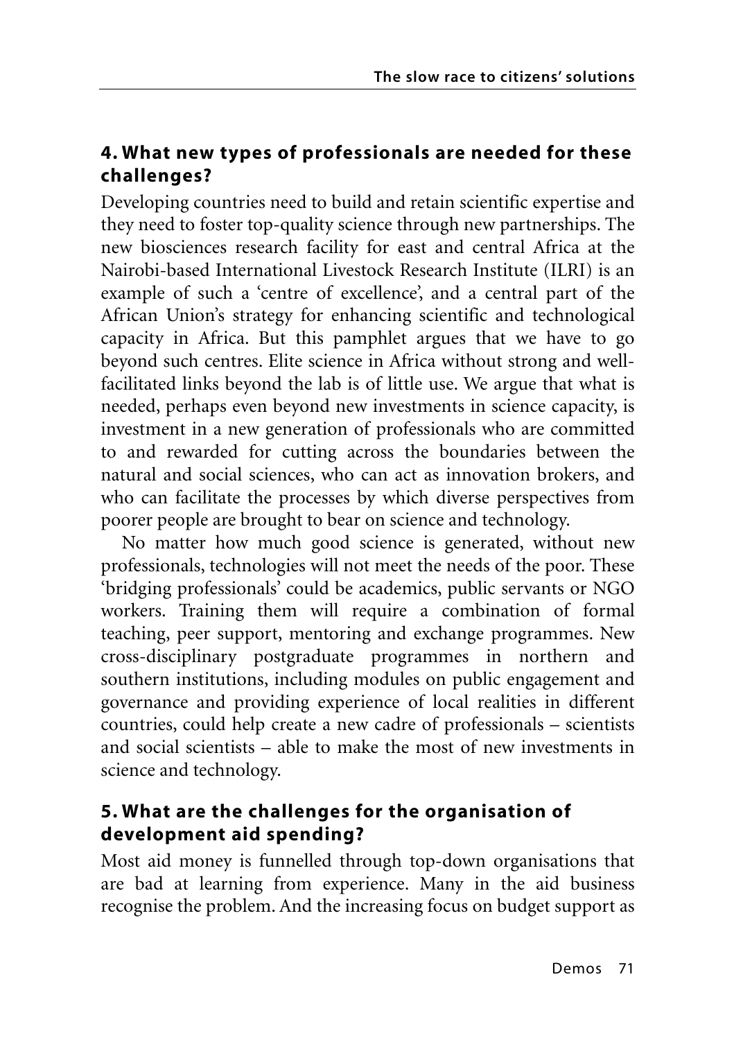## 4. What new types of professionals are needed for these challenges?

Developing countries need to build and retain scientific expertise and they need to foster top-quality science through new partnerships. The new biosciences research facility for east and central Africa at the Nairobi-based International Livestock Research Institute (ILRI) is an example of such a 'centre of excellence', and a central part of the African Union's strategy for enhancing scientific and technological capacity in Africa. But this pamphlet argues that we have to go beyond such centres. Elite science in Africa without strong and well-facilitated links beyond the lab is of little use. We argue that what is needed, perhaps even beyond new investments in science capacity, is investment in a new generation of professionals who are committed to and rewarded for cutting across the boundaries between the natural and social sciences, who can act as innovation brokers, and who can facilitate the processes by which diverse perspectives from poorer people are brought to bear on science and technology.

No matter how much good science is generated, without new professionals, technologies will not meet the needs of the poor. These 'bridging professionals' could be academics, public servants or NGO workers. Training them will require a combination of formal teaching, peer support, mentoring and exchange programmes. New cross-disciplinary postgraduate programmes in northern and southern institutions, including modules on public engagement and governance and providing experience of local realities in different countries, could help create a new cadre of professionals – scientists and social scientists – able to make the most of new investments in science and technology.

## 5. What are the challenges for the organisation of development aid spending?

Most aid money is funnelled through top-down organisations that are bad at learning from experience. Many in the aid business recognise the problem. And the increasing focus on budget support as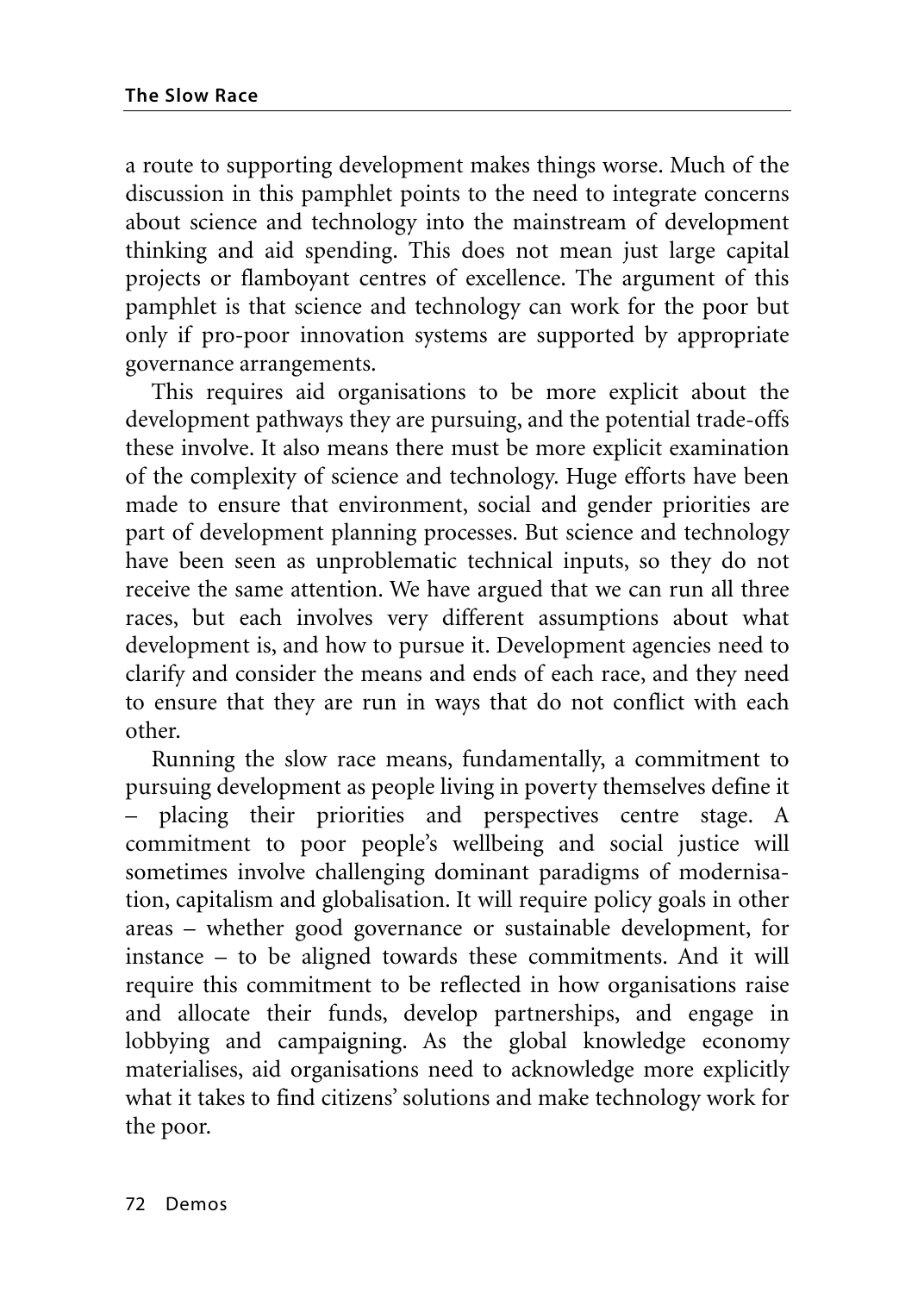a route to supporting development makes things worse. Much of the discussion in this pamphlet points to the need to integrate concerns about science and technology into the mainstream of development thinking and aid spending. This does not mean just large capital projects or flamboyant centres of excellence. The argument of this pamphlet is that science and technology can work for the poor but only if pro-poor innovation systems are supported by appropriate governance arrangements.

This requires aid organisations to be more explicit about the development pathways they are pursuing, and the potential trade-offs these involve. It also means there must be more explicit examination of the complexity of science and technology. Huge efforts have been made to ensure that environment, social and gender priorities are part of development planning processes. But science and technology have been seen as unproblematic technical inputs, so they do not receive the same attention. We have argued that we can run all three races, but each involves very different assumptions about what development is, and how to pursue it. Development agencies need to clarify and consider the means and ends of each race, and they need to ensure that they are run in ways that do not conflict with each other.

Running the slow race means, fundamentally, a commitment to pursuing development as people living in poverty themselves define it – placing their priorities and perspectives centre stage. A commitment to poor people's wellbeing and social justice will sometimes involve challenging dominant paradigms of modernisation, capitalism and globalisation. It will require policy goals in other areas – whether good governance or sustainable development, for instance – to be aligned towards these commitments. And it will require this commitment to be reflected in how organisations raise and allocate their funds, develop partnerships, and engage in lobbying and campaigning. As the global knowledge economy materialises, aid organisations need to acknowledge more explicitly what it takes to find citizens' solutions and make technology work for the poor.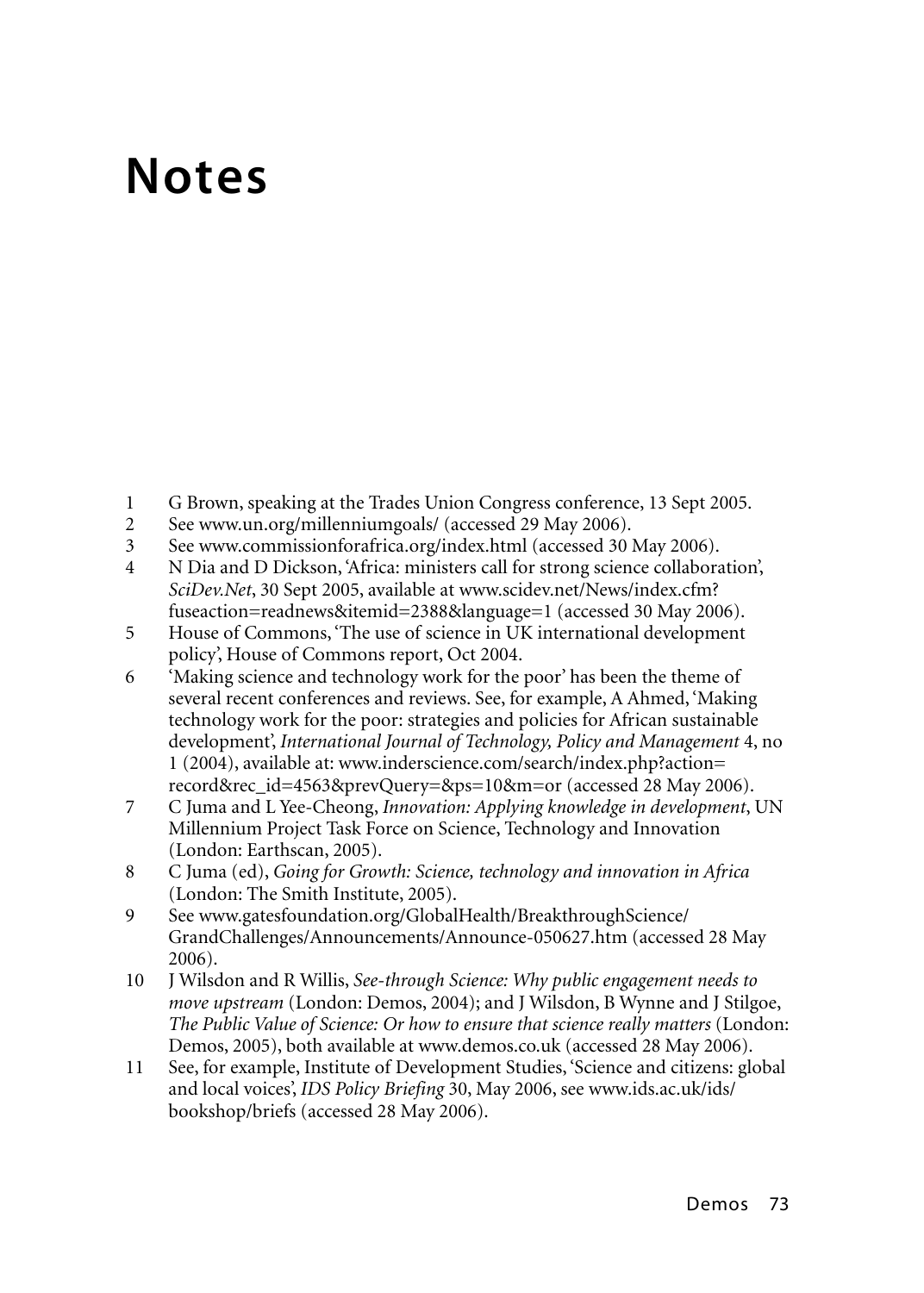# Notes

1. G Brown, speaking at the Trades Union Congress conference, 13 Sept 2005.
2. See www.un.org/millenniumgoals/ (accessed 29 May 2006).
3. See www.commissionforafrica.org/index.html (accessed 30 May 2006).
4. N Dia and D Dickson, 'Africa: ministers call for strong science collaboration', *SciDev.Net*, 30 Sept 2005, available at www.scidev.net/News/index.cfm?fuseaction=readnews&itemid=2388&language=1 (accessed 30 May 2006).
5. House of Commons, 'The use of science in UK international development policy', House of Commons report, Oct 2004.
6. 'Making science and technology work for the poor' has been the theme of several recent conferences and reviews. See, for example, A Ahmed, 'Making technology work for the poor: strategies and policies for African sustainable development', *International Journal of Technology, Policy and Management* 4, no 1 (2004), available at: www.inderscience.com/search/index.php?action=record&rec_id=4563&prevQuery=&ps=10&m=or (accessed 28 May 2006).
7. C Juma and L Yee-Cheong, *Innovation: Applying knowledge in development*, UN Millennium Project Task Force on Science, Technology and Innovation (London: Earthscan, 2005).
8. C Juma (ed), *Going for Growth: Science, technology and innovation in Africa* (London: The Smith Institute, 2005).
9. See www.gatesfoundation.org/GlobalHealth/BreakthroughScience/GrandChallenges/Announcements/Announce-050627.htm (accessed 28 May 2006).
10. J Wilsdon and R Willis, *See-through Science: Why public engagement needs to move upstream* (London: Demos, 2004); and J Wilsdon, B Wynne and J Stilgoe, *The Public Value of Science: Or how to ensure that science really matters* (London: Demos, 2005), both available at www.demos.co.uk (accessed 28 May 2006).
11. See, for example, Institute of Development Studies, 'Science and citizens: global and local voices', *IDS Policy Briefing* 30, May 2006, see www.ids.ac.uk/ids/bookshop/briefs (accessed 28 May 2006).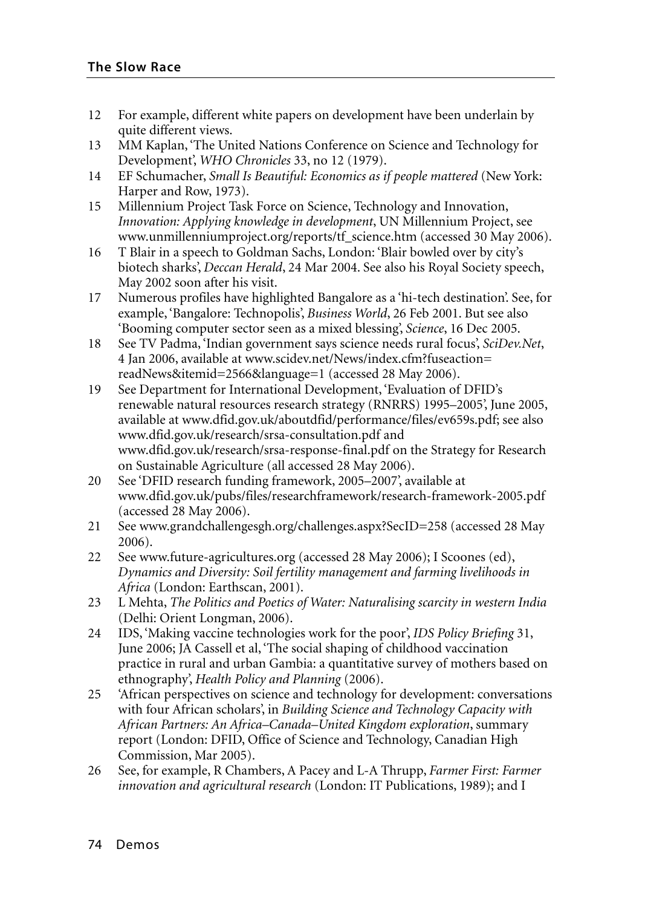12 For example, different white papers on development have been underlain by quite different views.

13 MM Kaplan, 'The United Nations Conference on Science and Technology for Development', *WHO Chronicles* 33, no 12 (1979).

14 EF Schumacher, *Small Is Beautiful: Economics as if people mattered* (New York: Harper and Row, 1973).

15 Millennium Project Task Force on Science, Technology and Innovation, *Innovation: Applying knowledge in development*, UN Millennium Project, see www.unmillenniumproject.org/reports/tf_science.htm (accessed 30 May 2006).

16 T Blair in a speech to Goldman Sachs, London: 'Blair bowled over by city's biotech sharks', *Deccan Herald*, 24 Mar 2004. See also his Royal Society speech, May 2002 soon after his visit.

17 Numerous profiles have highlighted Bangalore as a 'hi-tech destination'. See, for example, 'Bangalore: Technopolis', *Business World*, 26 Feb 2001. But see also 'Booming computer sector seen as a mixed blessing', *Science*, 16 Dec 2005.

18 See TV Padma, 'Indian government says science needs rural focus', *SciDev.Net*, 4 Jan 2006, available at www.scidev.net/News/index.cfm?fuseaction=readNews&itemid=2566&language=1 (accessed 28 May 2006).

19 See Department for International Development, 'Evaluation of DFID's renewable natural resources research strategy (RNRRS) 1995–2005', June 2005, available at www.dfid.gov.uk/aboutdfid/performance/files/ev659s.pdf; see also www.dfid.gov.uk/research/srsa-consultation.pdf and www.dfid.gov.uk/research/srsa-response-final.pdf on the Strategy for Research on Sustainable Agriculture (all accessed 28 May 2006).

20 See 'DFID research funding framework, 2005–2007', available at www.dfid.gov.uk/pubs/files/researchframework/research-framework-2005.pdf (accessed 28 May 2006).

21 See www.grandchallengesgh.org/challenges.aspx?SecID=258 (accessed 28 May 2006).

22 See www.future-agricultures.org (accessed 28 May 2006); I Scoones (ed), *Dynamics and Diversity: Soil fertility management and farming livelihoods in Africa* (London: Earthscan, 2001).

23 L Mehta, *The Politics and Poetics of Water: Naturalising scarcity in western India* (Delhi: Orient Longman, 2006).

24 IDS, 'Making vaccine technologies work for the poor', *IDS Policy Briefing* 31, June 2006; JA Cassell et al, 'The social shaping of childhood vaccination practice in rural and urban Gambia: a quantitative survey of mothers based on ethnography', *Health Policy and Planning* (2006).

25 'African perspectives on science and technology for development: conversations with four African scholars', in *Building Science and Technology Capacity with African Partners: An Africa–Canada–United Kingdom exploration*, summary report (London: DFID, Office of Science and Technology, Canadian High Commission, Mar 2005).

26 See, for example, R Chambers, A Pacey and L-A Thrupp, *Farmer First: Farmer innovation and agricultural research* (London: IT Publications, 1989); and I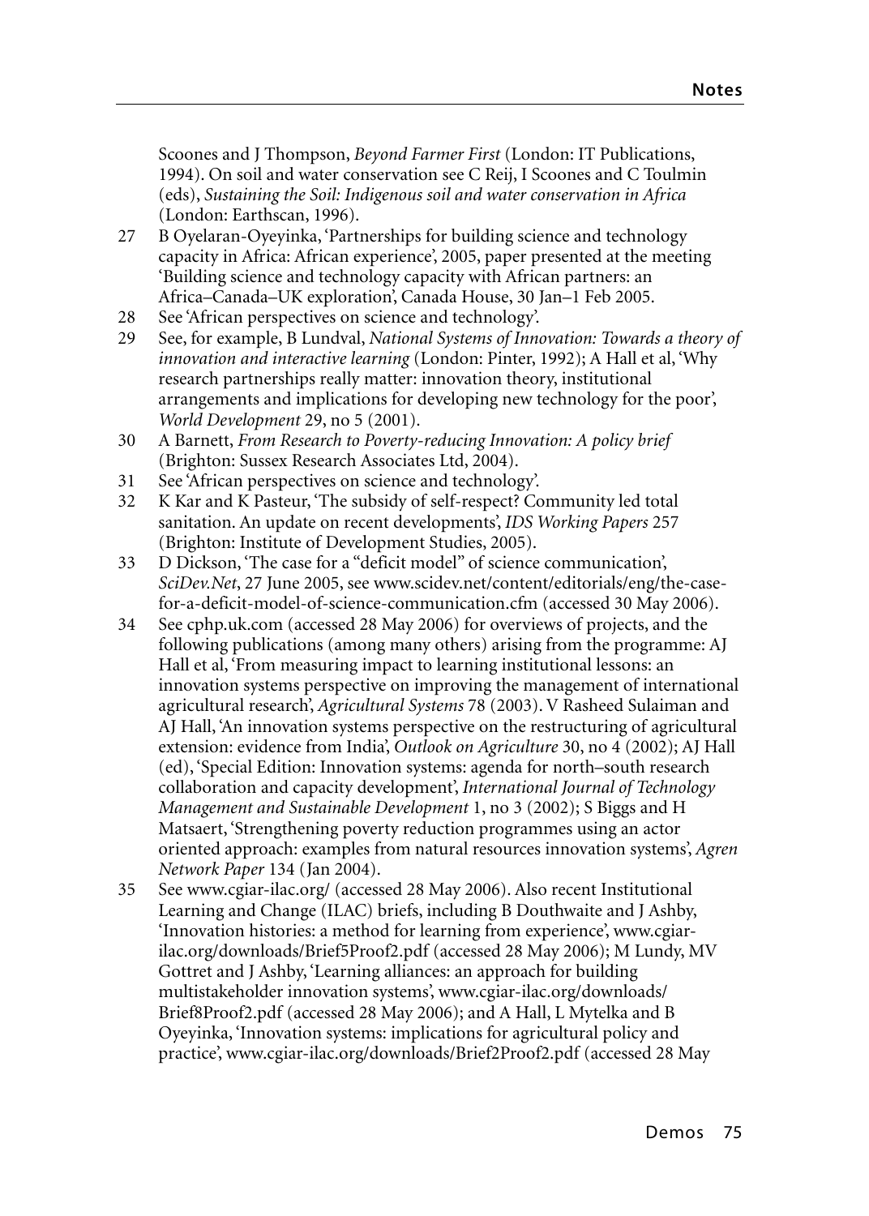Scoones and J Thompson, *Beyond Farmer First* (London: IT Publications, 1994). On soil and water conservation see C Reij, I Scoones and C Toulmin (eds), *Sustaining the Soil: Indigenous soil and water conservation in Africa* (London: Earthscan, 1996).

27 B Oyelaran-Oyeyinka, 'Partnerships for building science and technology capacity in Africa: African experience', 2005, paper presented at the meeting 'Building science and technology capacity with African partners: an Africa–Canada–UK exploration', Canada House, 30 Jan–1 Feb 2005.

28 See 'African perspectives on science and technology'.

29 See, for example, B Lundval, *National Systems of Innovation: Towards a theory of innovation and interactive learning* (London: Pinter, 1992); A Hall et al, 'Why research partnerships really matter: innovation theory, institutional arrangements and implications for developing new technology for the poor', *World Development* 29, no 5 (2001).

30 A Barnett, *From Research to Poverty-reducing Innovation: A policy brief* (Brighton: Sussex Research Associates Ltd, 2004).

31 See 'African perspectives on science and technology'.

32 K Kar and K Pasteur, 'The subsidy of self-respect? Community led total sanitation. An update on recent developments', *IDS Working Papers* 257 (Brighton: Institute of Development Studies, 2005).

33 D Dickson, 'The case for a "deficit model" of science communication', *SciDev.Net*, 27 June 2005, see www.scidev.net/content/editorials/eng/the-case-for-a-deficit-model-of-science-communication.cfm (accessed 30 May 2006).

34 See cphp.uk.com (accessed 28 May 2006) for overviews of projects, and the following publications (among many others) arising from the programme: AJ Hall et al, 'From measuring impact to learning institutional lessons: an innovation systems perspective on improving the management of international agricultural research', *Agricultural Systems* 78 (2003). V Rasheed Sulaiman and AJ Hall, 'An innovation systems perspective on the restructuring of agricultural extension: evidence from India', *Outlook on Agriculture* 30, no 4 (2002); AJ Hall (ed), 'Special Edition: Innovation systems: agenda for north–south research collaboration and capacity development', *International Journal of Technology Management and Sustainable Development* 1, no 3 (2002); S Biggs and H Matsaert, 'Strengthening poverty reduction programmes using an actor oriented approach: examples from natural resources innovation systems', *Agren Network Paper* 134 (Jan 2004).

35 See www.cgiar-ilac.org/ (accessed 28 May 2006). Also recent Institutional Learning and Change (ILAC) briefs, including B Douthwaite and J Ashby, 'Innovation histories: a method for learning from experience', www.cgiar-ilac.org/downloads/Brief5Proof2.pdf (accessed 28 May 2006); M Lundy, MV Gottret and J Ashby, 'Learning alliances: an approach for building multistakeholder innovation systems', www.cgiar-ilac.org/downloads/Brief8Proof2.pdf (accessed 28 May 2006); and A Hall, L Mytelka and B Oyeyinka, 'Innovation systems: implications for agricultural policy and practice', www.cgiar-ilac.org/downloads/Brief2Proof2.pdf (accessed 28 May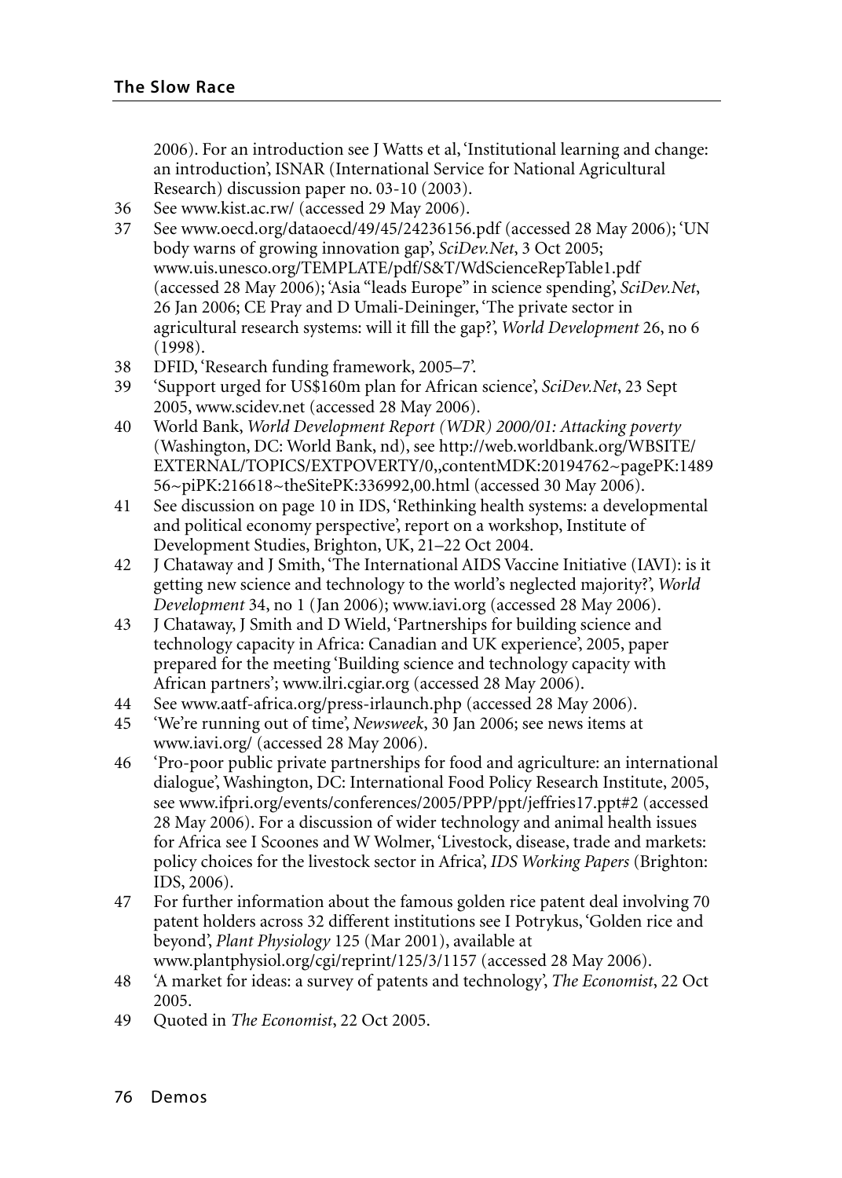2006). For an introduction see J Watts et al, 'Institutional learning and change: an introduction', ISNAR (International Service for National Agricultural Research) discussion paper no. 03-10 (2003).

36 See www.kist.ac.rw/ (accessed 29 May 2006).

37 See www.oecd.org/dataoecd/49/45/24236156.pdf (accessed 28 May 2006); 'UN body warns of growing innovation gap', *SciDev.Net*, 3 Oct 2005; www.uis.unesco.org/TEMPLATE/pdf/S&T/WdScienceRepTable1.pdf (accessed 28 May 2006); 'Asia "leads Europe" in science spending', *SciDev.Net*, 26 Jan 2006; CE Pray and D Umali-Deininger, 'The private sector in agricultural research systems: will it fill the gap?', *World Development* 26, no 6 (1998).

38 DFID, 'Research funding framework, 2005–7'.

39 'Support urged for US$160m plan for African science', *SciDev.Net*, 23 Sept 2005, www.scidev.net (accessed 28 May 2006).

40 World Bank, *World Development Report (WDR) 2000/01: Attacking poverty* (Washington, DC: World Bank, nd), see http://web.worldbank.org/WBSITE/EXTERNAL/TOPICS/EXTPOVERTY/0,,contentMDK:20194762~pagePK:148956~piPK:216618~theSitePK:336992,00.html (accessed 30 May 2006).

41 See discussion on page 10 in IDS, 'Rethinking health systems: a developmental and political economy perspective', report on a workshop, Institute of Development Studies, Brighton, UK, 21–22 Oct 2004.

42 J Chataway and J Smith, 'The International AIDS Vaccine Initiative (IAVI): is it getting new science and technology to the world's neglected majority?', *World Development* 34, no 1 (Jan 2006); www.iavi.org (accessed 28 May 2006).

43 J Chataway, J Smith and D Wield, 'Partnerships for building science and technology capacity in Africa: Canadian and UK experience', 2005, paper prepared for the meeting 'Building science and technology capacity with African partners'; www.ilri.cgiar.org (accessed 28 May 2006).

44 See www.aatf-africa.org/press-irlaunch.php (accessed 28 May 2006).

45 'We're running out of time', *Newsweek*, 30 Jan 2006; see news items at www.iavi.org/ (accessed 28 May 2006).

46 'Pro-poor public private partnerships for food and agriculture: an international dialogue', Washington, DC: International Food Policy Research Institute, 2005, see www.ifpri.org/events/conferences/2005/PPP/ppt/jeffries17.ppt#2 (accessed 28 May 2006). For a discussion of wider technology and animal health issues for Africa see I Scoones and W Wolmer, 'Livestock, disease, trade and markets: policy choices for the livestock sector in Africa', *IDS Working Papers* (Brighton: IDS, 2006).

47 For further information about the famous golden rice patent deal involving 70 patent holders across 32 different institutions see I Potrykus, 'Golden rice and beyond', *Plant Physiology* 125 (Mar 2001), available at www.plantphysiol.org/cgi/reprint/125/3/1157 (accessed 28 May 2006).

48 'A market for ideas: a survey of patents and technology', *The Economist*, 22 Oct 2005.

49 Quoted in *The Economist*, 22 Oct 2005.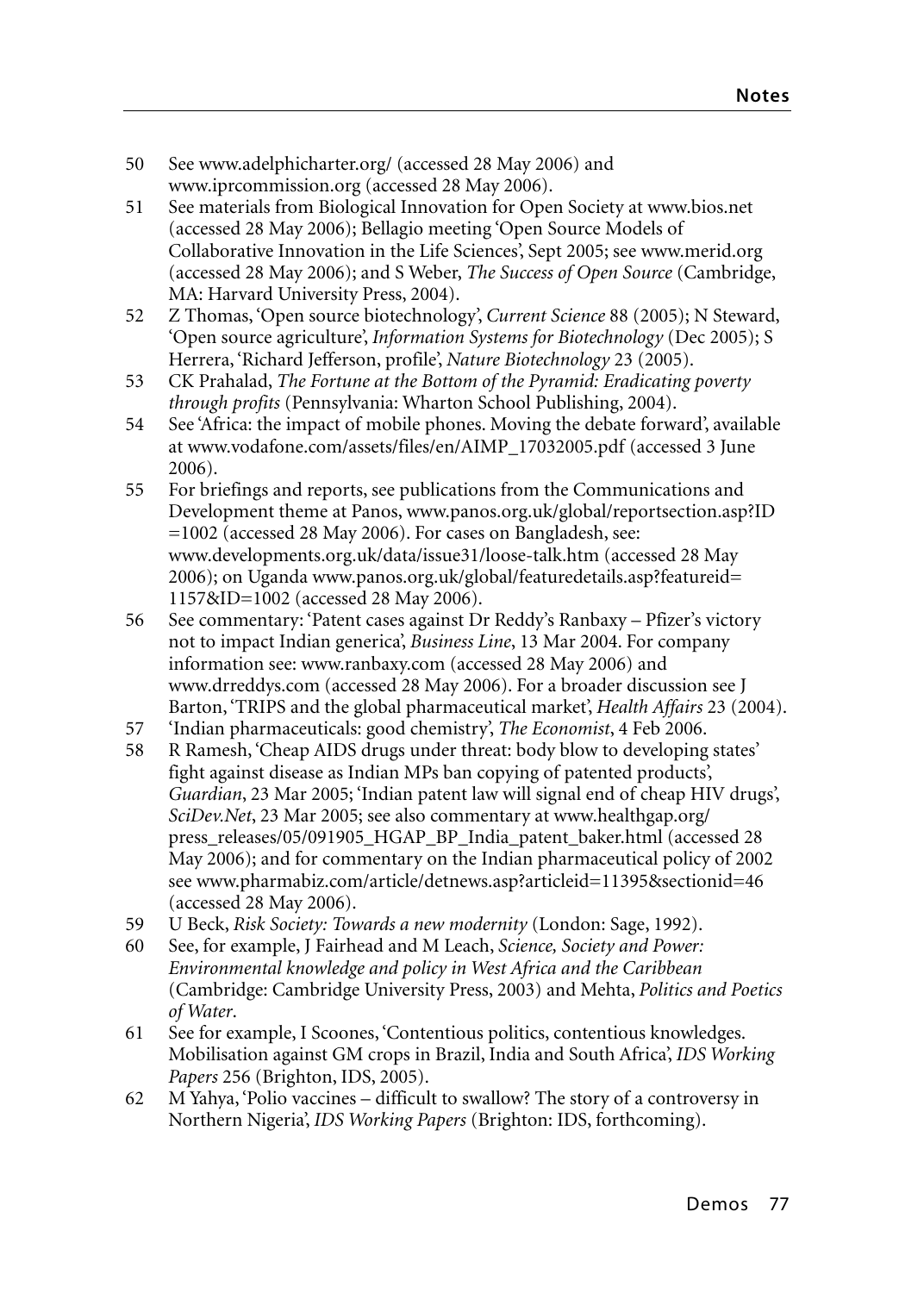50 See www.adelphicharter.org/ (accessed 28 May 2006) and www.iprcommission.org (accessed 28 May 2006).

51 See materials from Biological Innovation for Open Society at www.bios.net (accessed 28 May 2006); Bellagio meeting 'Open Source Models of Collaborative Innovation in the Life Sciences', Sept 2005; see www.merid.org (accessed 28 May 2006); and S Weber, *The Success of Open Source* (Cambridge, MA: Harvard University Press, 2004).

52 Z Thomas, 'Open source biotechnology', *Current Science* 88 (2005); N Steward, 'Open source agriculture', *Information Systems for Biotechnology* (Dec 2005); S Herrera, 'Richard Jefferson, profile', *Nature Biotechnology* 23 (2005).

53 CK Prahalad, *The Fortune at the Bottom of the Pyramid: Eradicating poverty through profits* (Pennsylvania: Wharton School Publishing, 2004).

54 See 'Africa: the impact of mobile phones. Moving the debate forward', available at www.vodafone.com/assets/files/en/AIMP_17032005.pdf (accessed 3 June 2006).

55 For briefings and reports, see publications from the Communications and Development theme at Panos, www.panos.org.uk/global/reportsection.asp?ID =1002 (accessed 28 May 2006). For cases on Bangladesh, see: www.developments.org.uk/data/issue31/loose-talk.htm (accessed 28 May 2006); on Uganda www.panos.org.uk/global/featuredetails.asp?featureid= 1157&ID=1002 (accessed 28 May 2006).

56 See commentary: 'Patent cases against Dr Reddy's Ranbaxy – Pfizer's victory not to impact Indian generica', *Business Line*, 13 Mar 2004. For company information see: www.ranbaxy.com (accessed 28 May 2006) and www.drreddys.com (accessed 28 May 2006). For a broader discussion see J Barton, 'TRIPS and the global pharmaceutical market', *Health Affairs* 23 (2004).

57 'Indian pharmaceuticals: good chemistry', *The Economist*, 4 Feb 2006.

58 R Ramesh, 'Cheap AIDS drugs under threat: body blow to developing states' fight against disease as Indian MPs ban copying of patented products', *Guardian*, 23 Mar 2005; 'Indian patent law will signal end of cheap HIV drugs', *SciDev.Net*, 23 Mar 2005; see also commentary at www.healthgap.org/ press_releases/05/091905_HGAP_BP_India_patent_baker.html (accessed 28 May 2006); and for commentary on the Indian pharmaceutical policy of 2002 see www.pharmabiz.com/article/detnews.asp?articleid=11395&sectionid=46 (accessed 28 May 2006).

59 U Beck, *Risk Society: Towards a new modernity* (London: Sage, 1992).

60 See, for example, J Fairhead and M Leach, *Science, Society and Power: Environmental knowledge and policy in West Africa and the Caribbean* (Cambridge: Cambridge University Press, 2003) and Mehta, *Politics and Poetics of Water*.

61 See for example, I Scoones, 'Contentious politics, contentious knowledges. Mobilisation against GM crops in Brazil, India and South Africa', *IDS Working Papers* 256 (Brighton, IDS, 2005).

62 M Yahya, 'Polio vaccines – difficult to swallow? The story of a controversy in Northern Nigeria', *IDS Working Papers* (Brighton: IDS, forthcoming).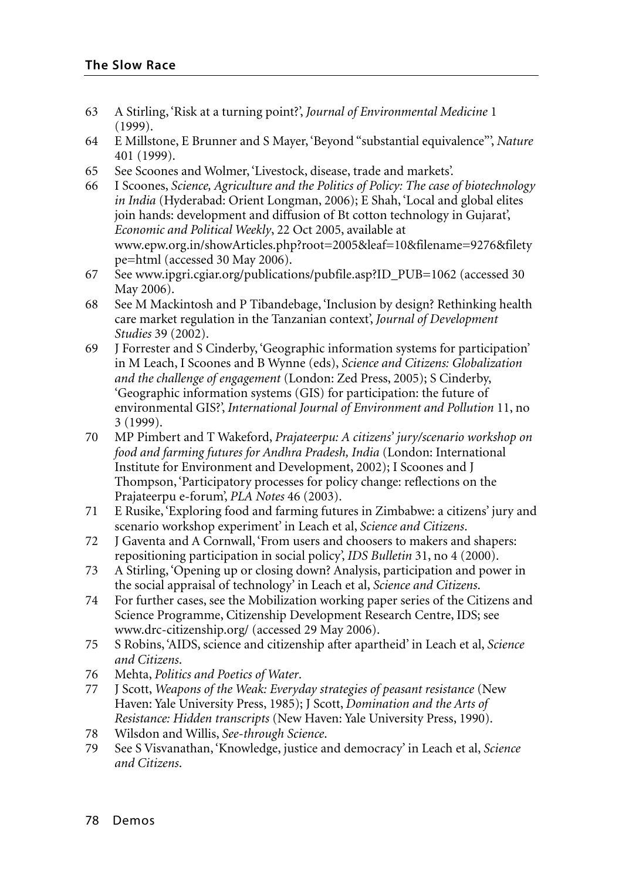63 A Stirling, 'Risk at a turning point?', *Journal of Environmental Medicine* 1 (1999).

64 E Millstone, E Brunner and S Mayer, 'Beyond "substantial equivalence"', *Nature* 401 (1999).

65 See Scoones and Wolmer, 'Livestock, disease, trade and markets'.

66 I Scoones, *Science, Agriculture and the Politics of Policy: The case of biotechnology in India* (Hyderabad: Orient Longman, 2006); E Shah, 'Local and global elites join hands: development and diffusion of Bt cotton technology in Gujarat', *Economic and Political Weekly*, 22 Oct 2005, available at www.epw.org.in/showArticles.php?root=2005&leaf=10&filename=9276&filetype=html (accessed 30 May 2006).

67 See www.ipgri.cgiar.org/publications/pubfile.asp?ID_PUB=1062 (accessed 30 May 2006).

68 See M Mackintosh and P Tibandebage, 'Inclusion by design? Rethinking health care market regulation in the Tanzanian context', *Journal of Development Studies* 39 (2002).

69 J Forrester and S Cinderby, 'Geographic information systems for participation' in M Leach, I Scoones and B Wynne (eds), *Science and Citizens: Globalization and the challenge of engagement* (London: Zed Press, 2005); S Cinderby, 'Geographic information systems (GIS) for participation: the future of environmental GIS?', *International Journal of Environment and Pollution* 11, no 3 (1999).

70 MP Pimbert and T Wakeford, *Prajateerpu: A citizens' jury/scenario workshop on food and farming futures for Andhra Pradesh, India* (London: International Institute for Environment and Development, 2002); I Scoones and J Thompson, 'Participatory processes for policy change: reflections on the Prajateerpu e-forum', *PLA Notes* 46 (2003).

71 E Rusike, 'Exploring food and farming futures in Zimbabwe: a citizens' jury and scenario workshop experiment' in Leach et al, *Science and Citizens*.

72 J Gaventa and A Cornwall, 'From users and choosers to makers and shapers: repositioning participation in social policy', *IDS Bulletin* 31, no 4 (2000).

73 A Stirling, 'Opening up or closing down? Analysis, participation and power in the social appraisal of technology' in Leach et al, *Science and Citizens*.

74 For further cases, see the Mobilization working paper series of the Citizens and Science Programme, Citizenship Development Research Centre, IDS; see www.drc-citizenship.org/ (accessed 29 May 2006).

75 S Robins, 'AIDS, science and citizenship after apartheid' in Leach et al, *Science and Citizens*.

76 Mehta, *Politics and Poetics of Water*.

77 J Scott, *Weapons of the Weak: Everyday strategies of peasant resistance* (New Haven: Yale University Press, 1985); J Scott, *Domination and the Arts of Resistance: Hidden transcripts* (New Haven: Yale University Press, 1990).

78 Wilsdon and Willis, *See-through Science*.

79 See S Visvanathan, 'Knowledge, justice and democracy' in Leach et al, *Science and Citizens*.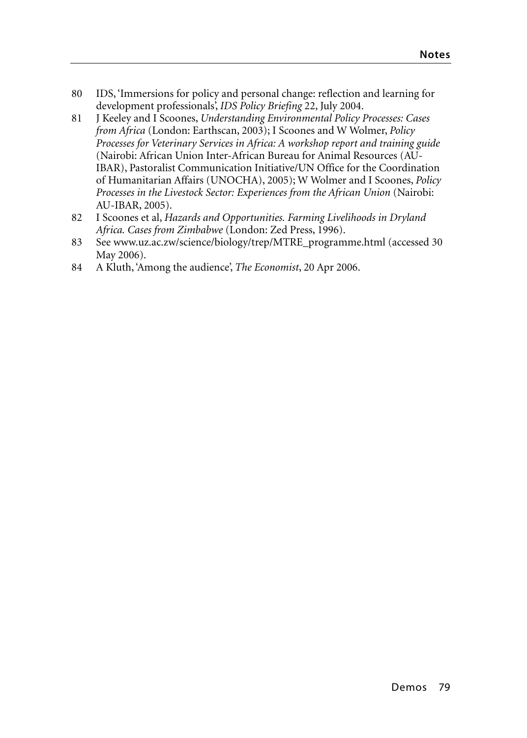80 IDS, 'Immersions for policy and personal change: reflection and learning for development professionals', *IDS Policy Briefing* 22, July 2004.

81 J Keeley and I Scoones, *Understanding Environmental Policy Processes: Cases from Africa* (London: Earthscan, 2003); I Scoones and W Wolmer, *Policy Processes for Veterinary Services in Africa: A workshop report and training guide* (Nairobi: African Union Inter-African Bureau for Animal Resources (AU-IBAR), Pastoralist Communication Initiative/UN Office for the Coordination of Humanitarian Affairs (UNOCHA), 2005); W Wolmer and I Scoones, *Policy Processes in the Livestock Sector: Experiences from the African Union* (Nairobi: AU-IBAR, 2005).

82 I Scoones et al, *Hazards and Opportunities. Farming Livelihoods in Dryland Africa. Cases from Zimbabwe* (London: Zed Press, 1996).

83 See www.uz.ac.zw/science/biology/trep/MTRE_programme.html (accessed 30 May 2006).

84 A Kluth, 'Among the audience', *The Economist*, 20 Apr 2006.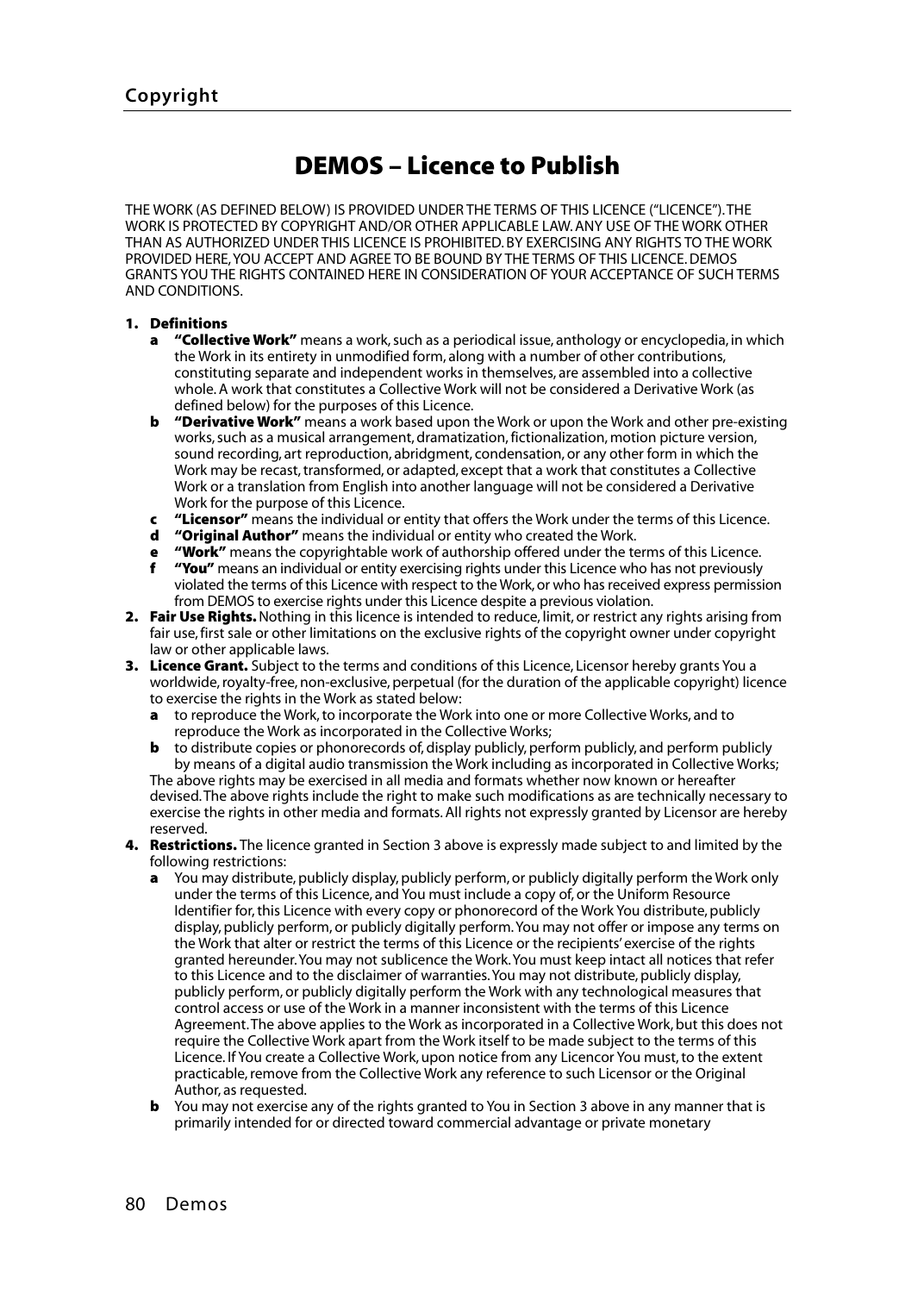# DEMOS – Licence to Publish

THE WORK (AS DEFINED BELOW) IS PROVIDED UNDER THE TERMS OF THIS LICENCE ("LICENCE"). THE WORK IS PROTECTED BY COPYRIGHT AND/OR OTHER APPLICABLE LAW. ANY USE OF THE WORK OTHER THAN AS AUTHORIZED UNDER THIS LICENCE IS PROHIBITED. BY EXERCISING ANY RIGHTS TO THE WORK PROVIDED HERE, YOU ACCEPT AND AGREE TO BE BOUND BY THE TERMS OF THIS LICENCE. DEMOS GRANTS YOU THE RIGHTS CONTAINED HERE IN CONSIDERATION OF YOUR ACCEPTANCE OF SUCH TERMS AND CONDITIONS.

**1. Definitions**

- **a "Collective Work"** means a work, such as a periodical issue, anthology or encyclopedia, in which the Work in its entirety in unmodified form, along with a number of other contributions, constituting separate and independent works in themselves, are assembled into a collective whole. A work that constitutes a Collective Work will not be considered a Derivative Work (as defined below) for the purposes of this Licence.
- **b "Derivative Work"** means a work based upon the Work or upon the Work and other pre-existing works, such as a musical arrangement, dramatization, fictionalization, motion picture version, sound recording, art reproduction, abridgment, condensation, or any other form in which the Work may be recast, transformed, or adapted, except that a work that constitutes a Collective Work or a translation from English into another language will not be considered a Derivative Work for the purpose of this Licence.
- **c "Licensor"** means the individual or entity that offers the Work under the terms of this Licence.
- **d "Original Author"** means the individual or entity who created the Work.
- **e "Work"** means the copyrightable work of authorship offered under the terms of this Licence.
- **f "You"** means an individual or entity exercising rights under this Licence who has not previously violated the terms of this Licence with respect to the Work, or who has received express permission from DEMOS to exercise rights under this Licence despite a previous violation.

**2. Fair Use Rights.** Nothing in this licence is intended to reduce, limit, or restrict any rights arising from fair use, first sale or other limitations on the exclusive rights of the copyright owner under copyright law or other applicable laws.

**3. Licence Grant.** Subject to the terms and conditions of this Licence, Licensor hereby grants You a worldwide, royalty-free, non-exclusive, perpetual (for the duration of the applicable copyright) licence to exercise the rights in the Work as stated below:

- **a** to reproduce the Work, to incorporate the Work into one or more Collective Works, and to reproduce the Work as incorporated in the Collective Works;
- **b** to distribute copies or phonorecords of, display publicly, perform publicly, and perform publicly by means of a digital audio transmission the Work including as incorporated in Collective Works;

The above rights may be exercised in all media and formats whether now known or hereafter devised. The above rights include the right to make such modifications as are technically necessary to exercise the rights in other media and formats. All rights not expressly granted by Licensor are hereby reserved.

**4. Restrictions.** The licence granted in Section 3 above is expressly made subject to and limited by the following restrictions:

- **a** You may distribute, publicly display, publicly perform, or publicly digitally perform the Work only under the terms of this Licence, and You must include a copy of, or the Uniform Resource Identifier for, this Licence with every copy or phonorecord of the Work You distribute, publicly display, publicly perform, or publicly digitally perform. You may not offer or impose any terms on the Work that alter or restrict the terms of this Licence or the recipients' exercise of the rights granted hereunder. You may not sublicence the Work. You must keep intact all notices that refer to this Licence and to the disclaimer of warranties. You may not distribute, publicly display, publicly perform, or publicly digitally perform the Work with any technological measures that control access or use of the Work in a manner inconsistent with the terms of this Licence Agreement. The above applies to the Work as incorporated in a Collective Work, but this does not require the Collective Work apart from the Work itself to be made subject to the terms of this Licence. If You create a Collective Work, upon notice from any Licencor You must, to the extent practicable, remove from the Collective Work any reference to such Licensor or the Original Author, as requested.
- **b** You may not exercise any of the rights granted to You in Section 3 above in any manner that is primarily intended for or directed toward commercial advantage or private monetary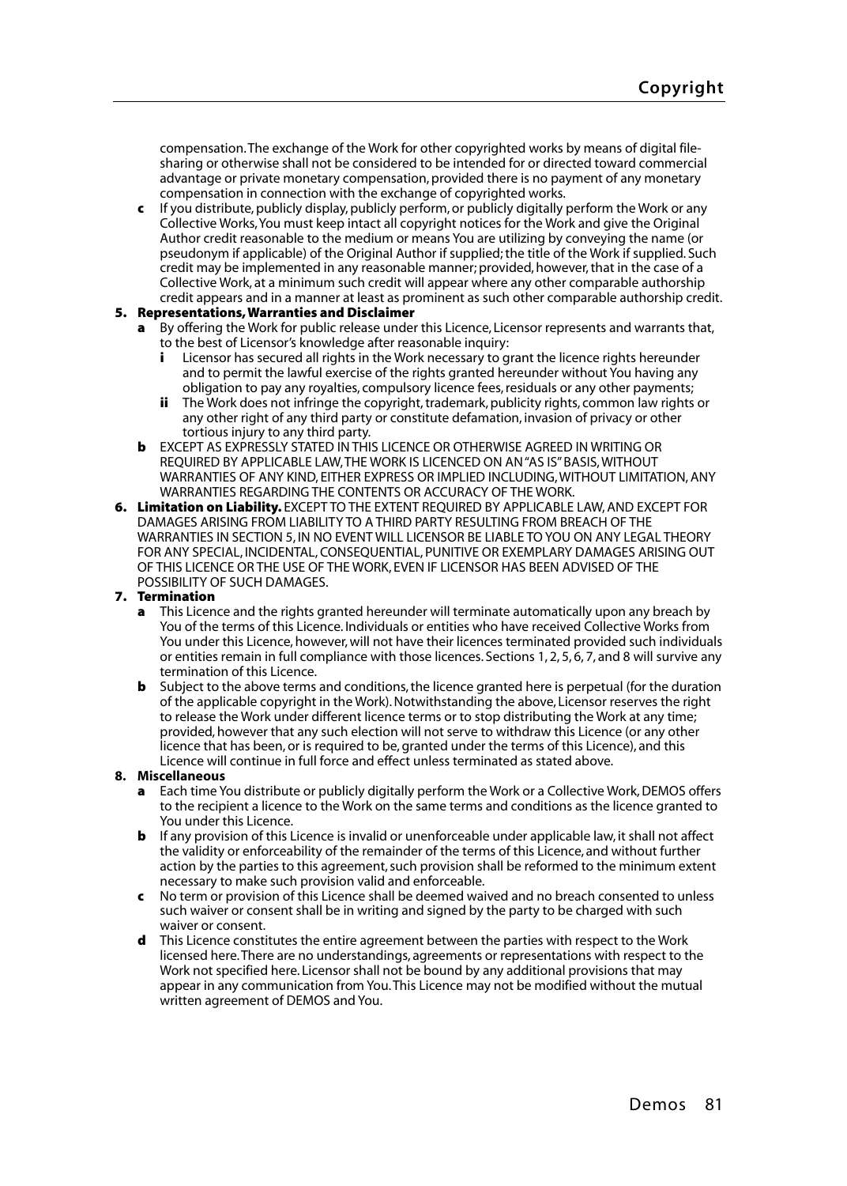compensation. The exchange of the Work for other copyrighted works by means of digital file-sharing or otherwise shall not be considered to be intended for or directed toward commercial advantage or private monetary compensation, provided there is no payment of any monetary compensation in connection with the exchange of copyrighted works.

**c** If you distribute, publicly display, publicly perform, or publicly digitally perform the Work or any Collective Works, You must keep intact all copyright notices for the Work and give the Original Author credit reasonable to the medium or means You are utilizing by conveying the name (or pseudonym if applicable) of the Original Author if supplied; the title of the Work if supplied. Such credit may be implemented in any reasonable manner; provided, however, that in the case of a Collective Work, at a minimum such credit will appear where any other comparable authorship credit appears and in a manner at least as prominent as such other comparable authorship credit.

**5. Representations, Warranties and Disclaimer**

**a** By offering the Work for public release under this Licence, Licensor represents and warrants that, to the best of Licensor's knowledge after reasonable inquiry:

**i** Licensor has secured all rights in the Work necessary to grant the licence rights hereunder and to permit the lawful exercise of the rights granted hereunder without You having any obligation to pay any royalties, compulsory licence fees, residuals or any other payments;

**ii** The Work does not infringe the copyright, trademark, publicity rights, common law rights or any other right of any third party or constitute defamation, invasion of privacy or other tortious injury to any third party.

**b** EXCEPT AS EXPRESSLY STATED IN THIS LICENCE OR OTHERWISE AGREED IN WRITING OR REQUIRED BY APPLICABLE LAW, THE WORK IS LICENCED ON AN "AS IS" BASIS, WITHOUT WARRANTIES OF ANY KIND, EITHER EXPRESS OR IMPLIED INCLUDING, WITHOUT LIMITATION, ANY WARRANTIES REGARDING THE CONTENTS OR ACCURACY OF THE WORK.

**6. Limitation on Liability.** EXCEPT TO THE EXTENT REQUIRED BY APPLICABLE LAW, AND EXCEPT FOR DAMAGES ARISING FROM LIABILITY TO A THIRD PARTY RESULTING FROM BREACH OF THE WARRANTIES IN SECTION 5, IN NO EVENT WILL LICENSOR BE LIABLE TO YOU ON ANY LEGAL THEORY FOR ANY SPECIAL, INCIDENTAL, CONSEQUENTIAL, PUNITIVE OR EXEMPLARY DAMAGES ARISING OUT OF THIS LICENCE OR THE USE OF THE WORK, EVEN IF LICENSOR HAS BEEN ADVISED OF THE POSSIBILITY OF SUCH DAMAGES.

**7. Termination**

**a** This Licence and the rights granted hereunder will terminate automatically upon any breach by You of the terms of this Licence. Individuals or entities who have received Collective Works from You under this Licence, however, will not have their licences terminated provided such individuals or entities remain in full compliance with those licences. Sections 1, 2, 5, 6, 7, and 8 will survive any termination of this Licence.

**b** Subject to the above terms and conditions, the licence granted here is perpetual (for the duration of the applicable copyright in the Work). Notwithstanding the above, Licensor reserves the right to release the Work under different licence terms or to stop distributing the Work at any time; provided, however that any such election will not serve to withdraw this Licence (or any other licence that has been, or is required to be, granted under the terms of this Licence), and this Licence will continue in full force and effect unless terminated as stated above.

**8. Miscellaneous**

**a** Each time You distribute or publicly digitally perform the Work or a Collective Work, DEMOS offers to the recipient a licence to the Work on the same terms and conditions as the licence granted to You under this Licence.

**b** If any provision of this Licence is invalid or unenforceable under applicable law, it shall not affect the validity or enforceability of the remainder of the terms of this Licence, and without further action by the parties to this agreement, such provision shall be reformed to the minimum extent necessary to make such provision valid and enforceable.

**c** No term or provision of this Licence shall be deemed waived and no breach consented to unless such waiver or consent shall be in writing and signed by the party to be charged with such waiver or consent.

**d** This Licence constitutes the entire agreement between the parties with respect to the Work licensed here. There are no understandings, agreements or representations with respect to the Work not specified here. Licensor shall not be bound by any additional provisions that may appear in any communication from You. This Licence may not be modified without the mutual written agreement of DEMOS and You.